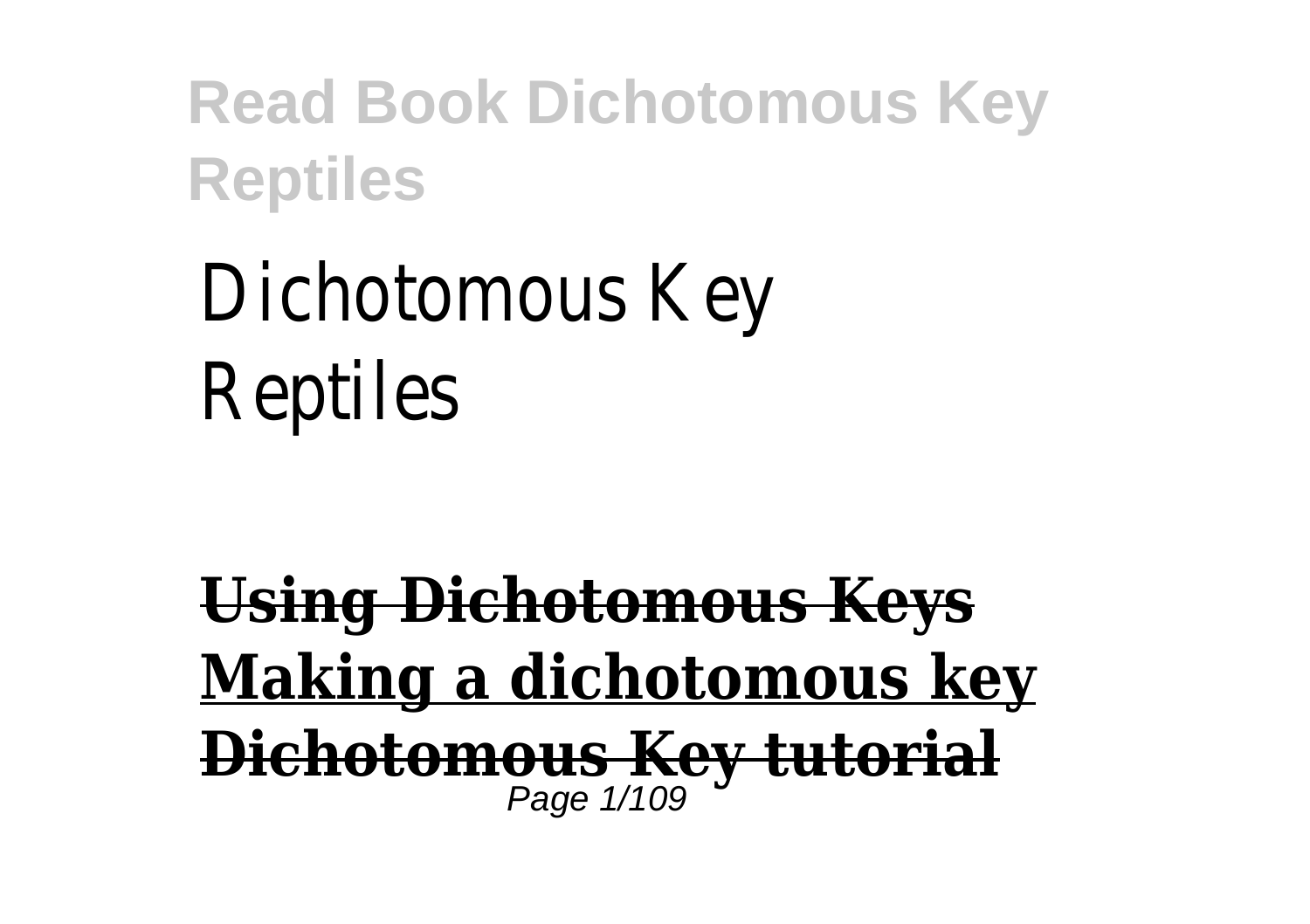# Dichotomous Key Reptiles

**Using Dichotomous Keys**
**Making a dichotomous key**
**Dichotomous Key tutorial**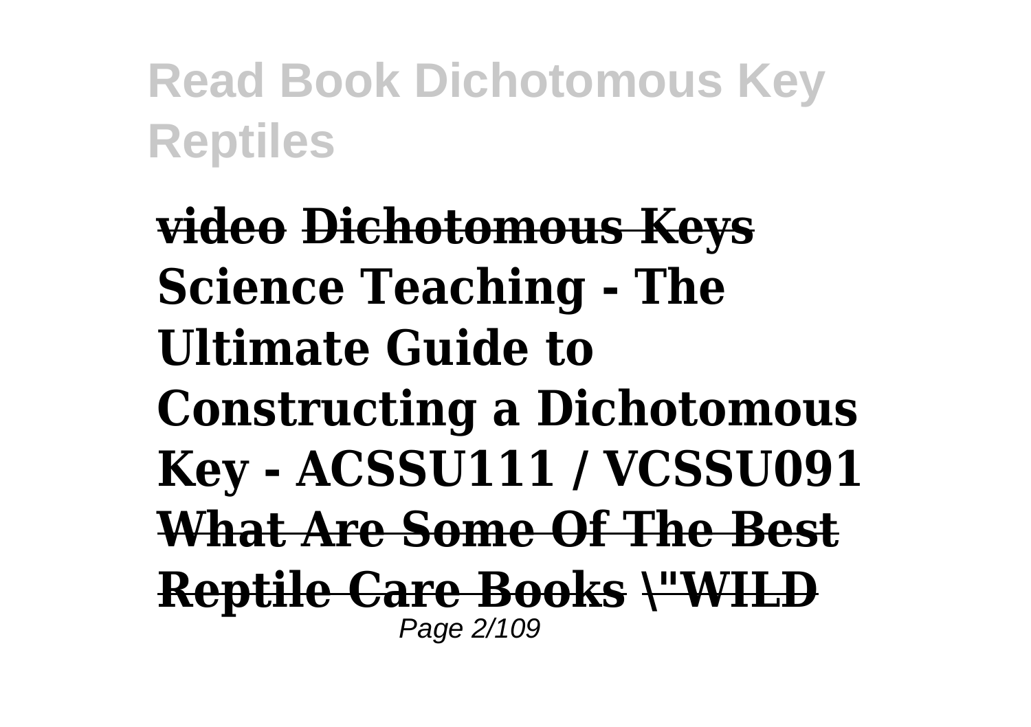**video Dichotomous Keys Science Teaching - The Ultimate Guide to Constructing a Dichotomous Key - ACSSU111 / VCSSU091 What Are Some Of The Best Reptile Care Books \"WILD**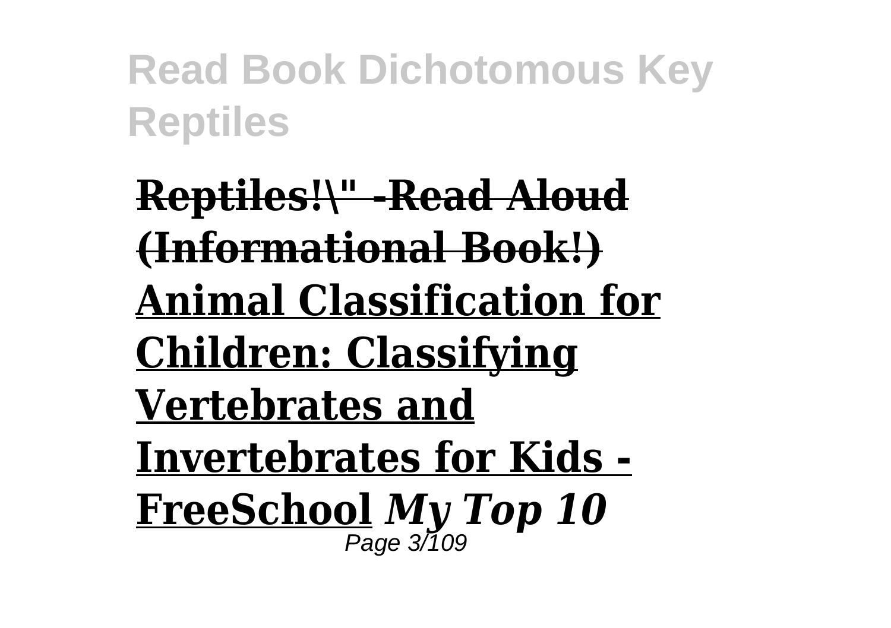**Reptiles!\" -Read Aloud (Informational Book!)** **Animal Classification for Children: Classifying Vertebrates and Invertebrates for Kids - FreeSchool** ***My Top 10***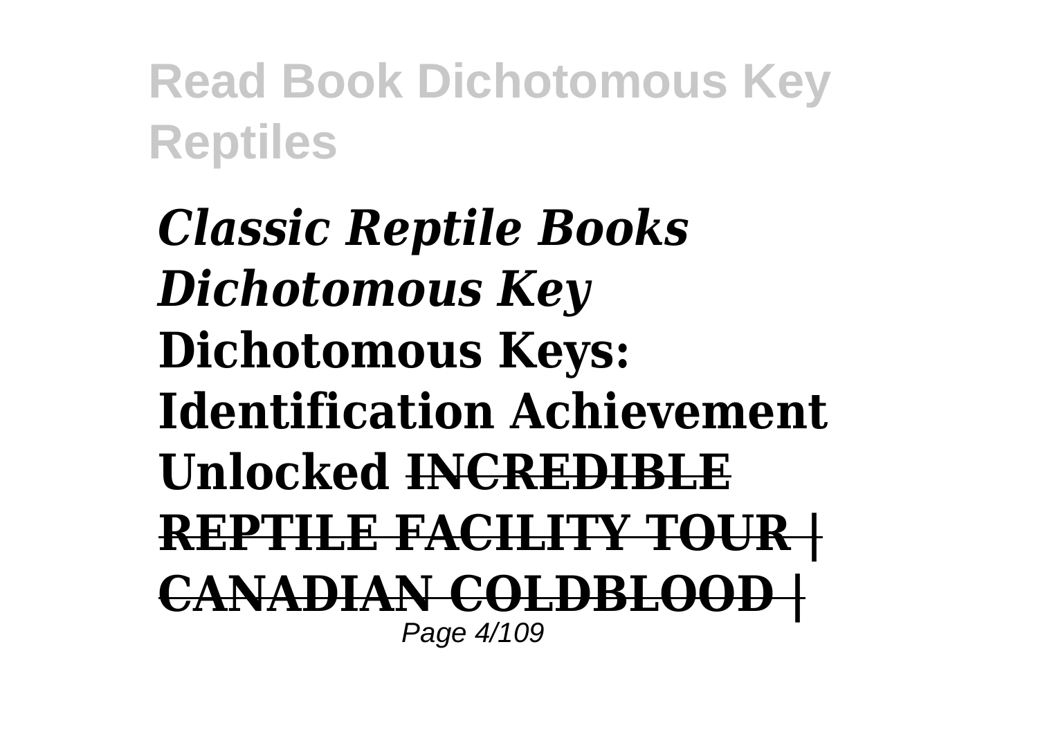***Classic Reptile Books Dichotomous Key* Dichotomous Keys: Identification Achievement Unlocked ~~INCREDIBLE REPTILE FACILITY TOUR | CANADIAN COLDBLOOD |~~**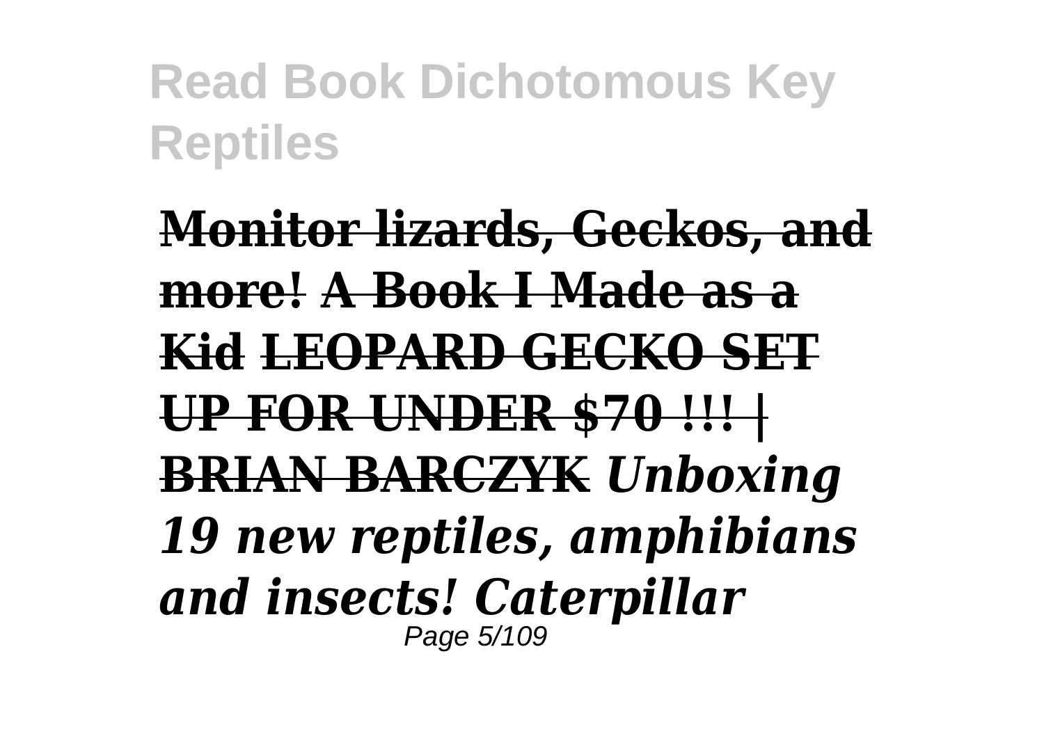**Monitor lizards, Geckos, and more! A Book I Made as a Kid LEOPARD GECKO SET UP FOR UNDER $70 !!! | BRIAN BARCZYK** ***Unboxing 19 new reptiles, amphibians and insects! Caterpillar***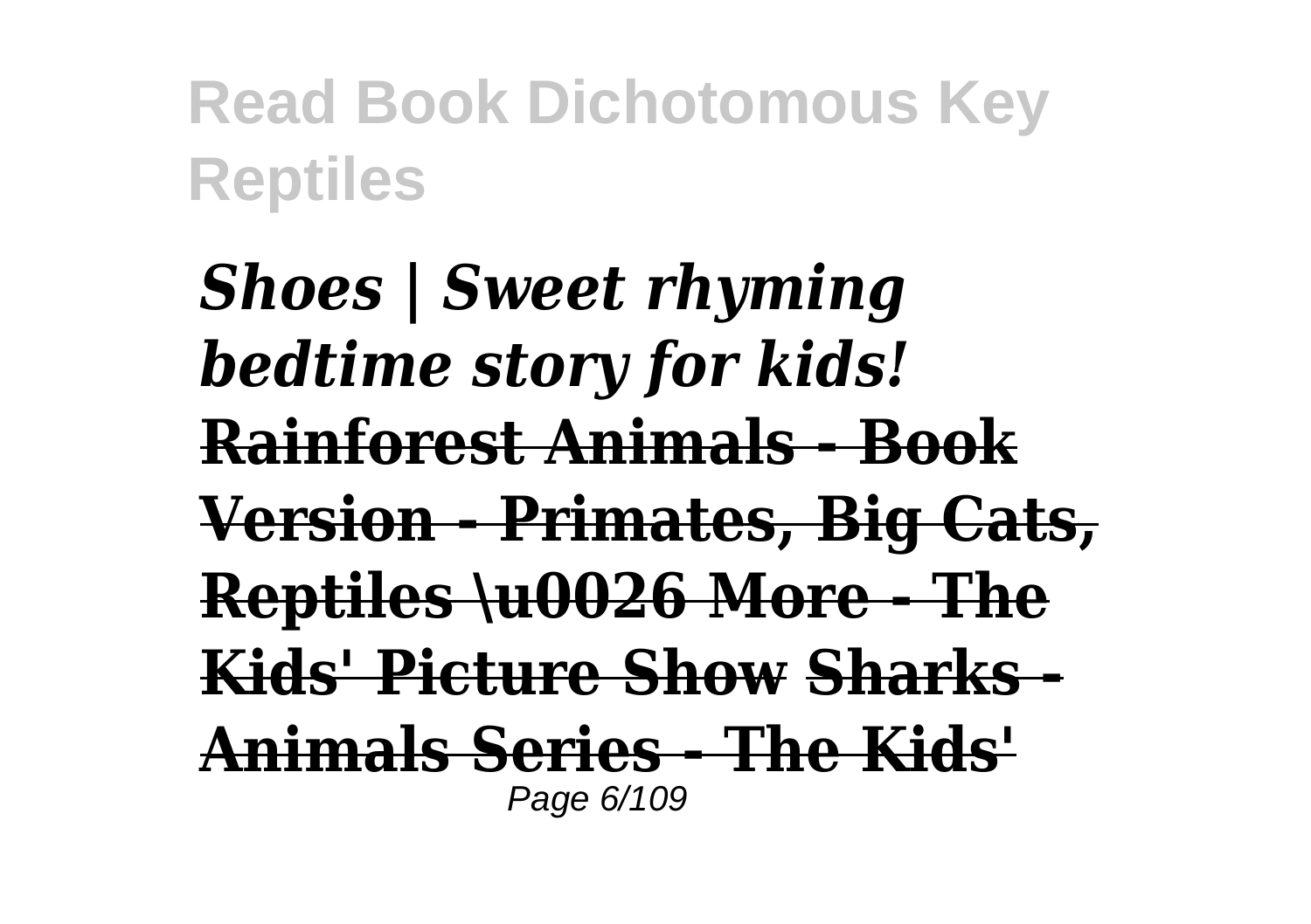*Shoes | Sweet rhyming bedtime story for kids!*

**Rainforest Animals - Book Version - Primates, Big Cats, Reptiles \u0026 More - The Kids' Picture Show** **Sharks - Animals Series - The Kids'**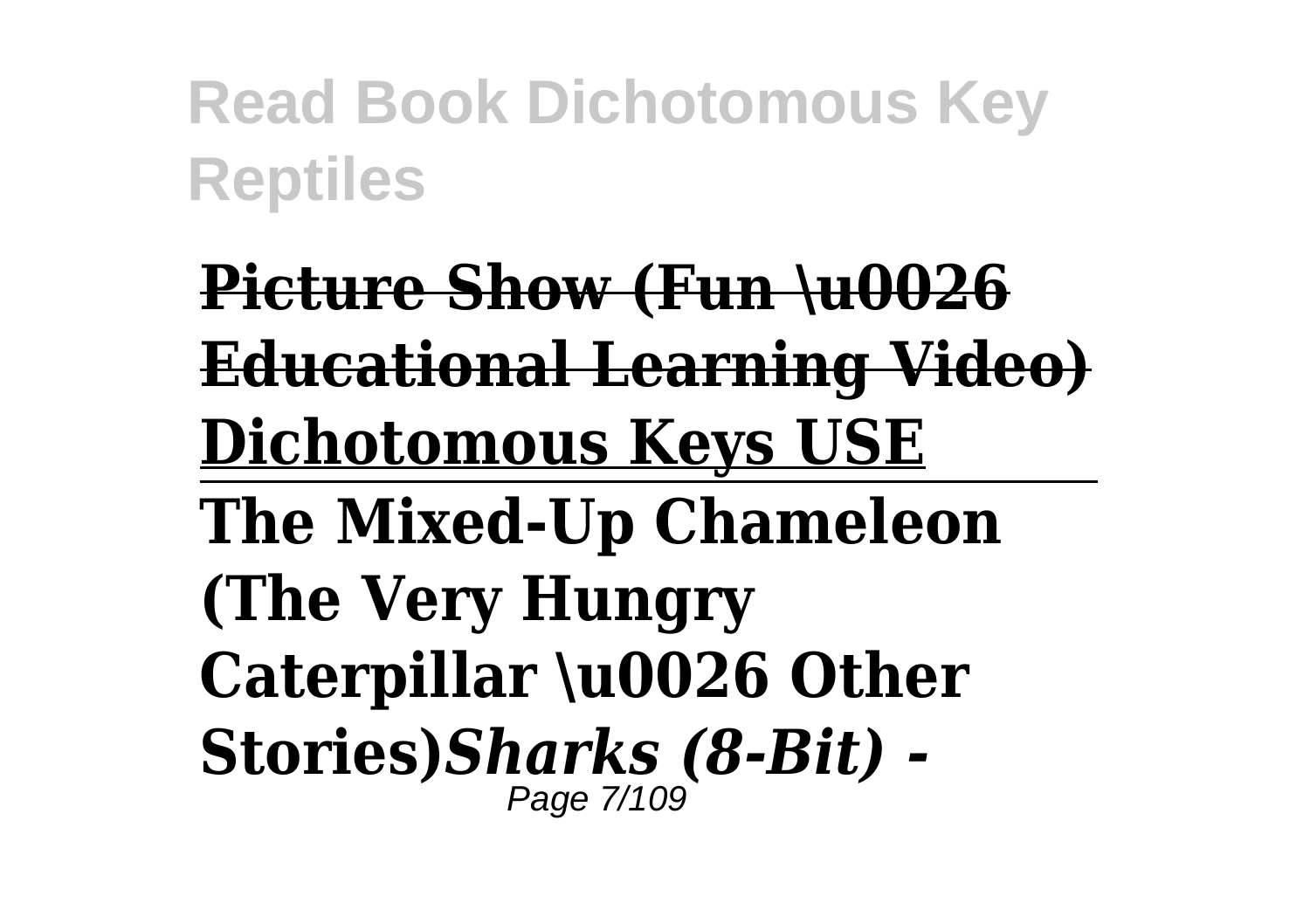**Picture Show (Fun \u0026 Educational Learning Video)**

**Dichotomous Keys USE**

---

**The Mixed-Up Chameleon (The Very Hungry Caterpillar \u0026 Other Stories)*Sharks (8-Bit) -***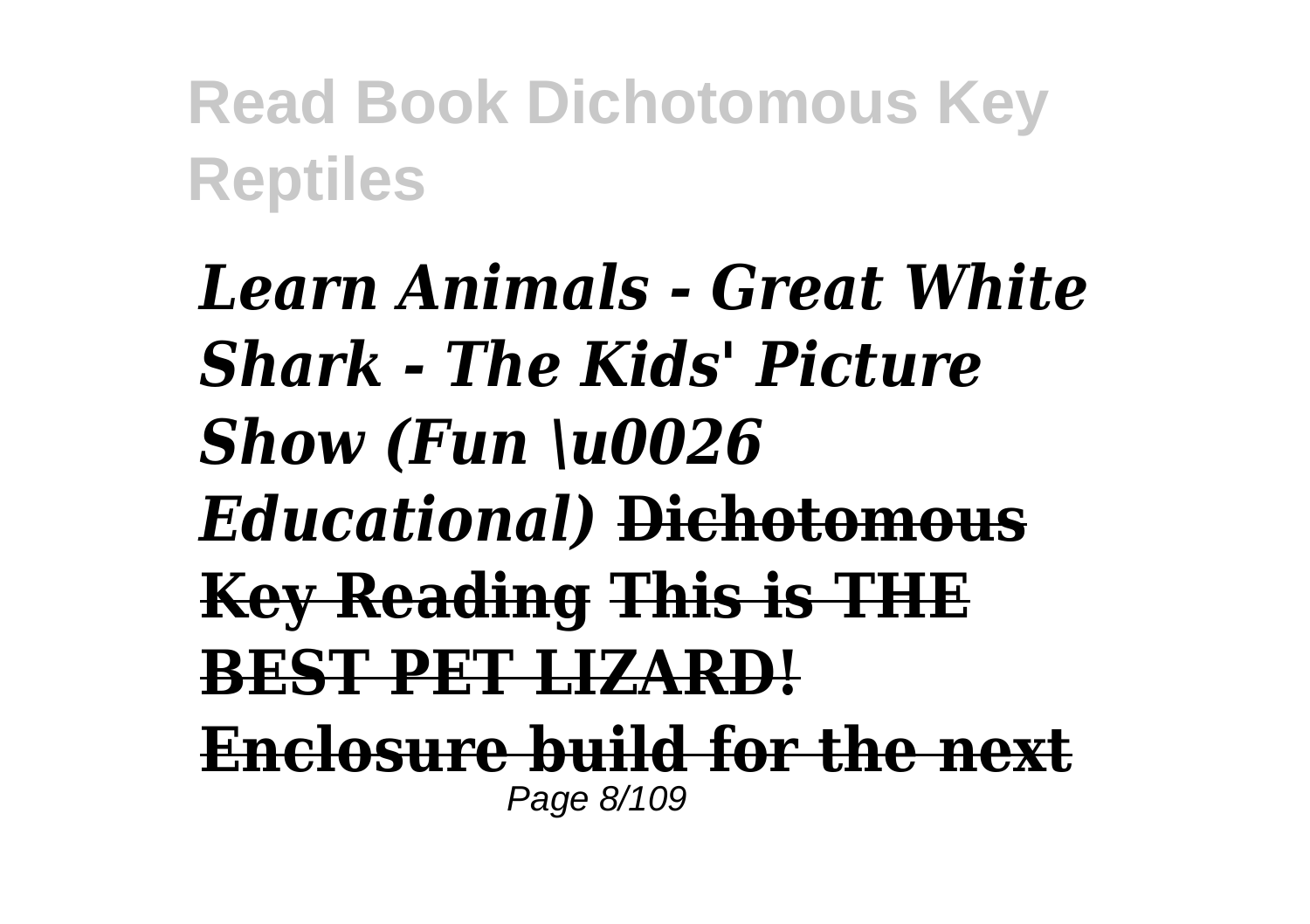*Learn Animals - Great White Shark - The Kids' Picture Show (Fun \u0026 Educational)* ~~**Dichotomous Key Reading**~~ ~~**This is THE BEST PET LIZARD!**~~ ~~**Enclosure build for the next**~~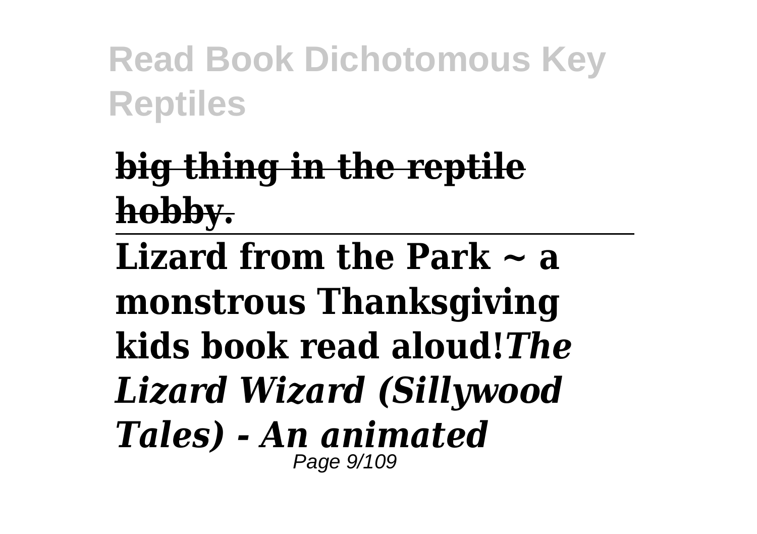**big thing in the reptile hobby.**

---

**Lizard from the Park ~ a monstrous Thanksgiving kids book read aloud!*****The Lizard Wizard (Sillywood Tales) - An animated***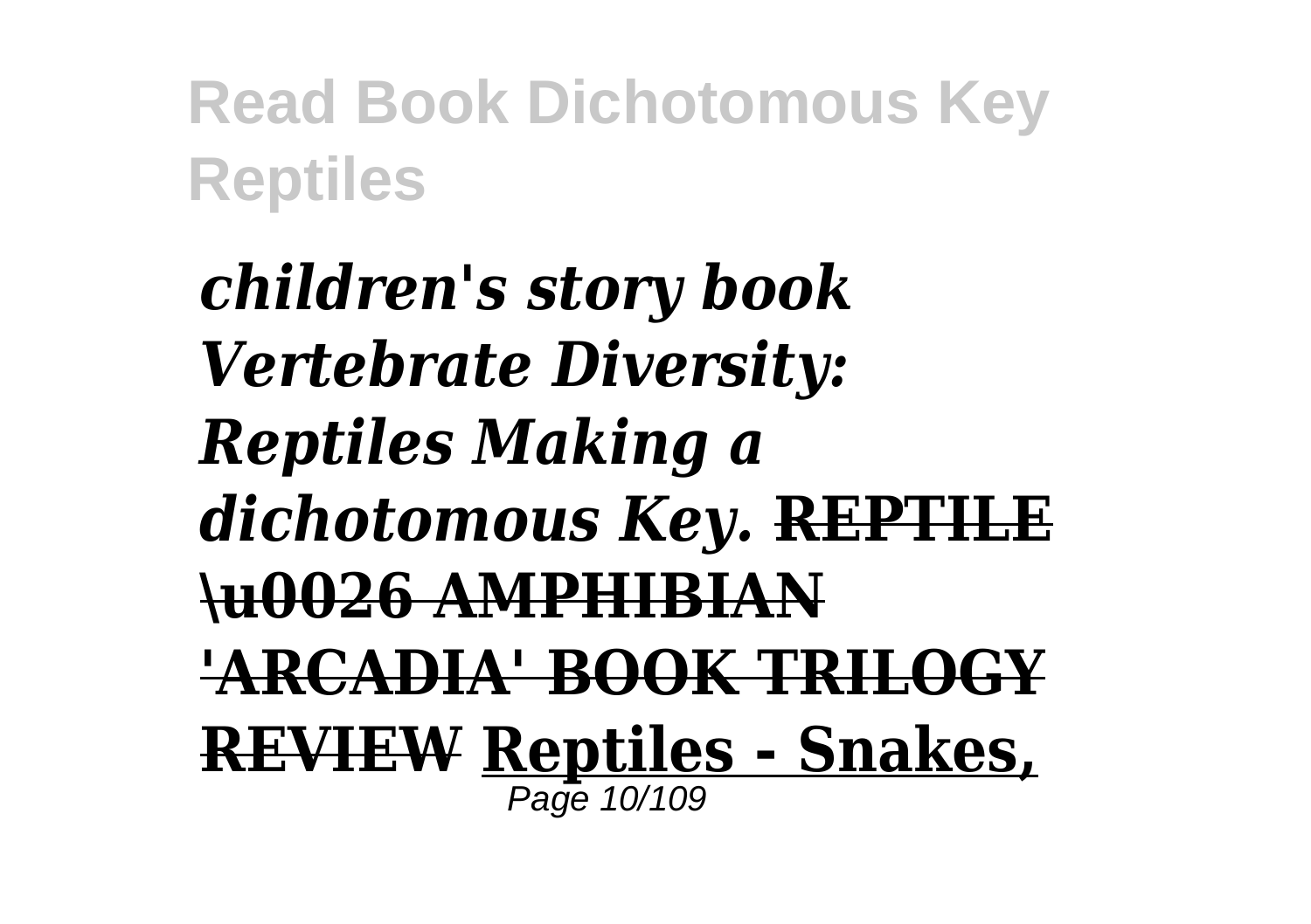***children's story book Vertebrate Diversity: Reptiles Making a dichotomous Key.*** **~~REPTILE \u0026 AMPHIBIAN 'ARCADIA' BOOK TRILOGY REVIEW~~** **Reptiles - Snakes,**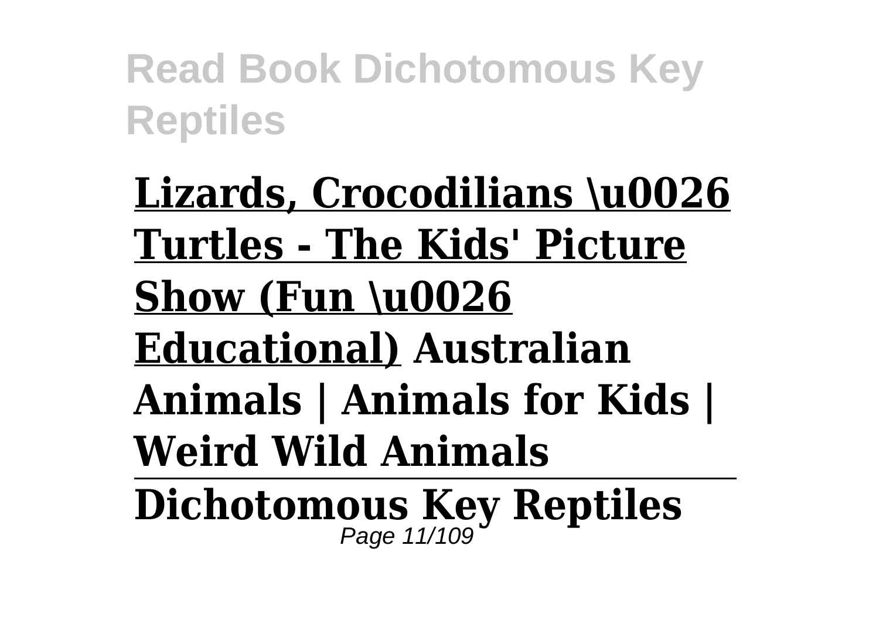**Lizards, Crocodilians \u0026 Turtles - The Kids' Picture Show (Fun \u0026 Educational)** **Australian Animals | Animals for Kids | Weird Wild Animals**

---

**Dichotomous Key Reptiles**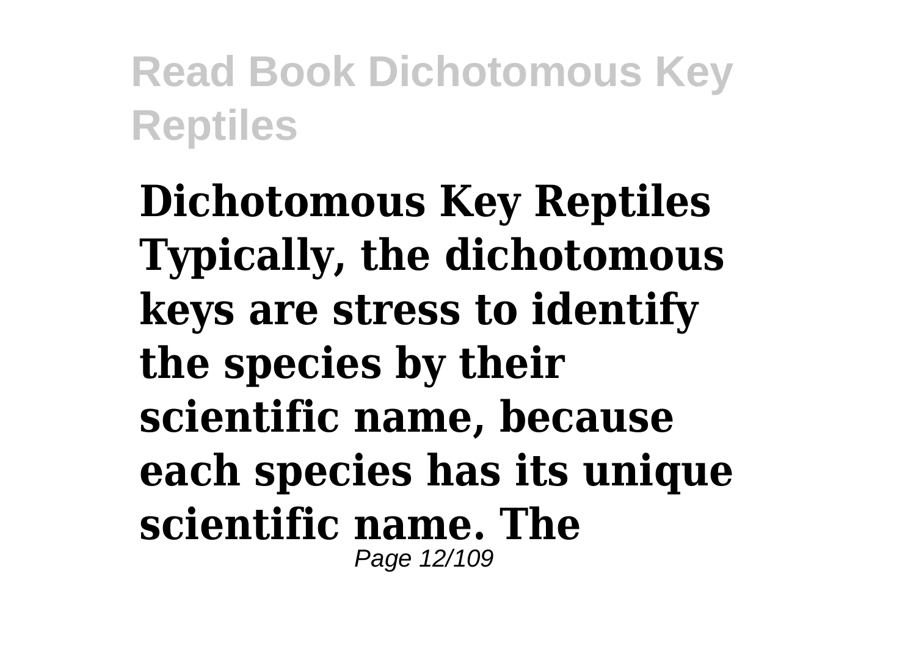**Dichotomous Key Reptiles Typically, the dichotomous keys are stress to identify the species by their scientific name, because each species has its unique scientific name. The**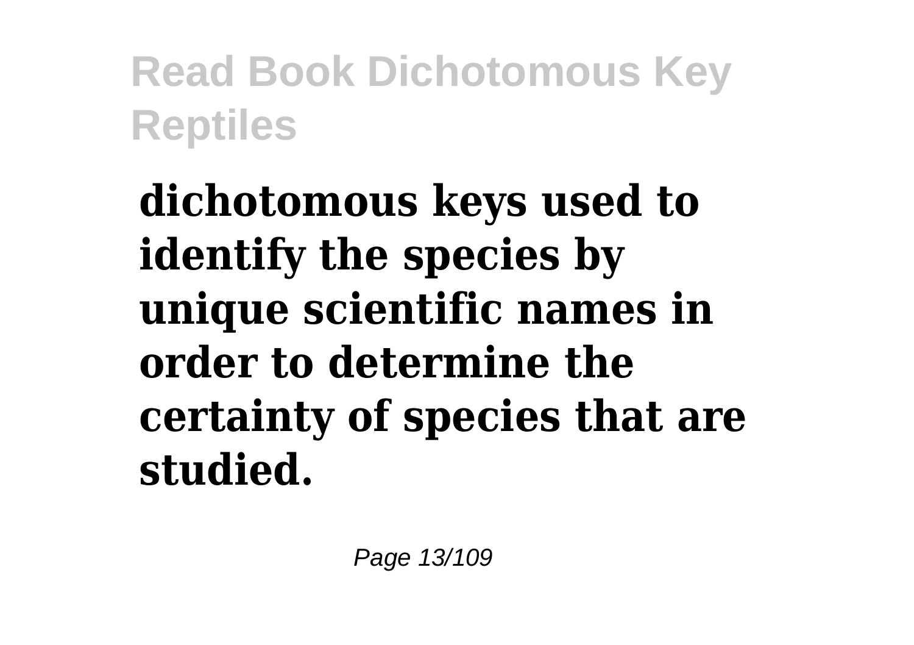**dichotomous keys used to identify the species by unique scientific names in order to determine the certainty of species that are studied.**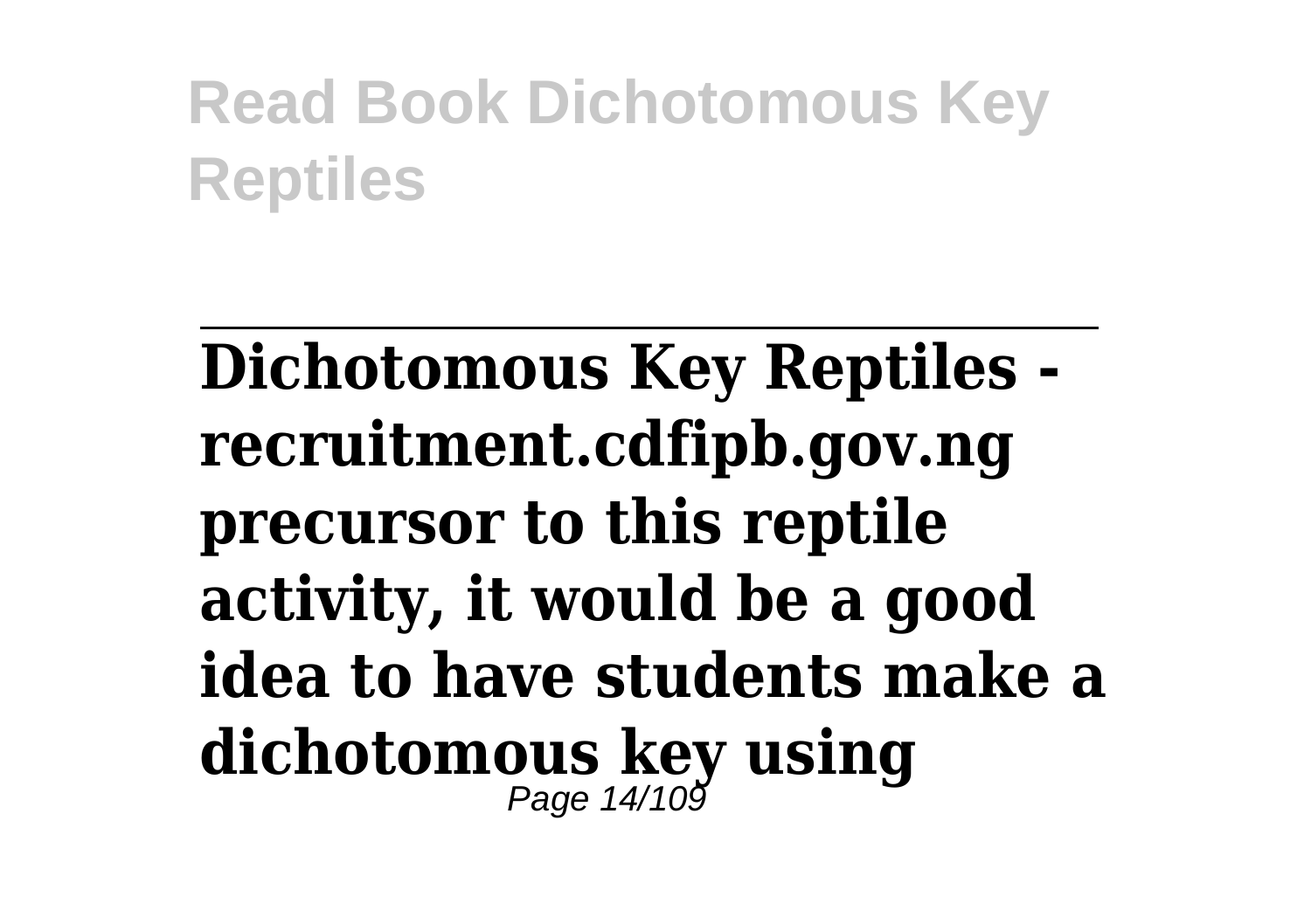**Dichotomous Key Reptiles - recruitment.cdfipb.gov.ng precursor to this reptile activity, it would be a good idea to have students make a dichotomous key using**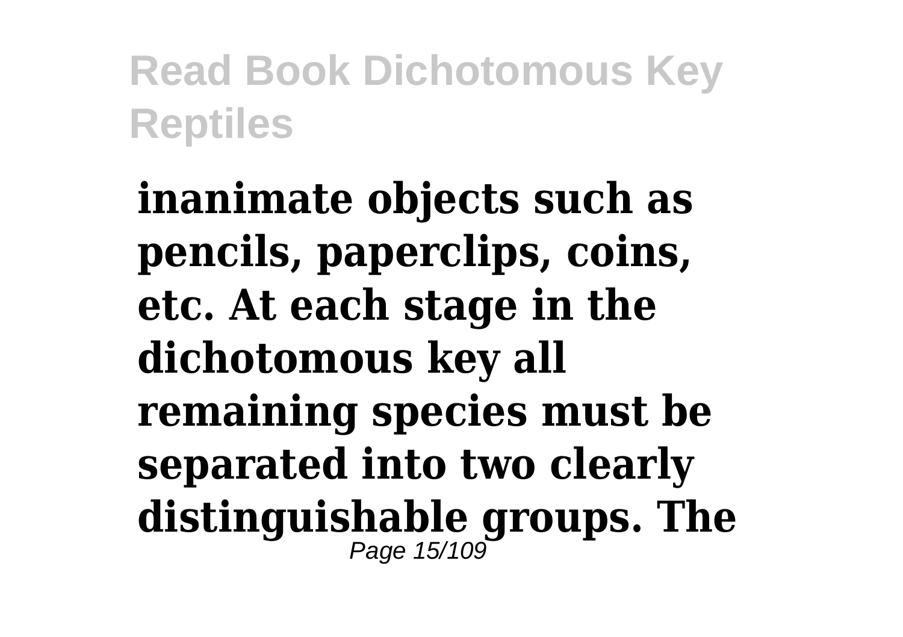**inanimate objects such as pencils, paperclips, coins, etc. At each stage in the dichotomous key all remaining species must be separated into two clearly distinguishable groups. The**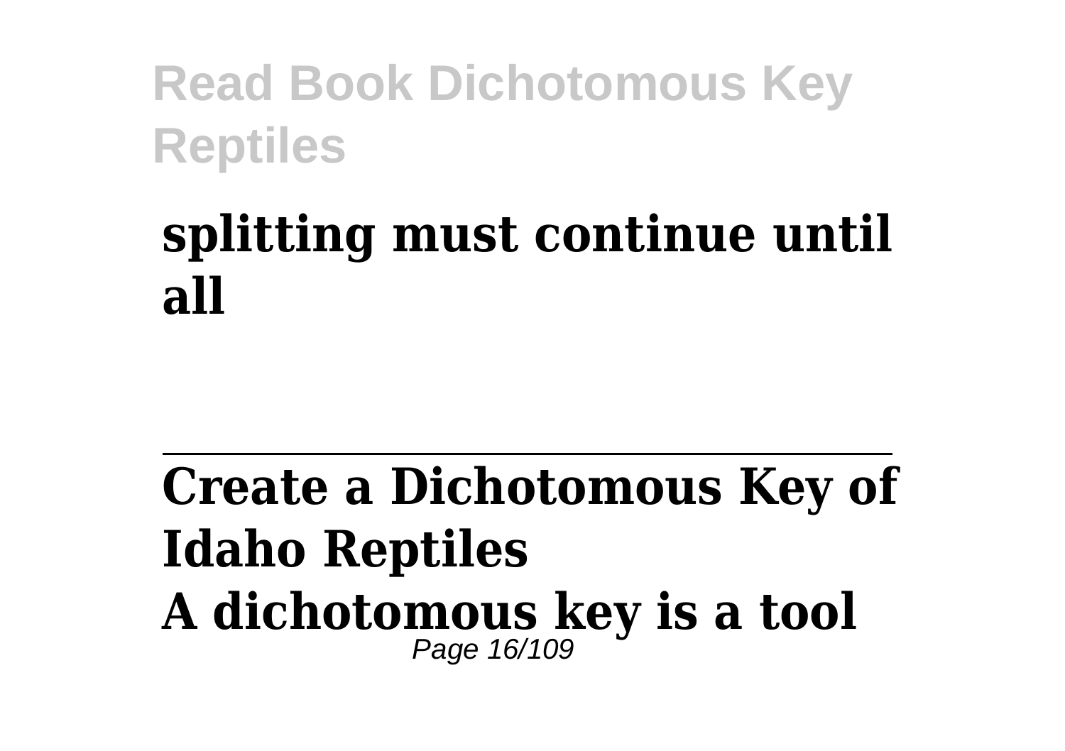**splitting must continue until all**

---

**Create a Dichotomous Key of Idaho Reptiles**

**A dichotomous key is a tool**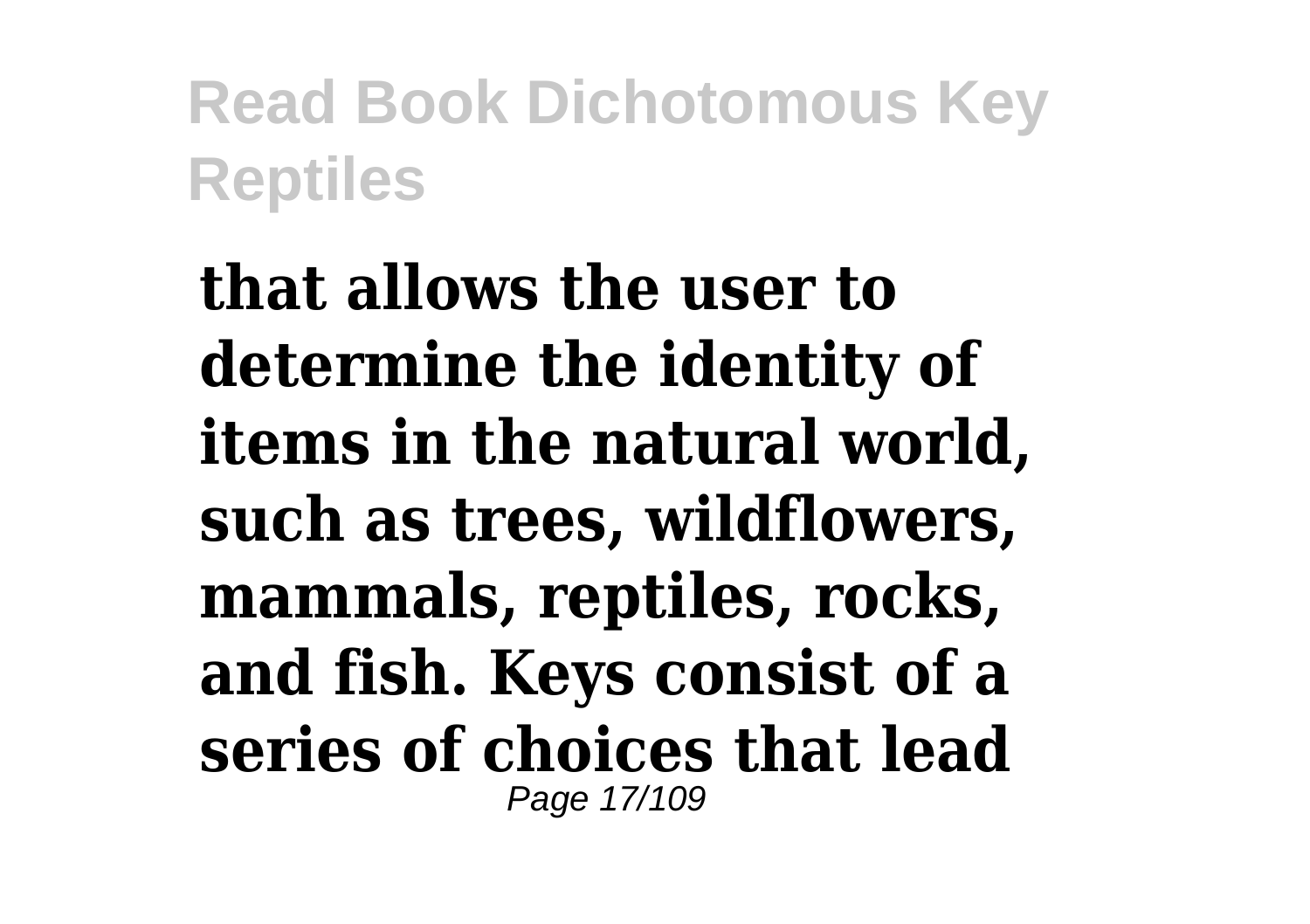**that allows the user to determine the identity of items in the natural world, such as trees, wildflowers, mammals, reptiles, rocks, and fish. Keys consist of a series of choices that lead**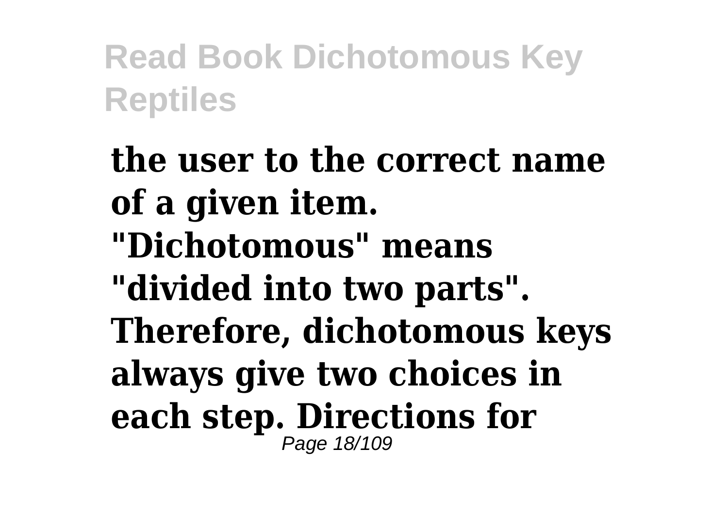**the user to the correct name of a given item. "Dichotomous" means "divided into two parts". Therefore, dichotomous keys always give two choices in each step. Directions for**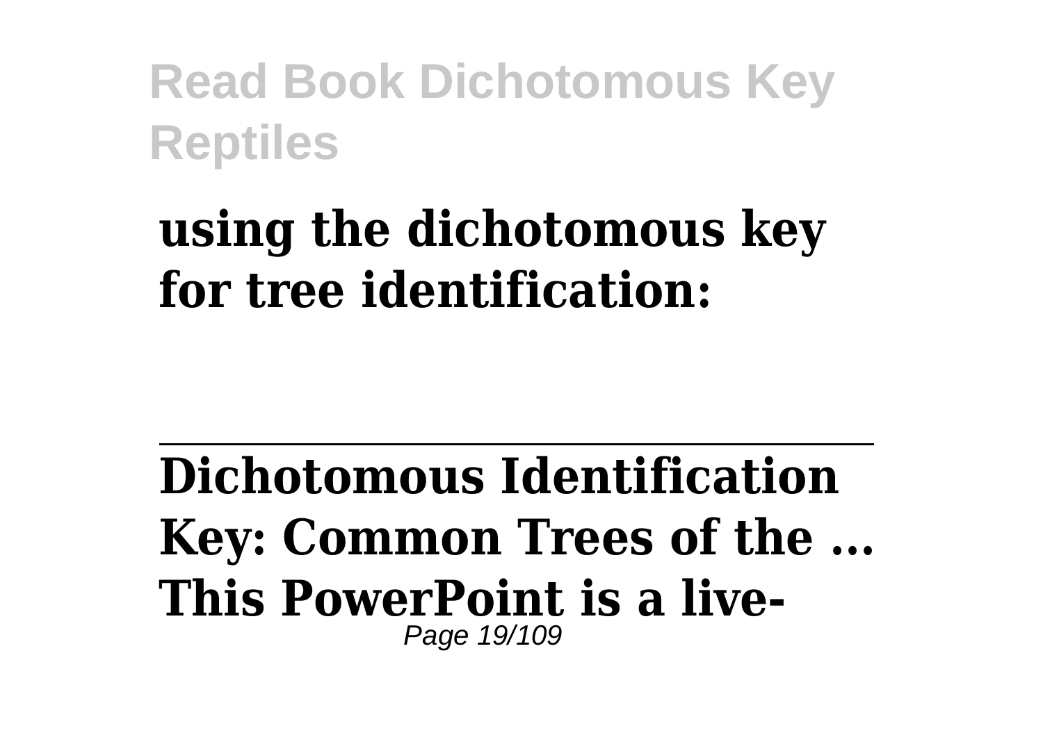**using the dichotomous key for tree identification:**

---

**Dichotomous Identification Key: Common Trees of the ...**
**This PowerPoint is a live-**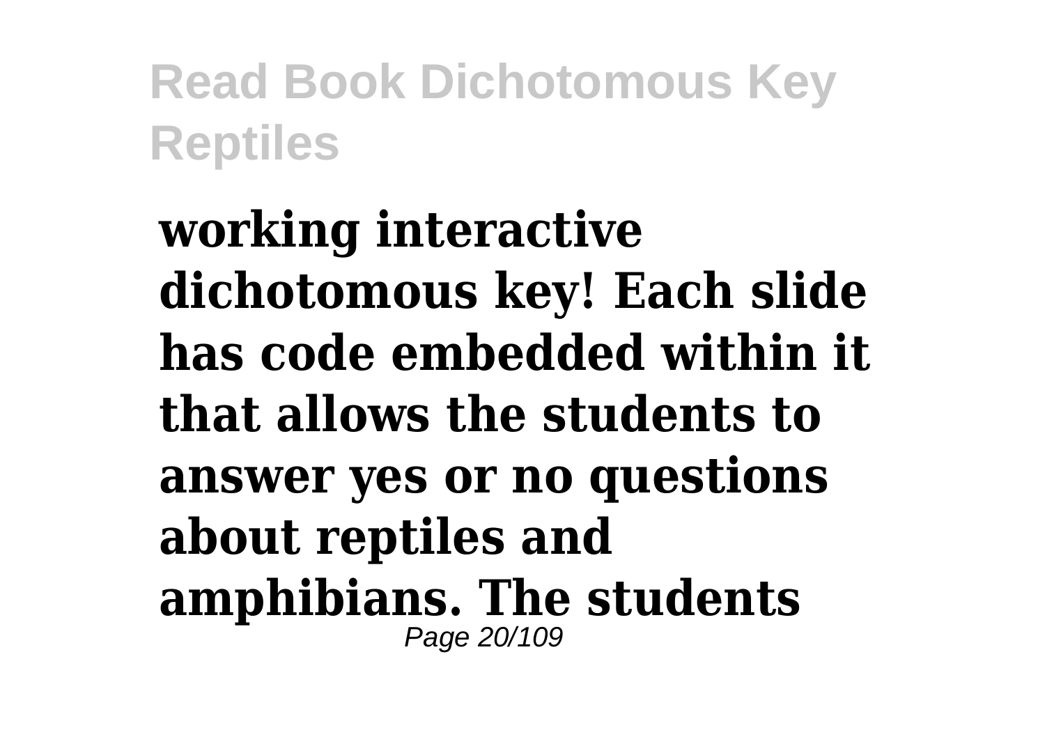**working interactive dichotomous key! Each slide has code embedded within it that allows the students to answer yes or no questions about reptiles and amphibians. The students**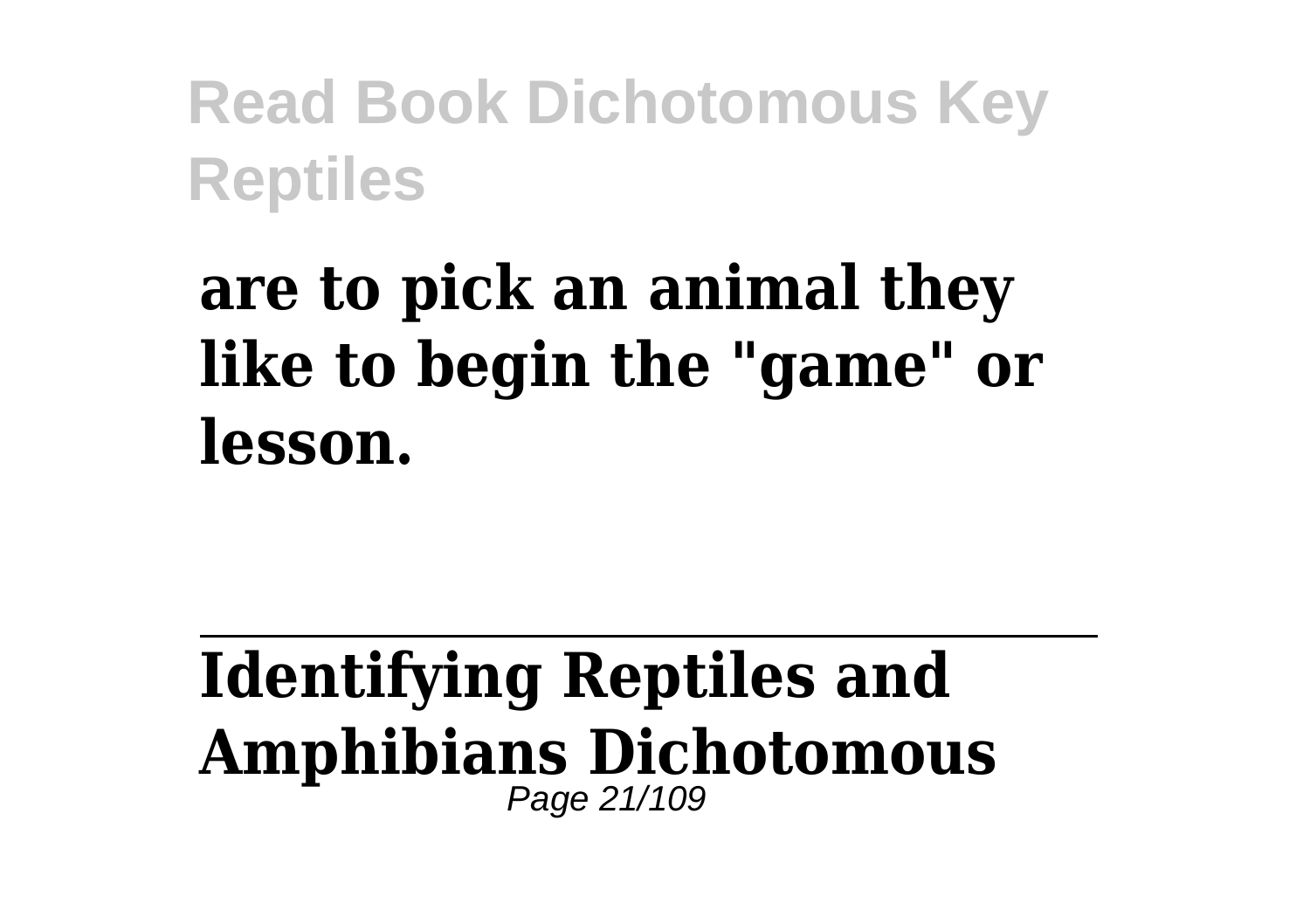**are to pick an animal they like to begin the "game" or lesson.**

---

**Identifying Reptiles and Amphibians Dichotomous**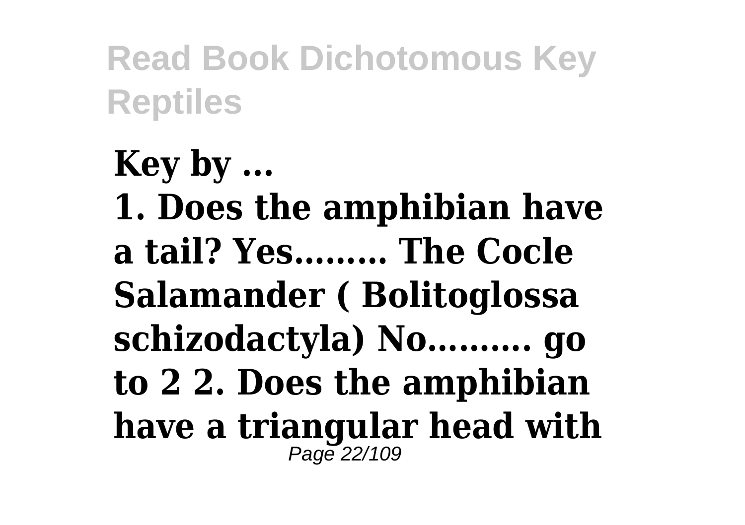**Key by ...**

**1. Does the amphibian have a tail? Yes……… The Cocle Salamander ( Bolitoglossa schizodactyla) No………. go to 2 2. Does the amphibian have a triangular head with**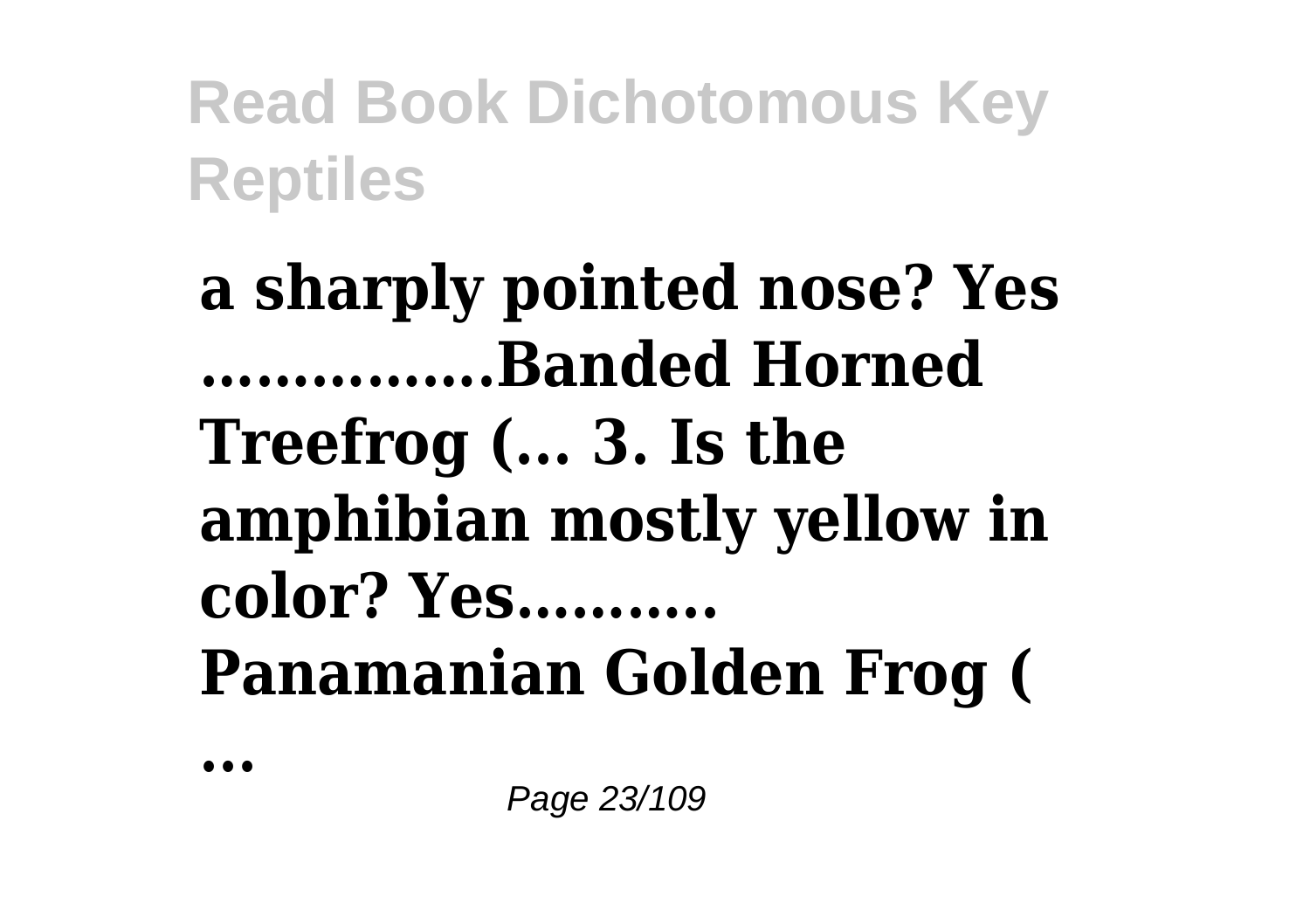**a sharply pointed nose? Yes ................Banded Horned Treefrog (... 3. Is the amphibian mostly yellow in color? Yes........... Panamanian Golden Frog (**

**...**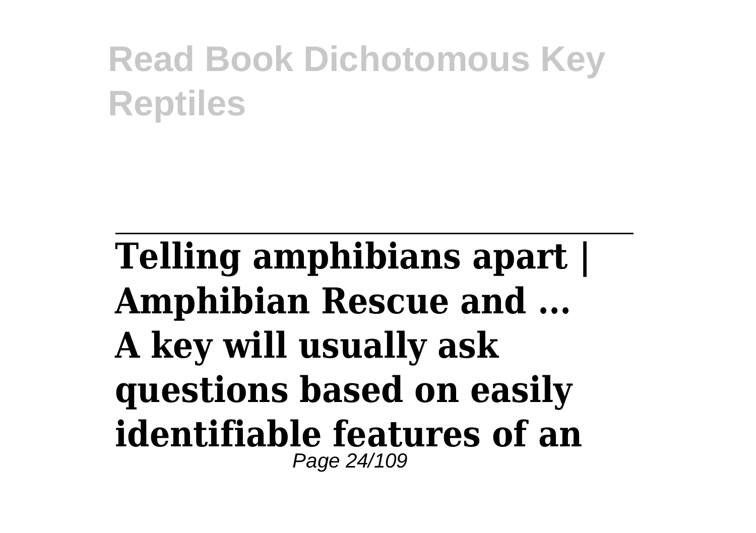Telling amphibians apart | Amphibian Rescue and ...

A key will usually ask questions based on easily identifiable features of an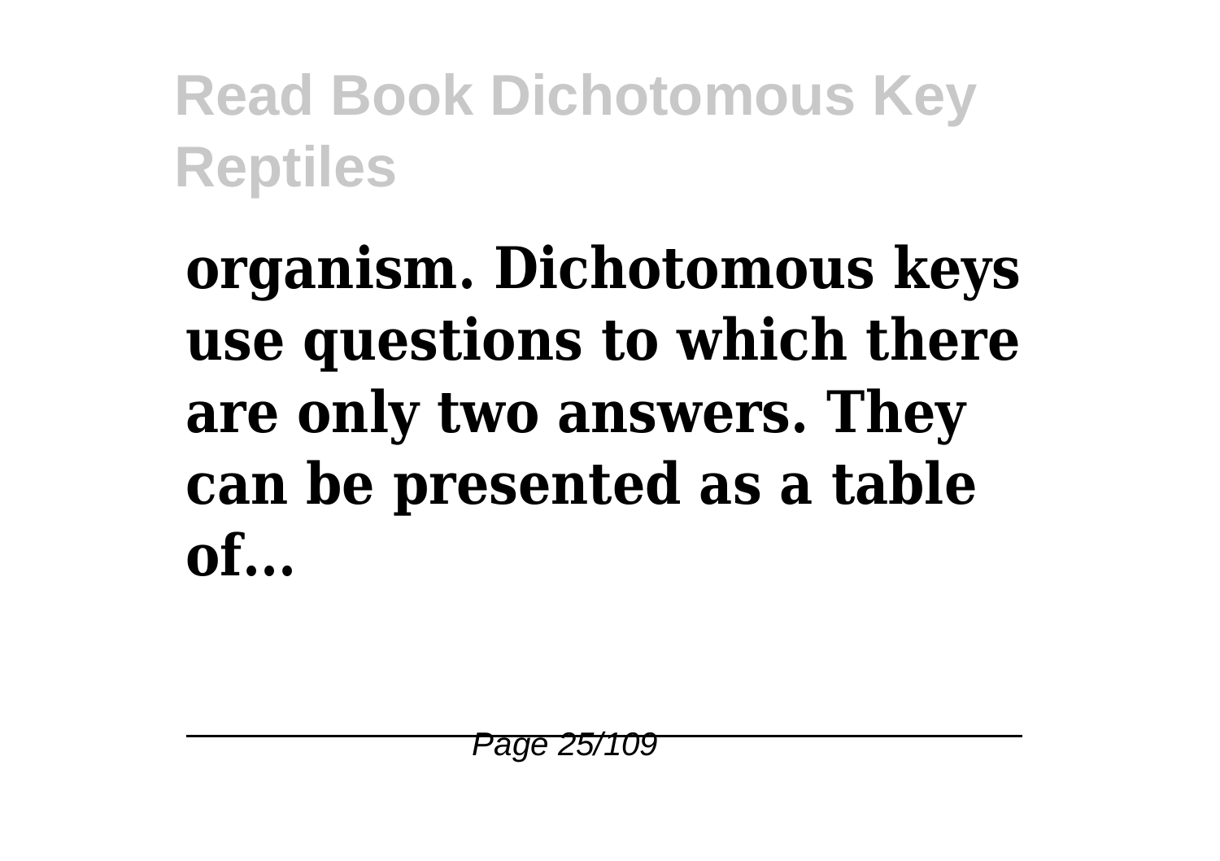**organism. Dichotomous keys use questions to which there are only two answers. They can be presented as a table of...**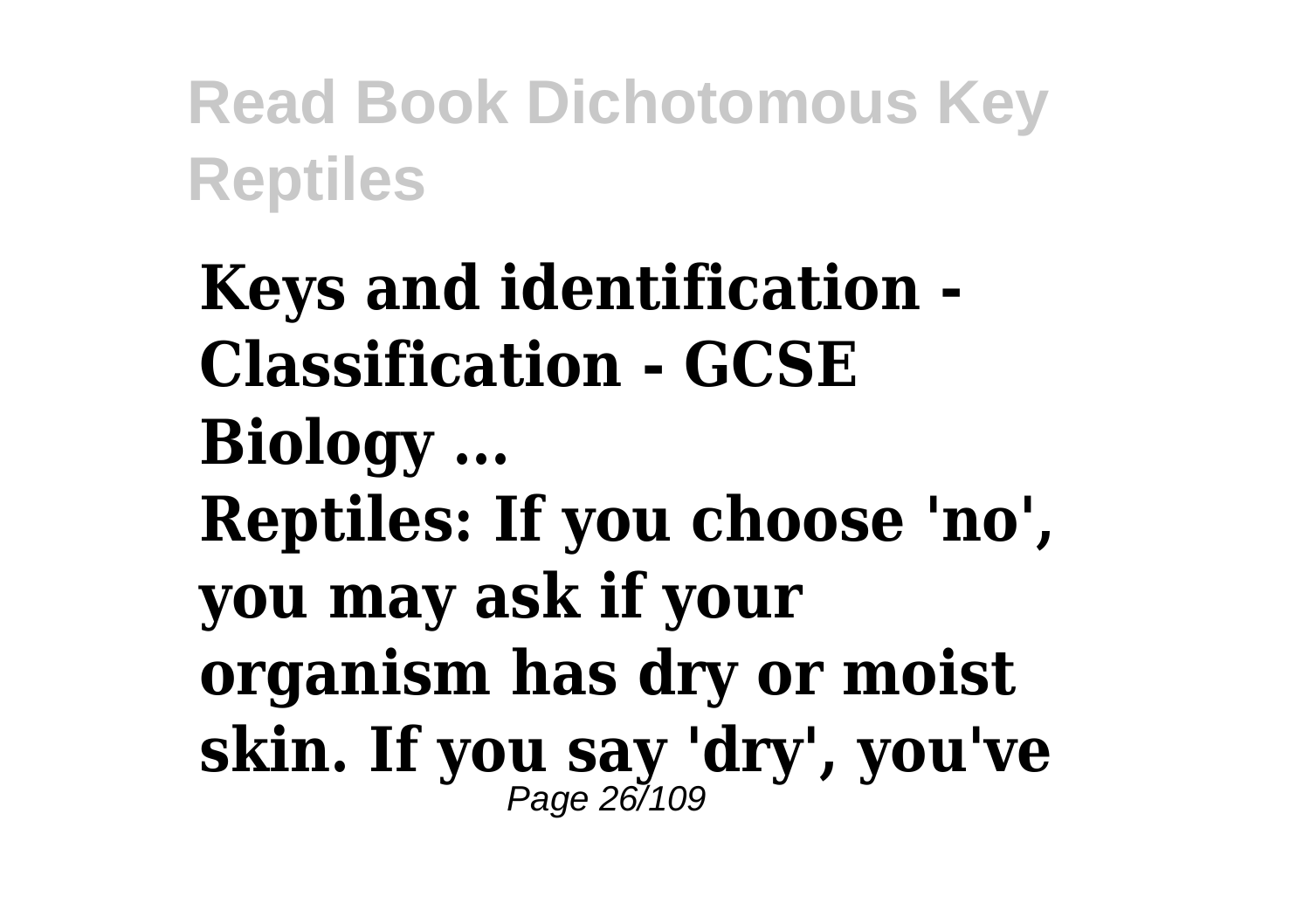**Keys and identification - Classification - GCSE Biology ...**

**Reptiles: If you choose 'no', you may ask if your organism has dry or moist skin. If you say 'dry', you've**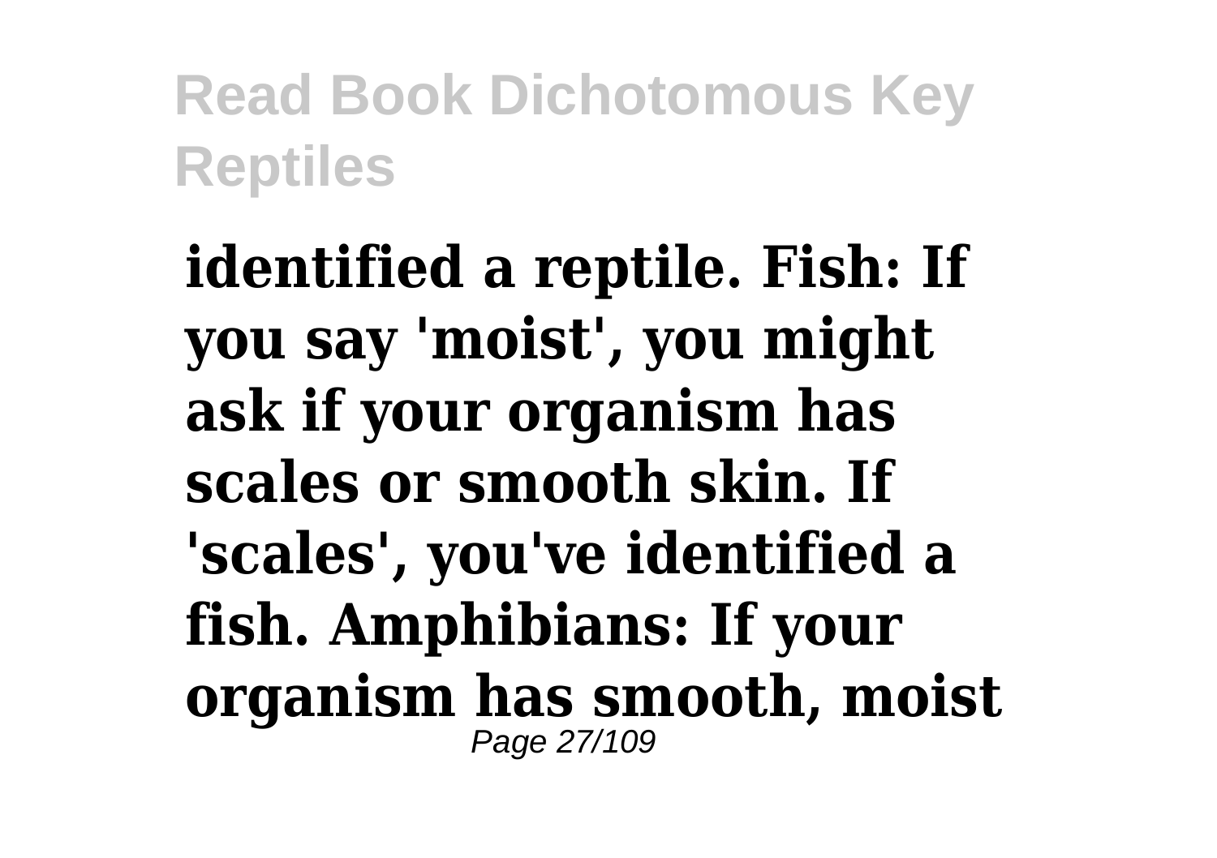**identified a reptile. Fish: If you say 'moist', you might ask if your organism has scales or smooth skin. If 'scales', you've identified a fish. Amphibians: If your organism has smooth, moist**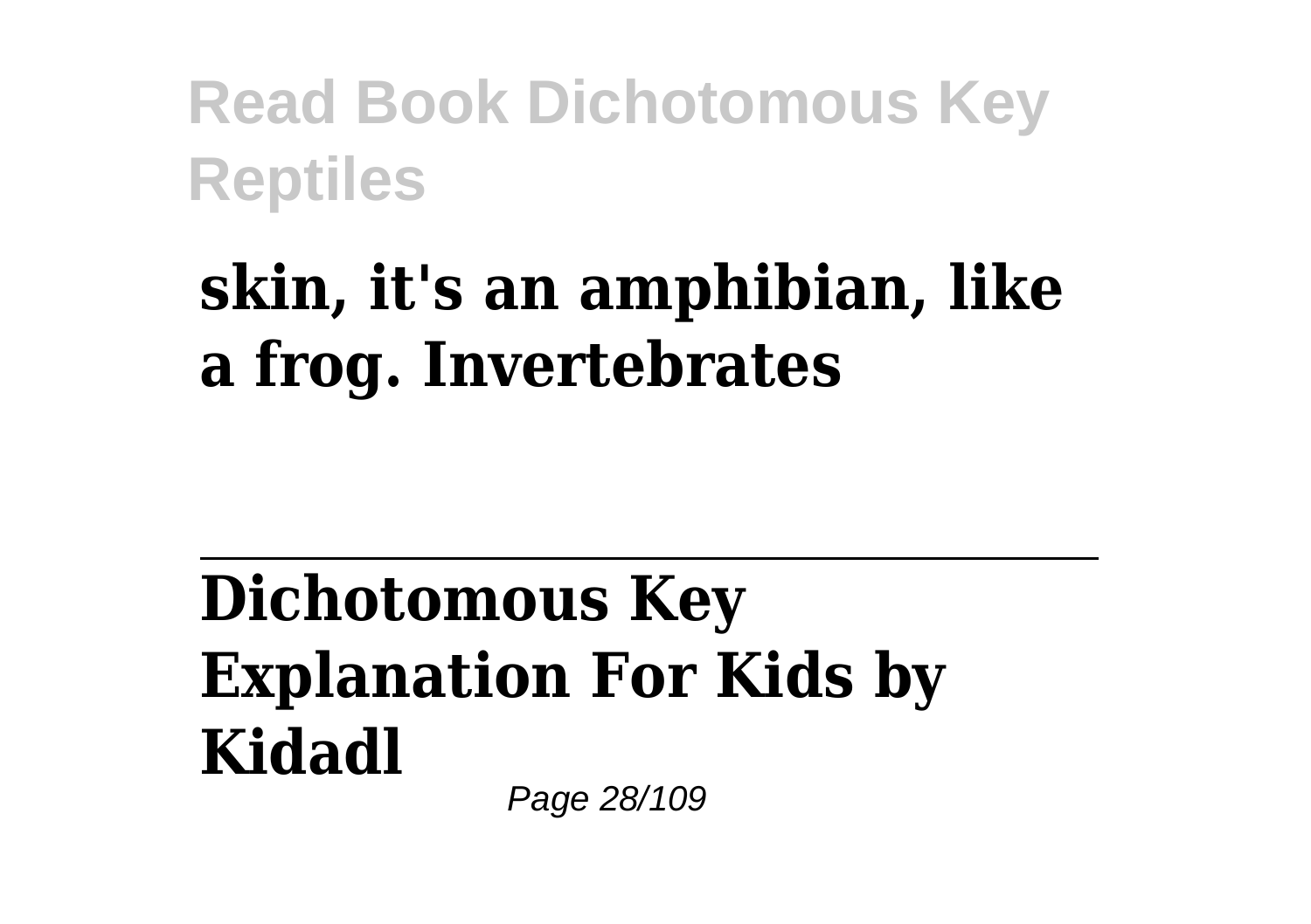**skin, it's an amphibian, like a frog. Invertebrates**

---

**Dichotomous Key Explanation For Kids by Kidadl**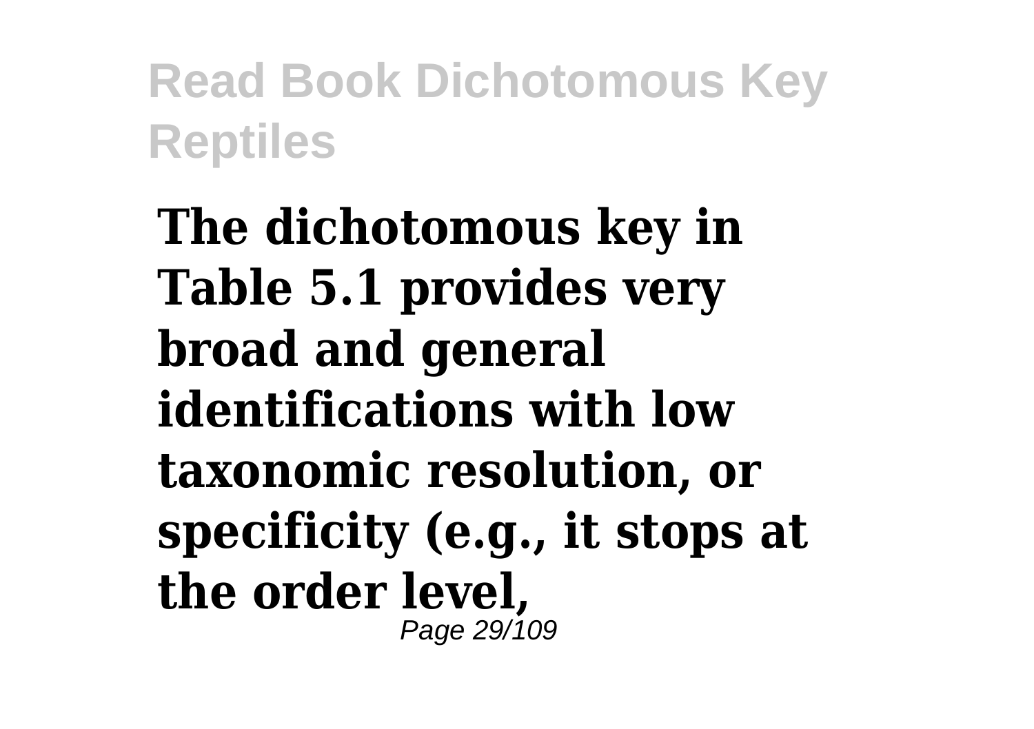**The dichotomous key in Table 5.1 provides very broad and general identifications with low taxonomic resolution, or specificity (e.g., it stops at the order level,**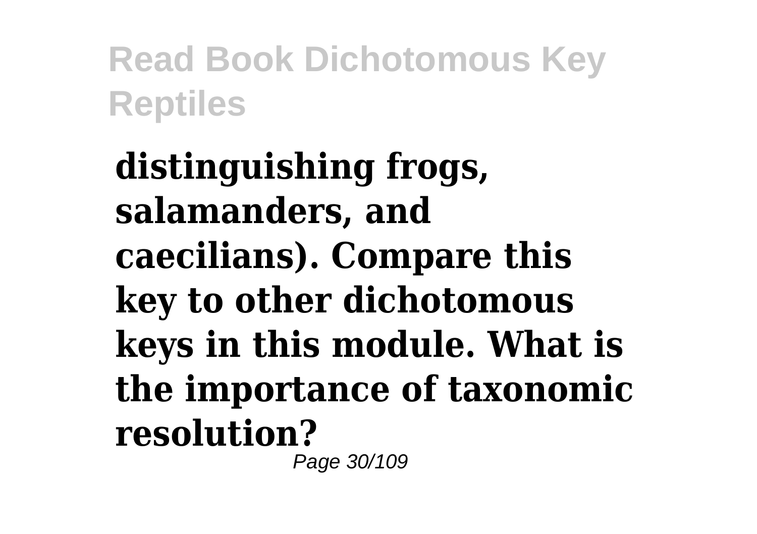**distinguishing frogs, salamanders, and caecilians). Compare this key to other dichotomous keys in this module. What is the importance of taxonomic resolution?**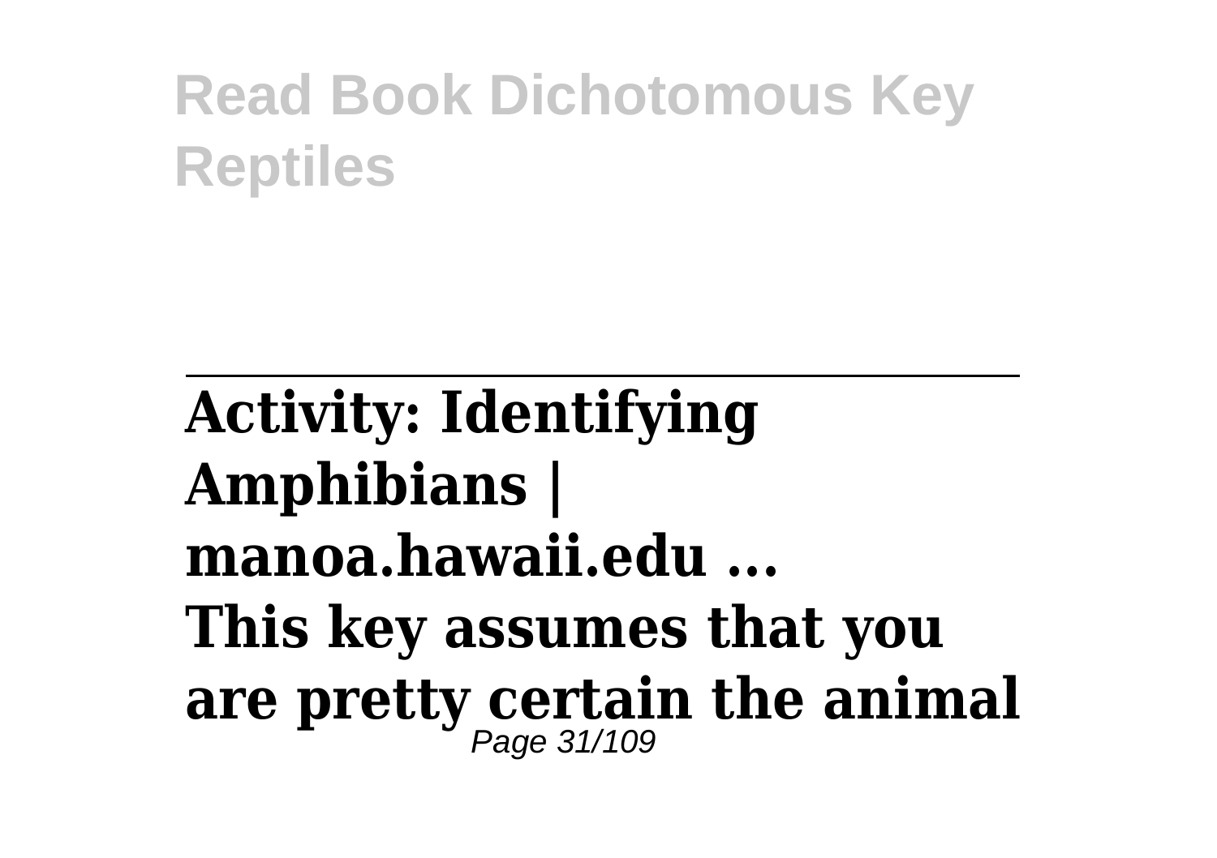**Activity: Identifying Amphibians | manoa.hawaii.edu ...**

**This key assumes that you are pretty certain the animal**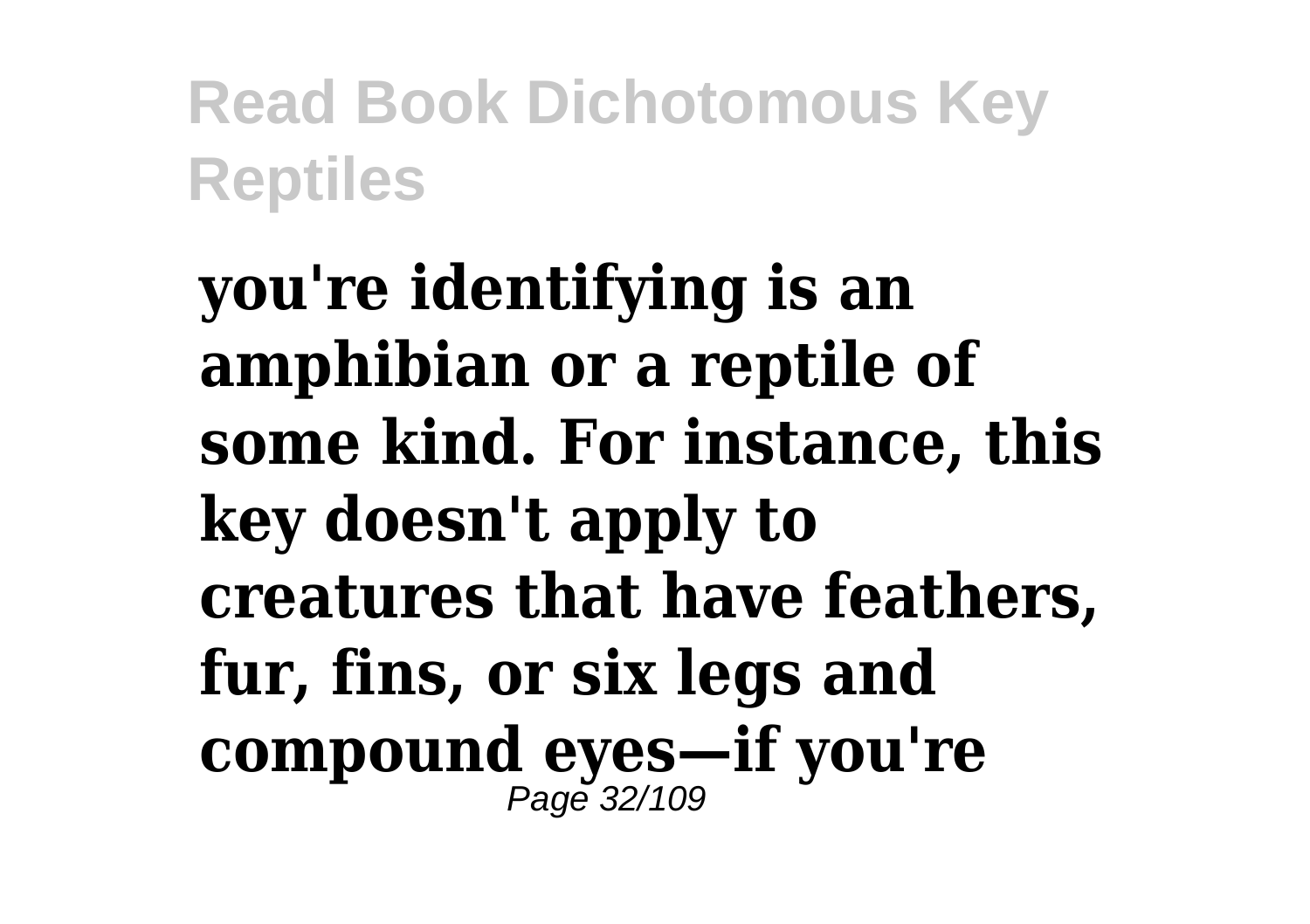**you're identifying is an amphibian or a reptile of some kind. For instance, this key doesn't apply to creatures that have feathers, fur, fins, or six legs and compound eyes—if you're**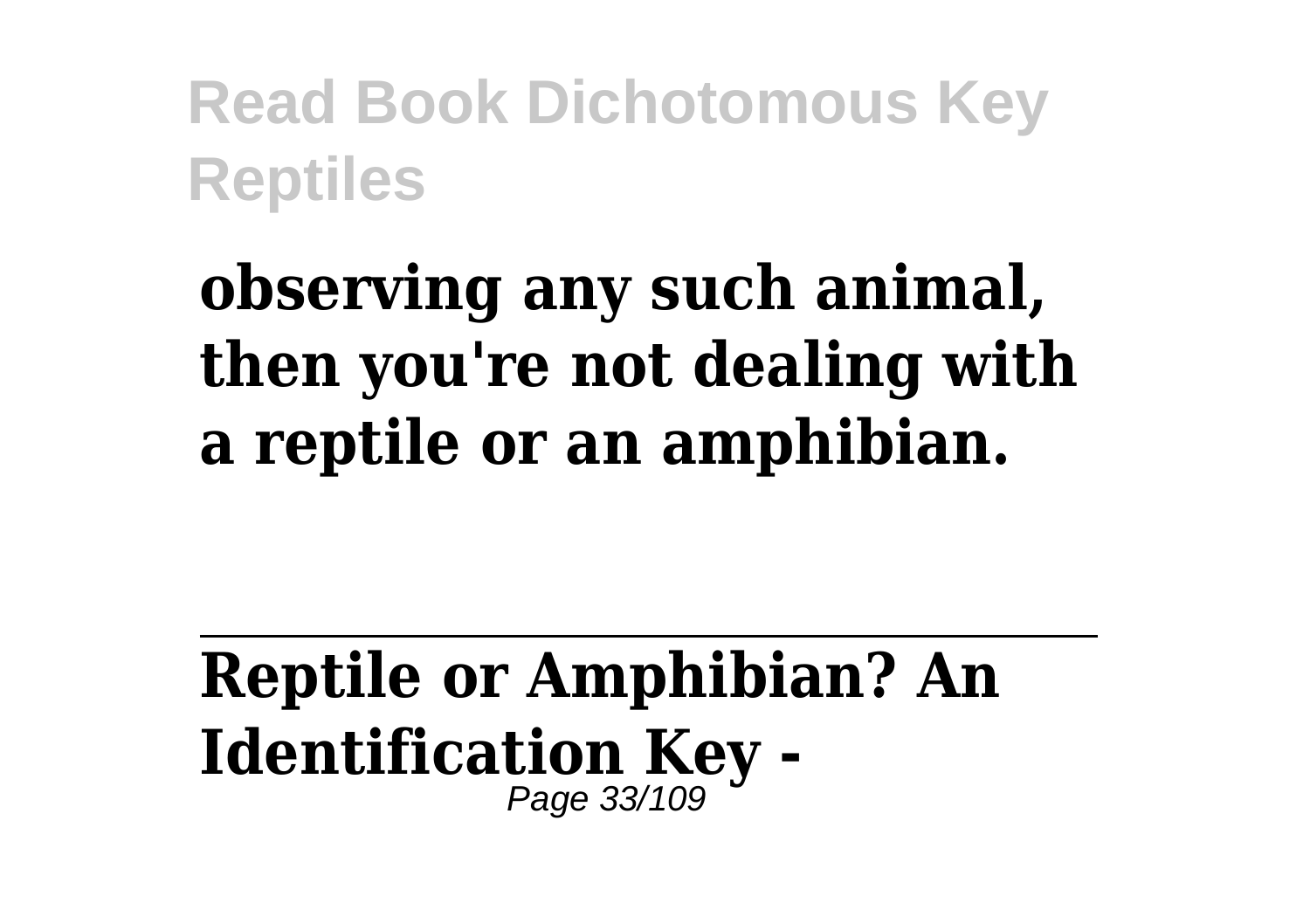**observing any such animal, then you're not dealing with a reptile or an amphibian.**

---

**Reptile or Amphibian? An Identification Key -**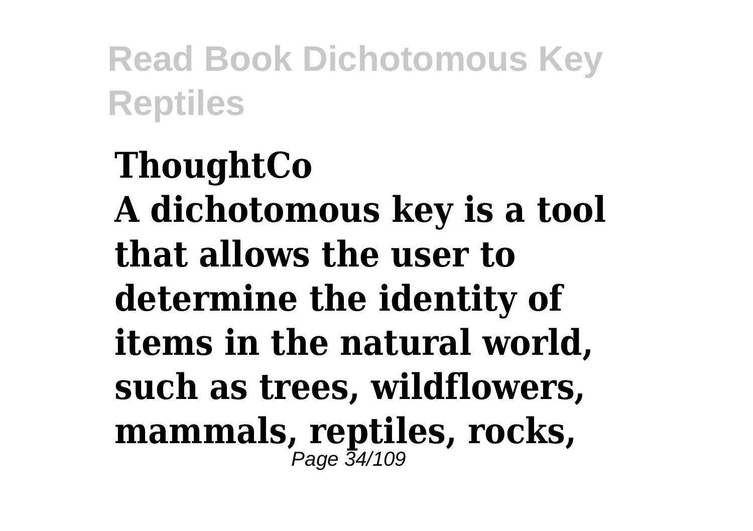**ThoughtCo**

**A dichotomous key is a tool that allows the user to determine the identity of items in the natural world, such as trees, wildflowers, mammals, reptiles, rocks,**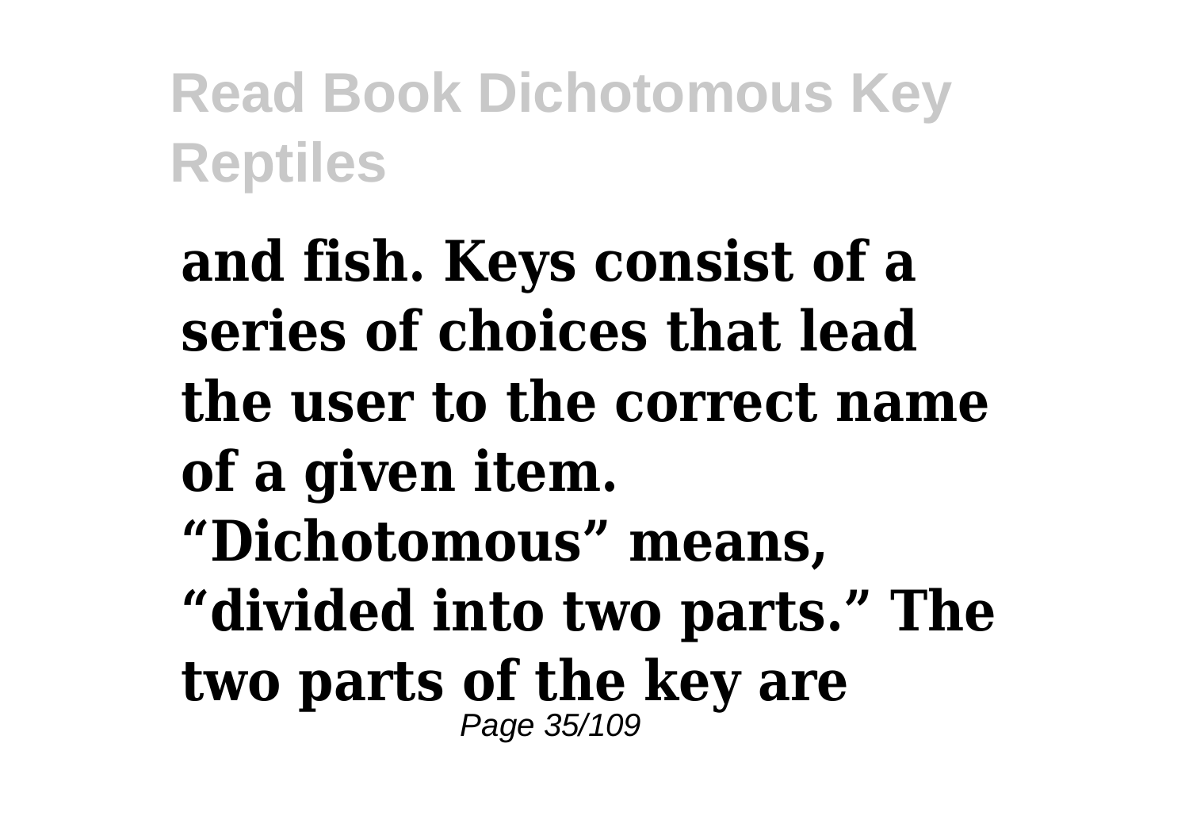**and fish. Keys consist of a series of choices that lead the user to the correct name of a given item. “Dichotomous” means, “divided into two parts.” The two parts of the key are**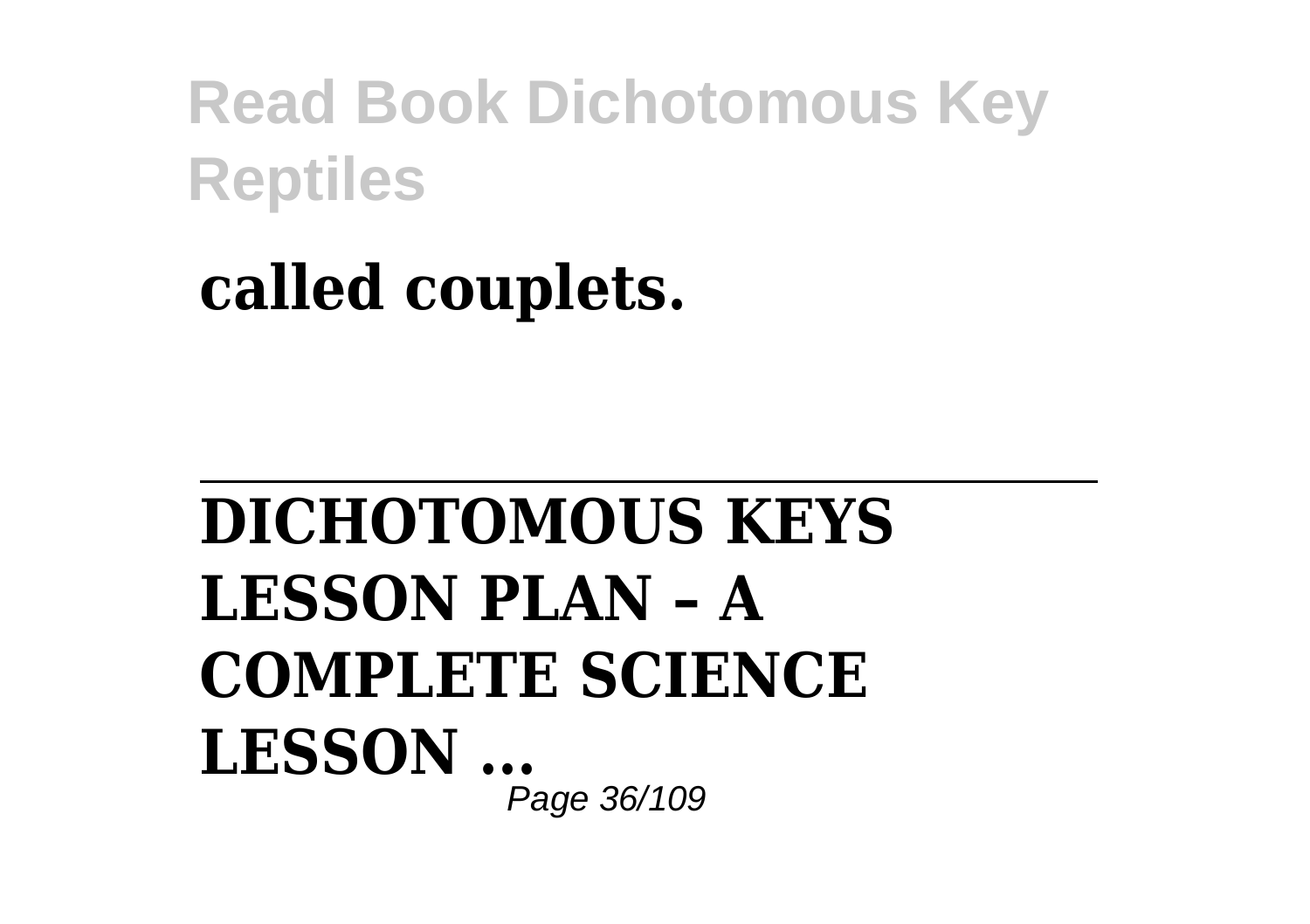**called couplets.**

---

**DICHOTOMOUS KEYS LESSON PLAN – A COMPLETE SCIENCE LESSON ...**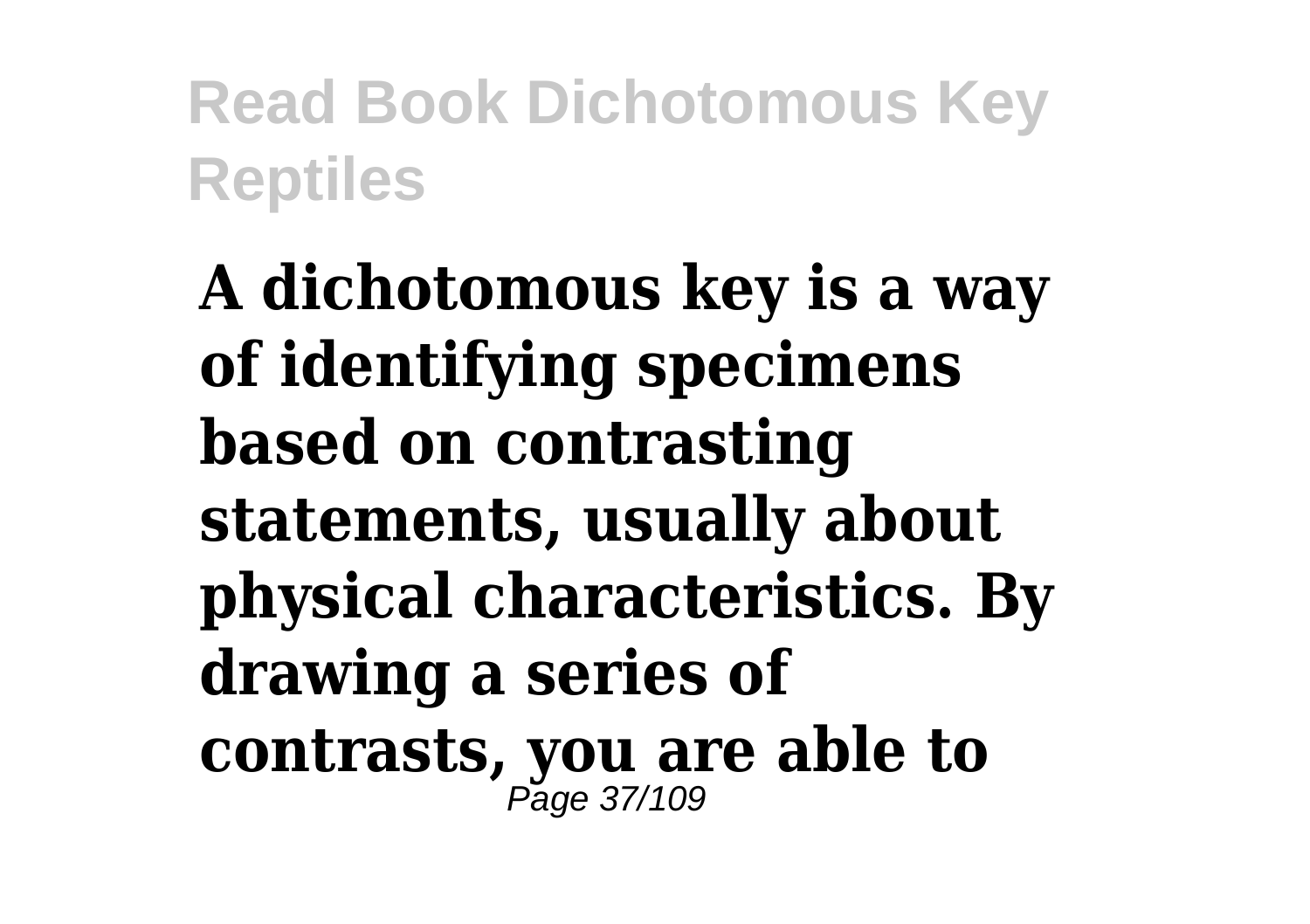**A dichotomous key is a way of identifying specimens based on contrasting statements, usually about physical characteristics. By drawing a series of contrasts, you are able to**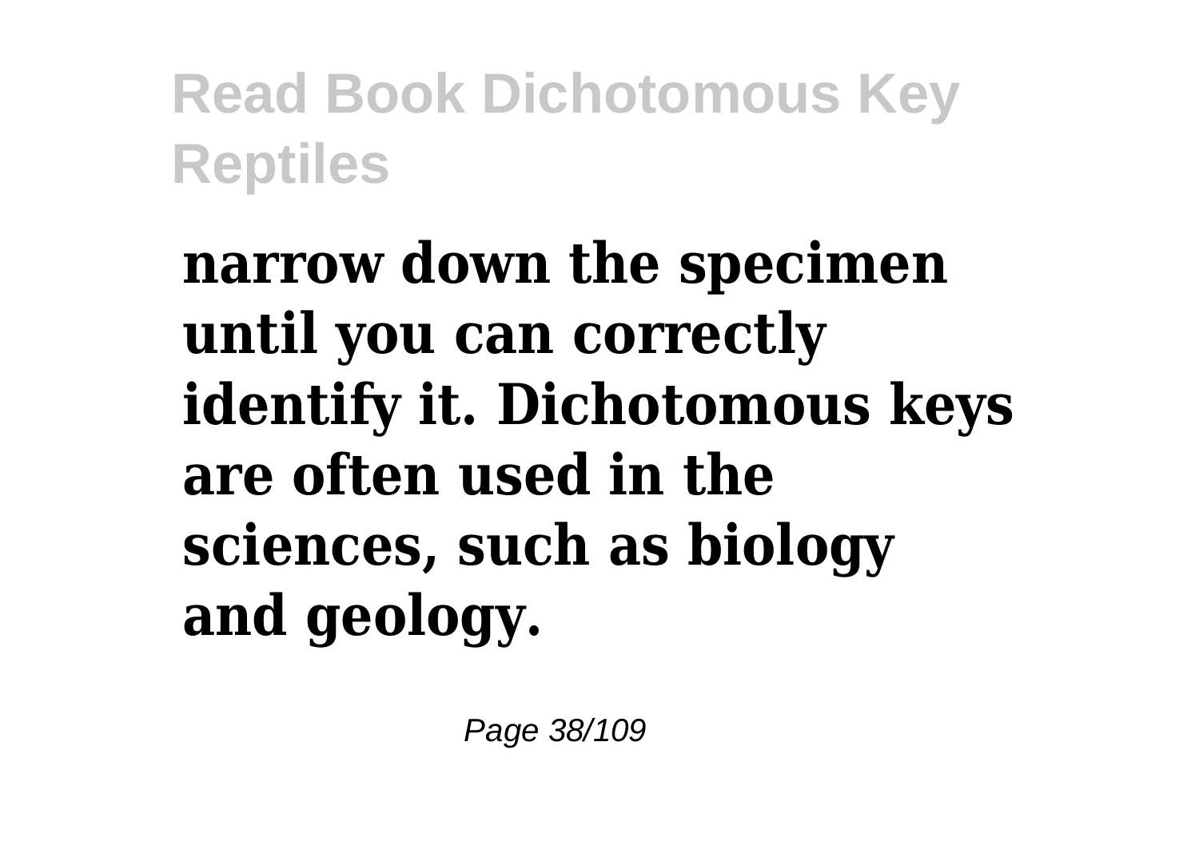**narrow down the specimen until you can correctly identify it. Dichotomous keys are often used in the sciences, such as biology and geology.**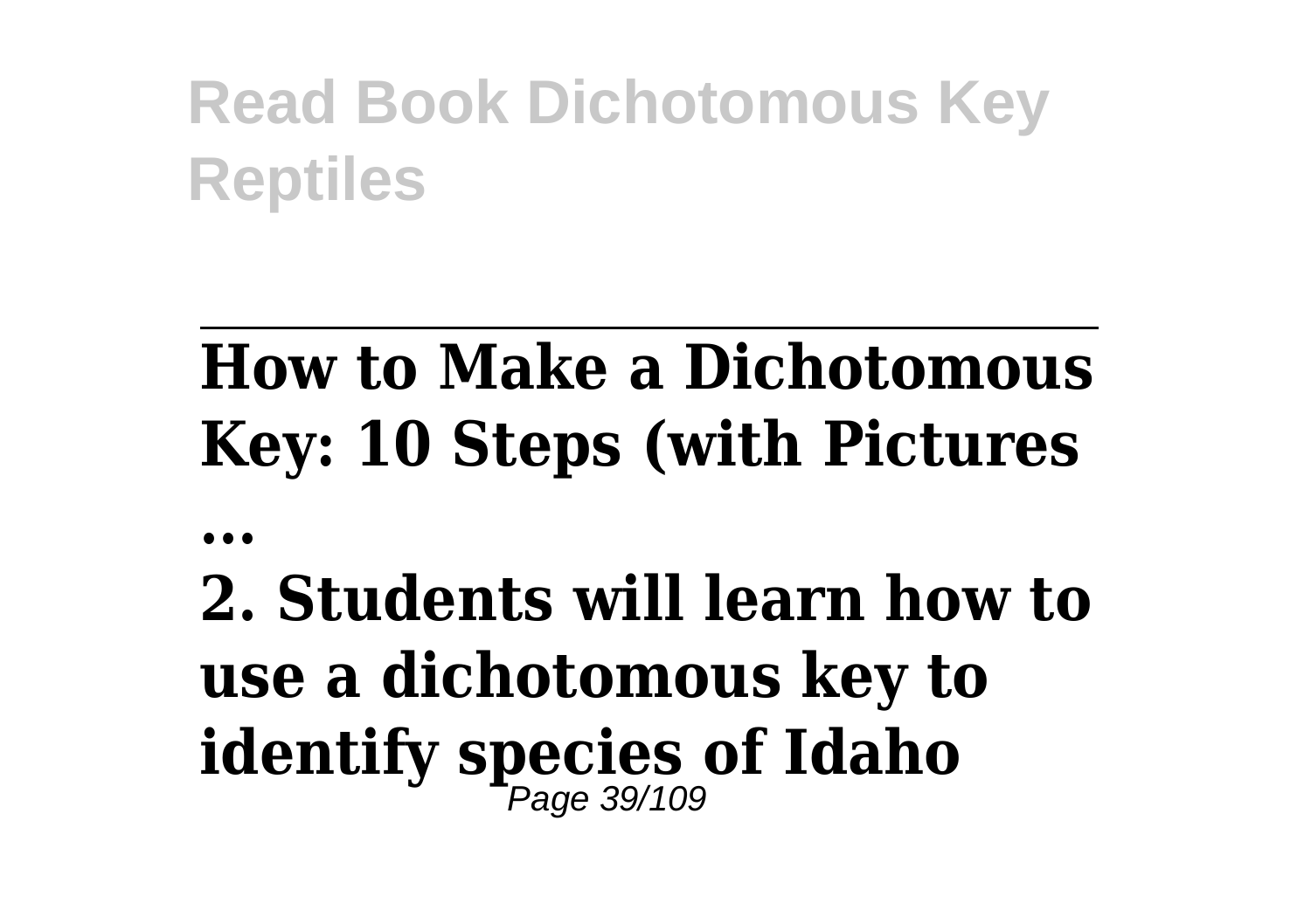## How to Make a Dichotomous Key: 10 Steps (with Pictures

...

**2. Students will learn how to use a dichotomous key to identify species of Idaho**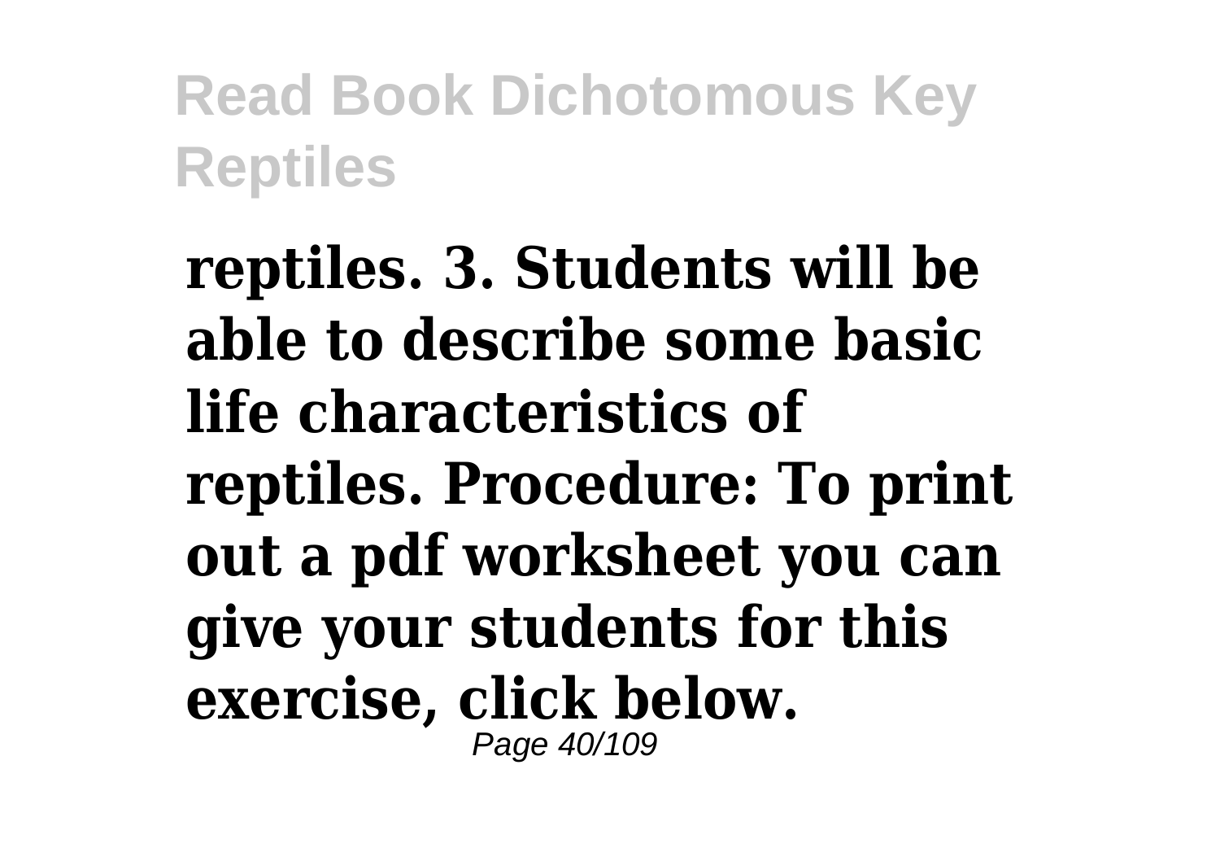**reptiles. 3. Students will be able to describe some basic life characteristics of reptiles. Procedure: To print out a pdf worksheet you can give your students for this exercise, click below.**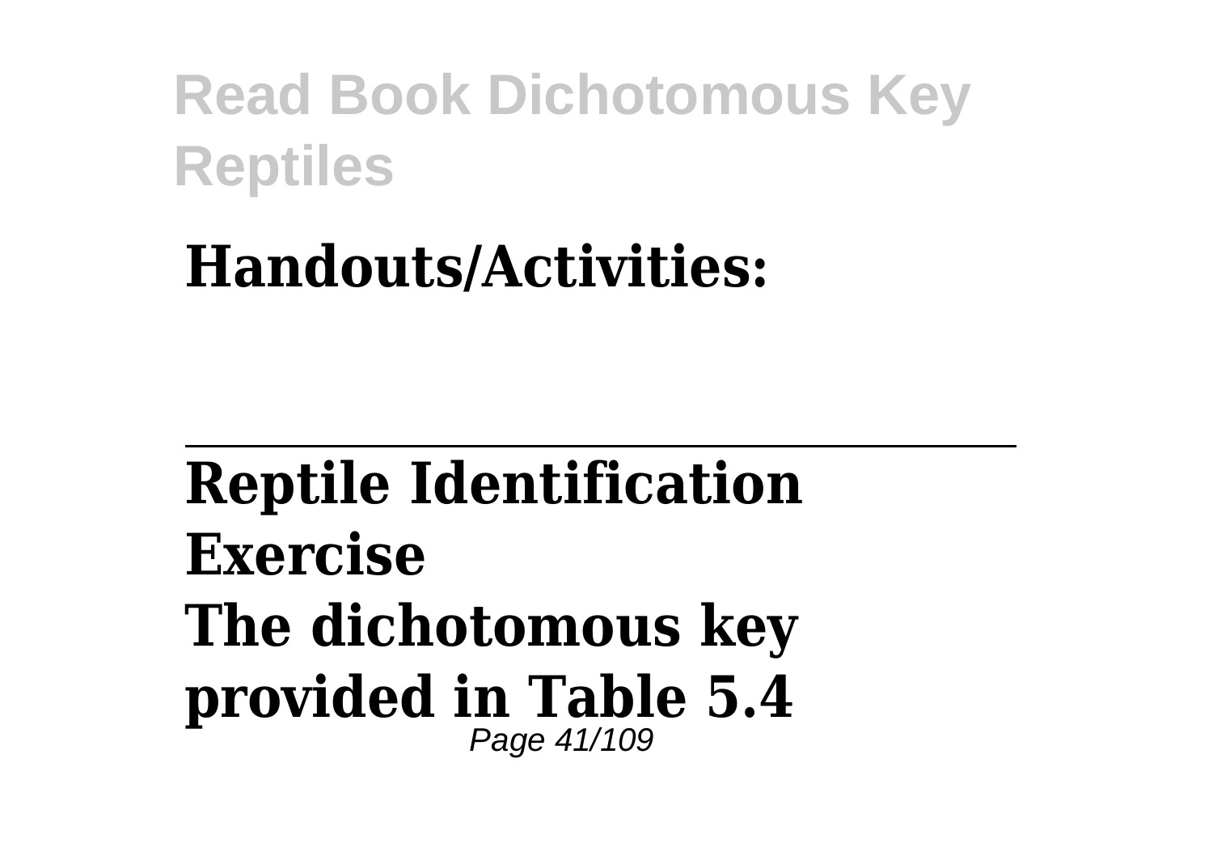**Handouts/Activities:**

---

**Reptile Identification Exercise**
**The dichotomous key provided in Table 5.4**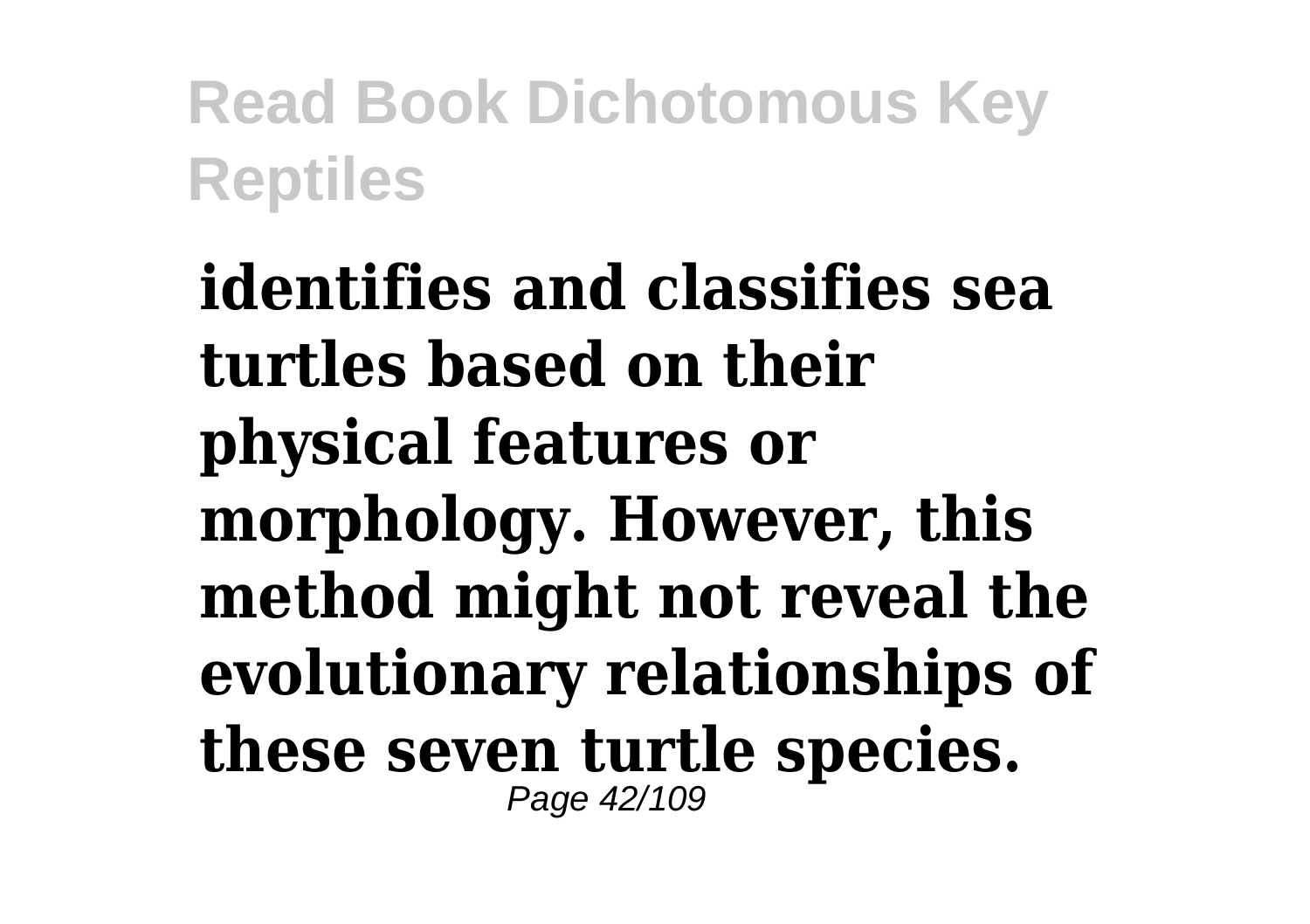**identifies and classifies sea turtles based on their physical features or morphology. However, this method might not reveal the evolutionary relationships of these seven turtle species.**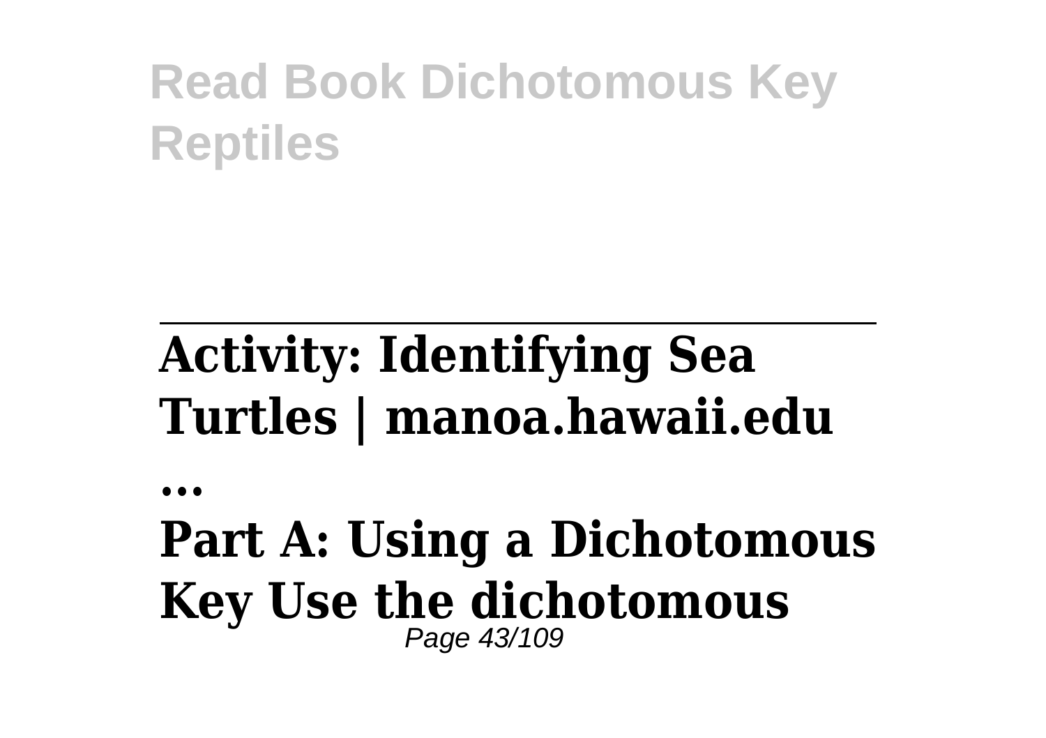## Activity: Identifying Sea Turtles | manoa.hawaii.edu

**...**

**Part A: Using a Dichotomous Key Use the dichotomous**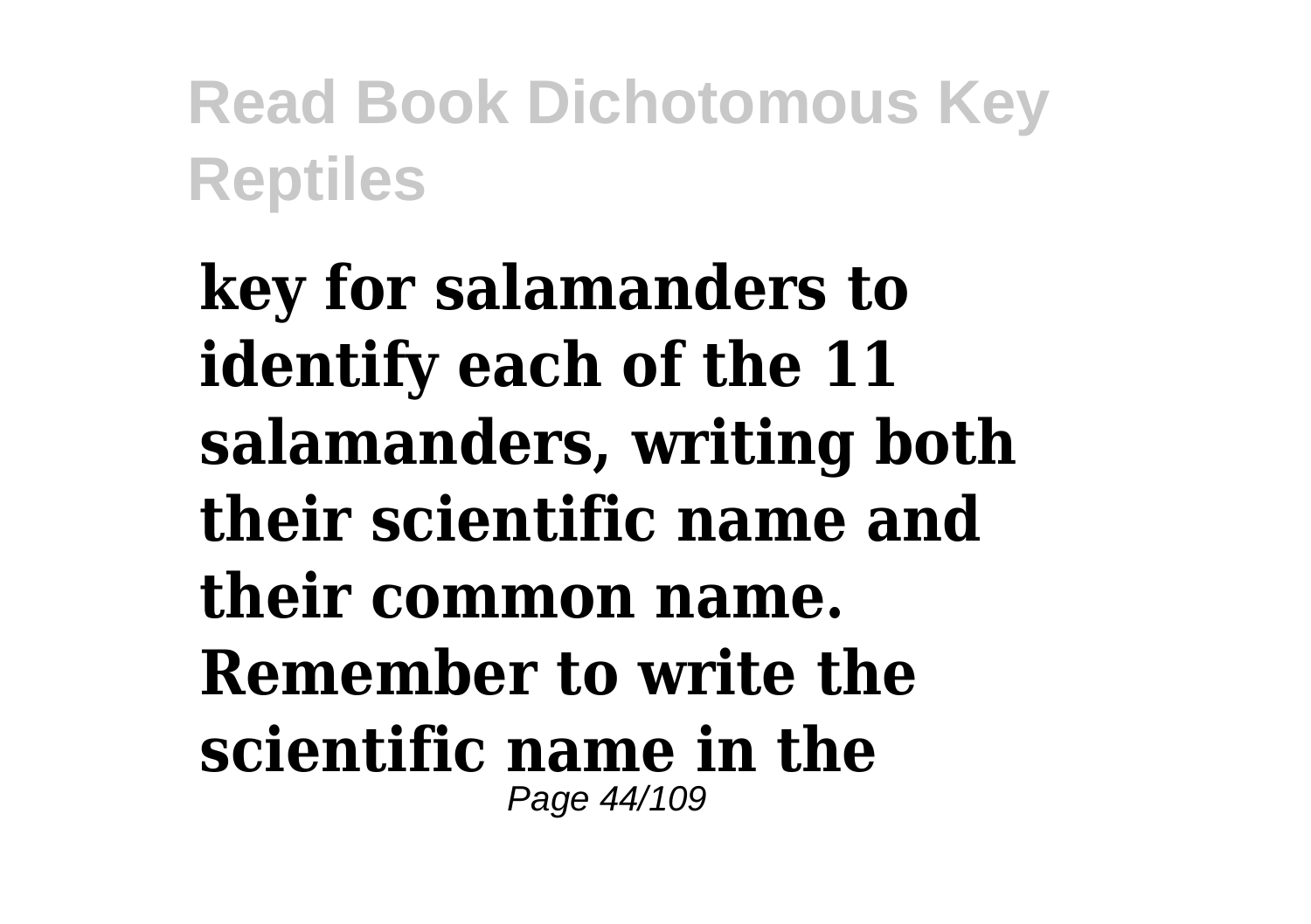**key for salamanders to identify each of the 11 salamanders, writing both their scientific name and their common name. Remember to write the scientific name in the**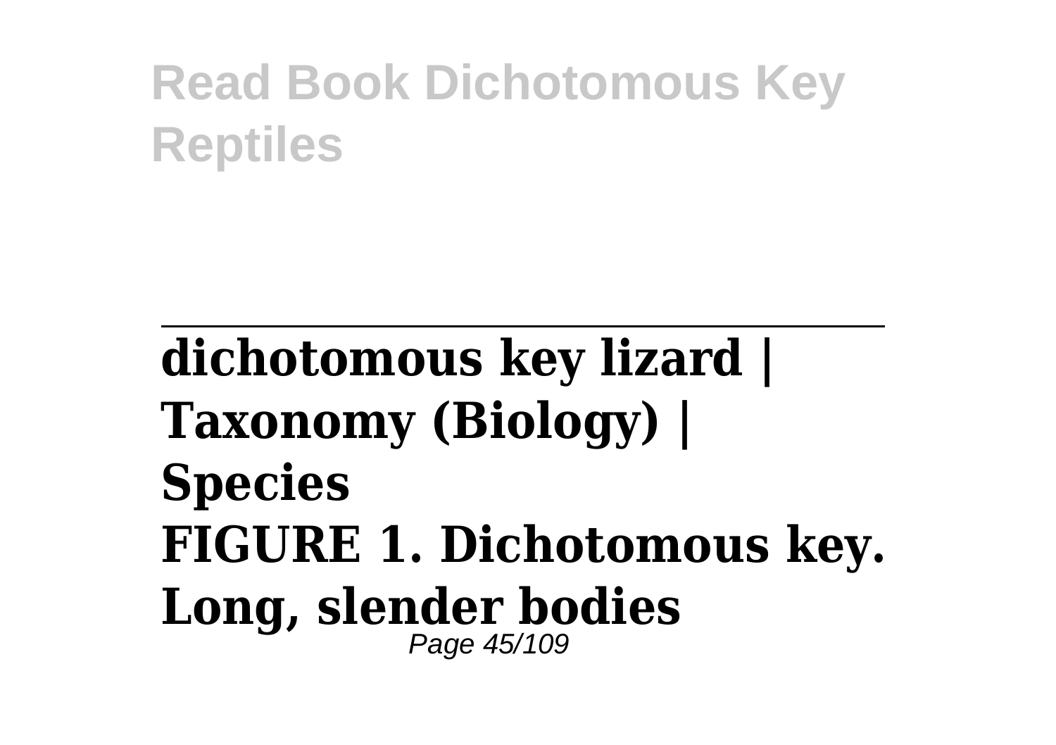---

**dichotomous key lizard | Taxonomy (Biology) | Species**
**FIGURE 1. Dichotomous key. Long, slender bodies**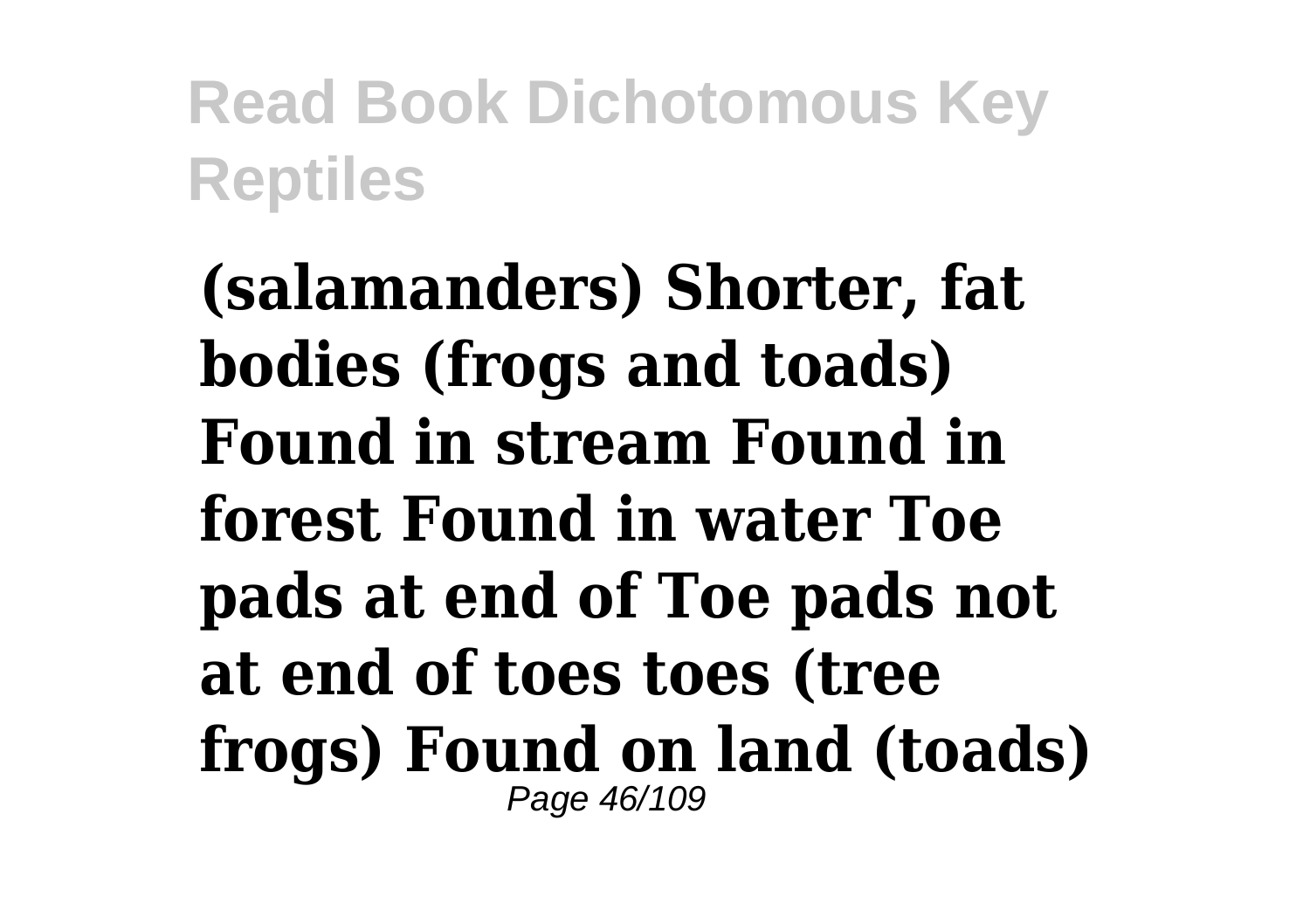**(salamanders) Shorter, fat bodies (frogs and toads) Found in stream Found in forest Found in water Toe pads at end of Toe pads not at end of toes toes (tree frogs) Found on land (toads)**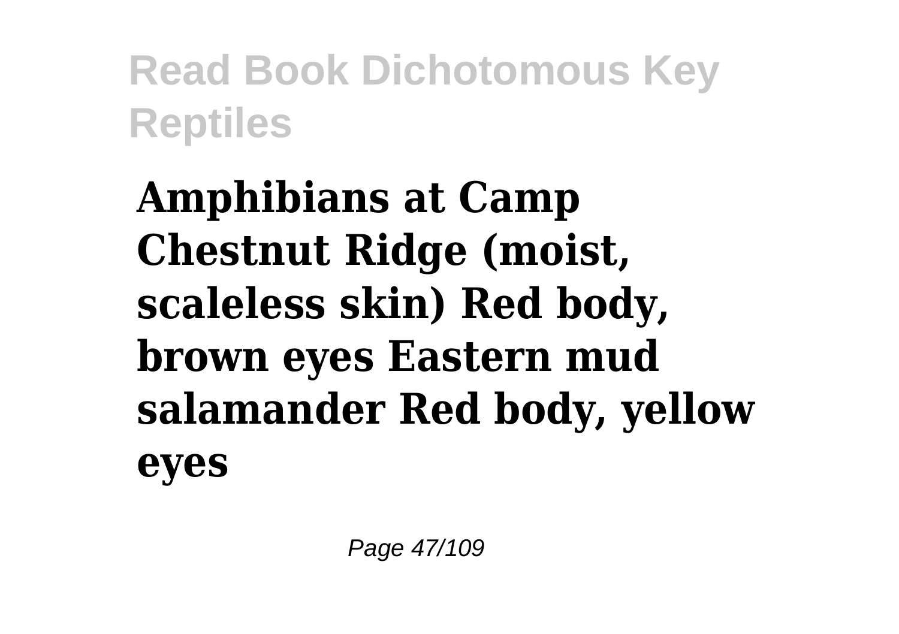**Amphibians at Camp Chestnut Ridge (moist, scaleless skin) Red body, brown eyes Eastern mud salamander Red body, yellow eyes**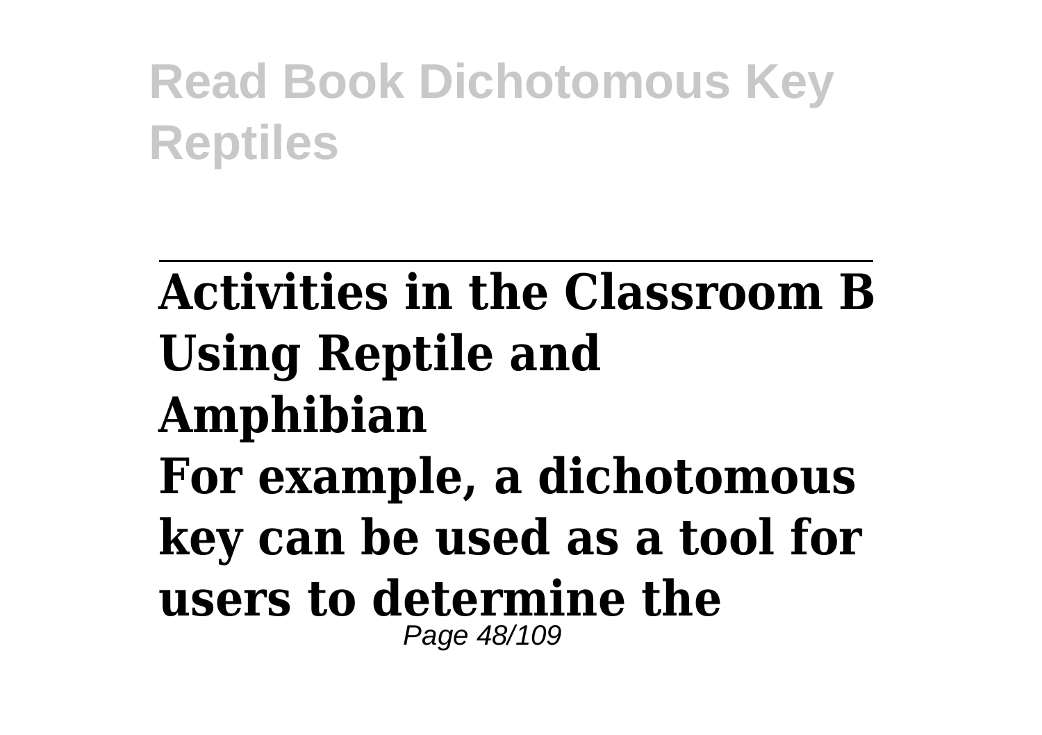---

**Activities in the Classroom B Using Reptile and Amphibian**

**For example, a dichotomous key can be used as a tool for users to determine the**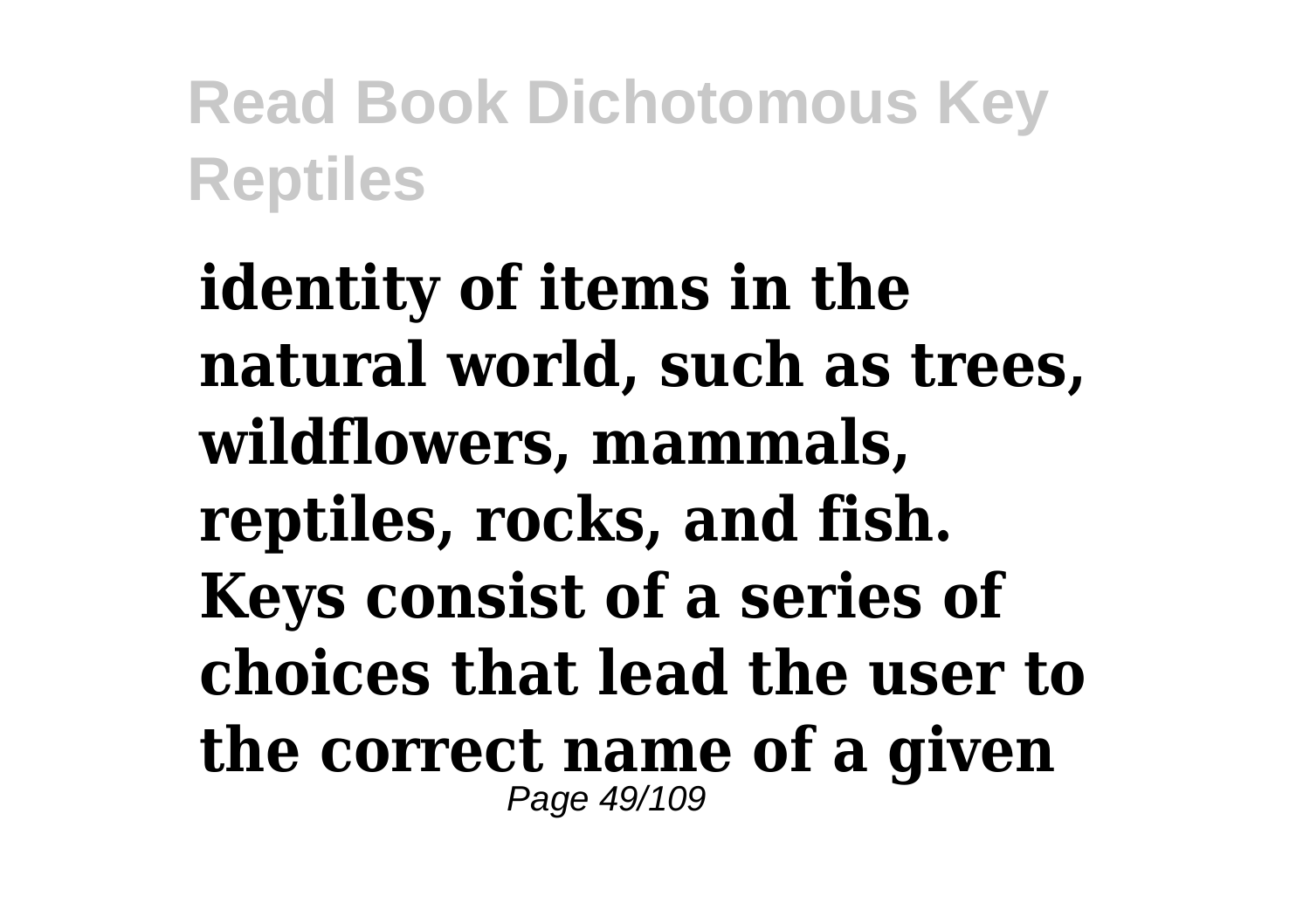**identity of items in the natural world, such as trees, wildflowers, mammals, reptiles, rocks, and fish. Keys consist of a series of choices that lead the user to the correct name of a given**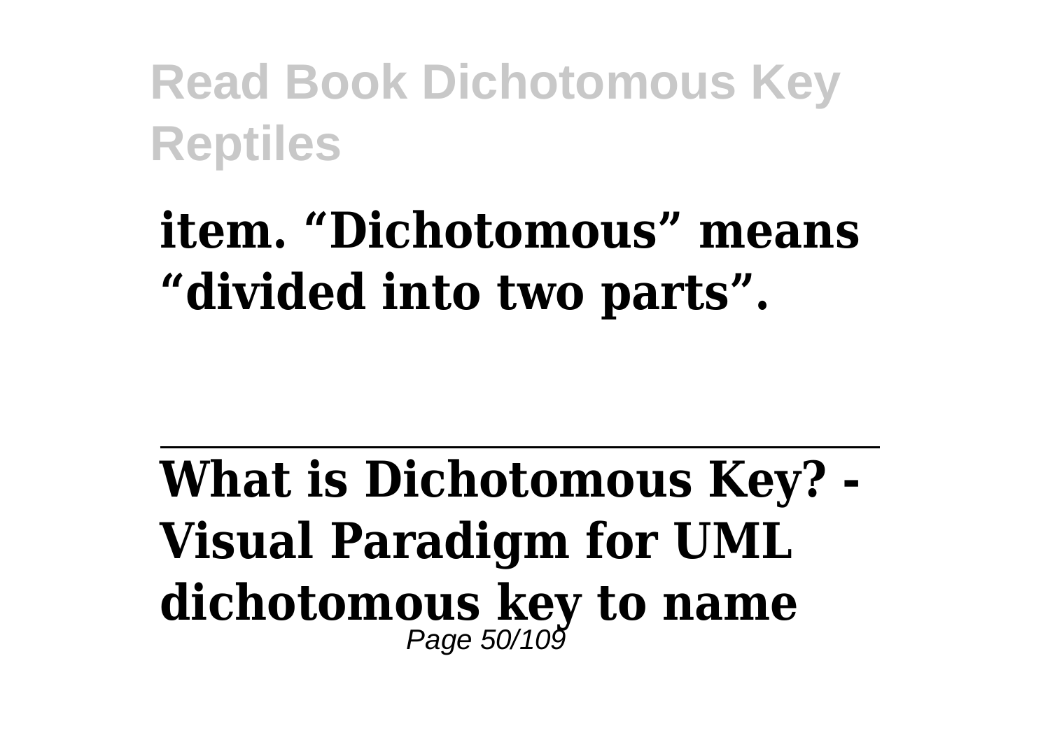**item. “Dichotomous” means “divided into two parts”.**

---

**What is Dichotomous Key? - Visual Paradigm for UML dichotomous key to name**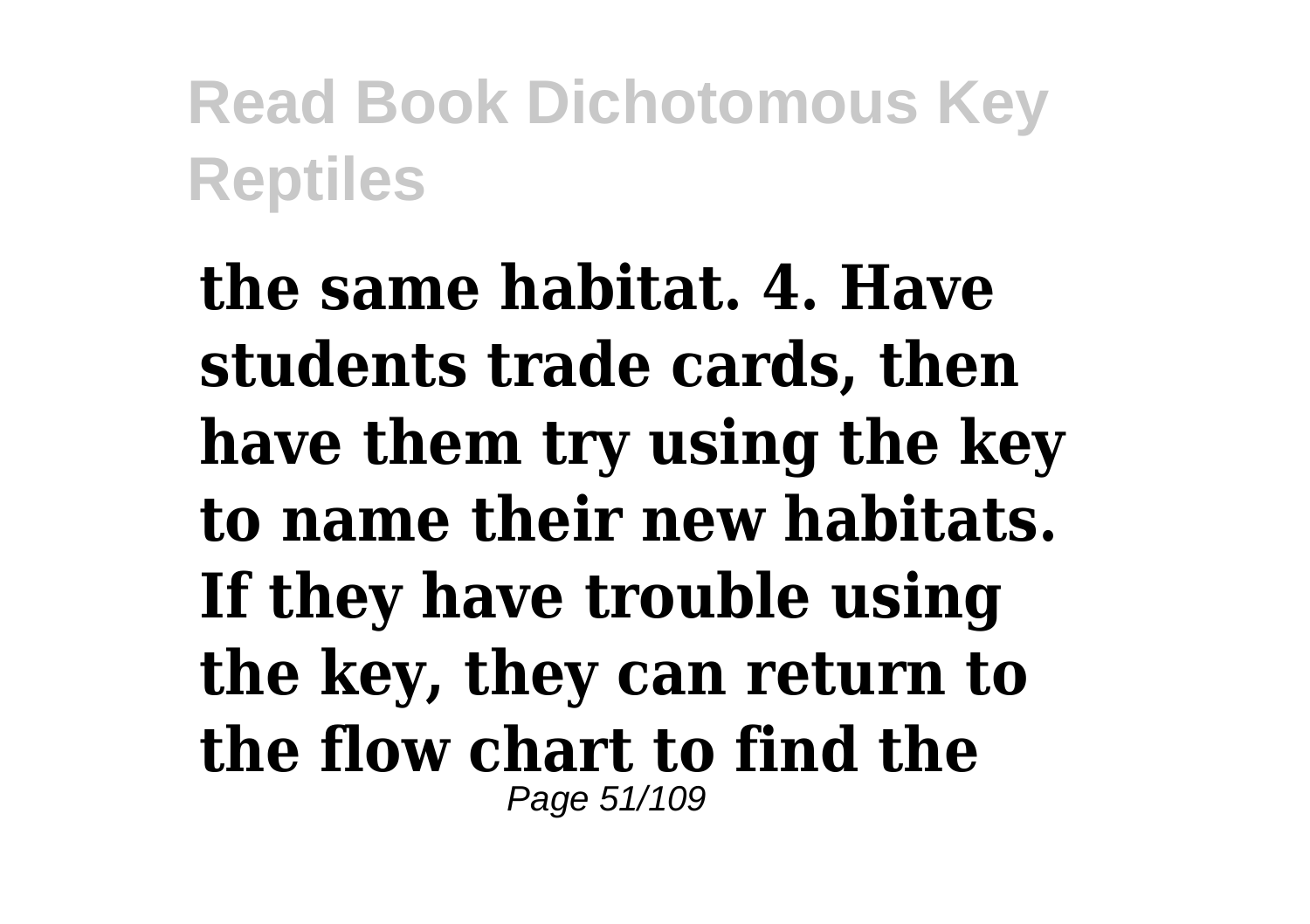**the same habitat. 4. Have students trade cards, then have them try using the key to name their new habitats. If they have trouble using the key, they can return to the flow chart to find the**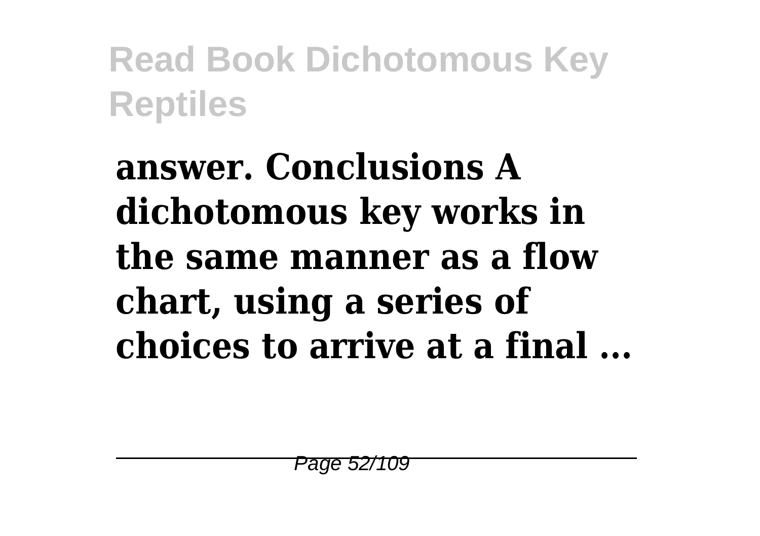**answer. Conclusions A dichotomous key works in the same manner as a flow chart, using a series of choices to arrive at a final ...**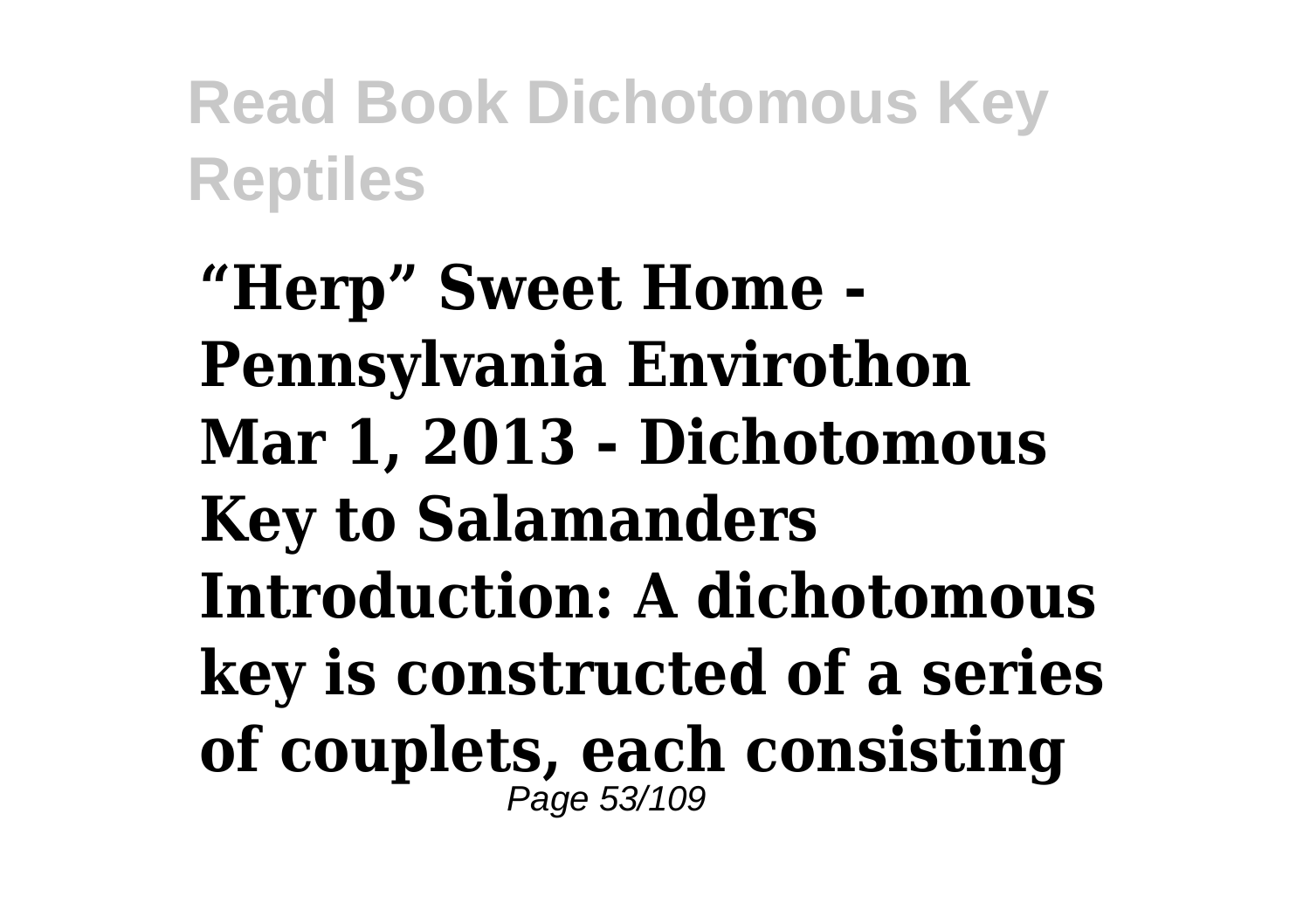**“Herp” Sweet Home - Pennsylvania Envirothon Mar 1, 2013 - Dichotomous Key to Salamanders Introduction: A dichotomous key is constructed of a series of couplets, each consisting**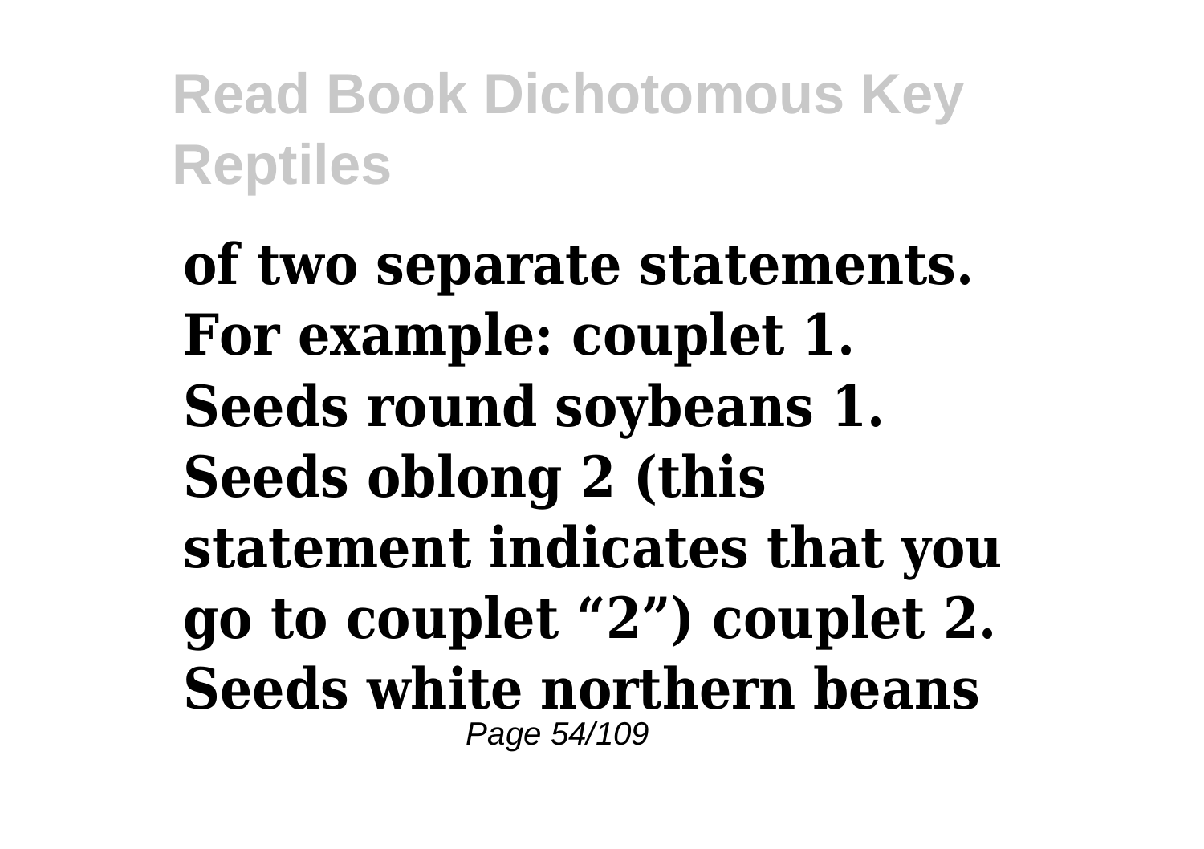**of two separate statements. For example: couplet 1. Seeds round soybeans 1. Seeds oblong 2 (this statement indicates that you go to couplet "2") couplet 2. Seeds white northern beans**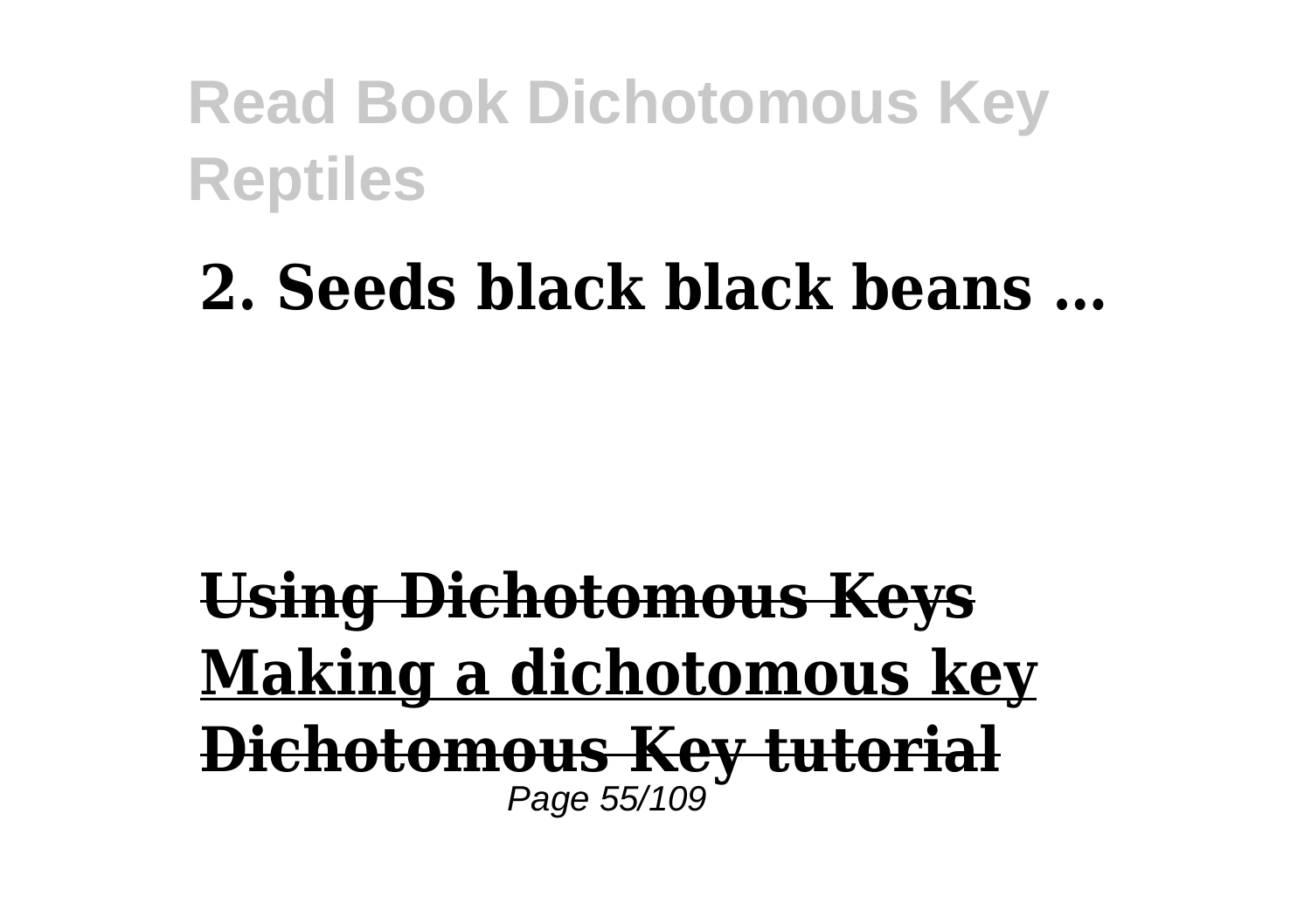**2. Seeds black black beans ...**

~~**Using Dichotomous Keys**~~
**Making a dichotomous key**
~~**Dichotomous Key tutorial**~~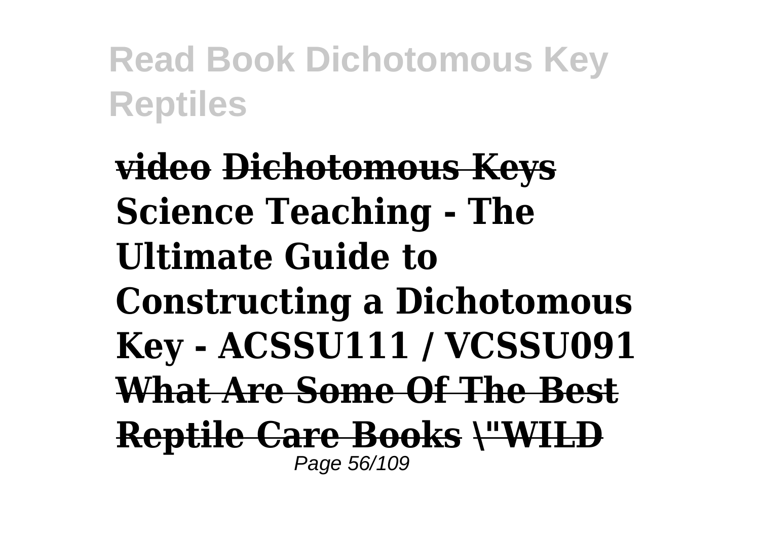**video Dichotomous Keys Science Teaching - The Ultimate Guide to Constructing a Dichotomous Key - ACSSU111 / VCSSU091 What Are Some Of The Best Reptile Care Books \"WILD**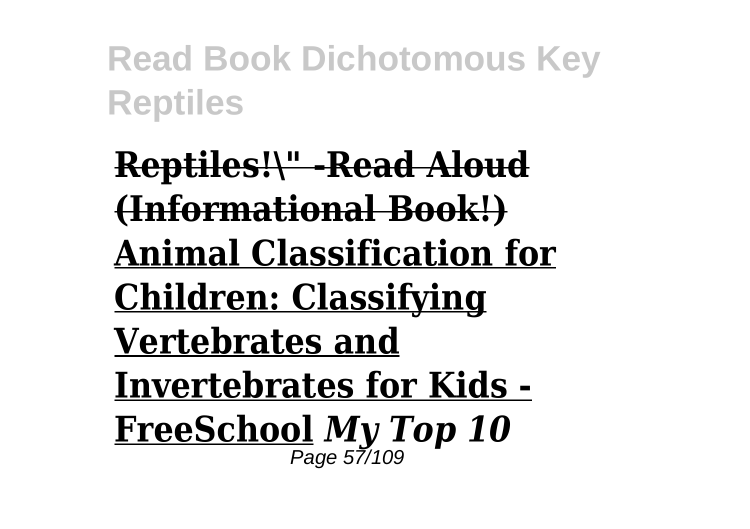**Reptiles!\" -Read Aloud (Informational Book!)**
**Animal Classification for Children: Classifying Vertebrates and Invertebrates for Kids - FreeSchool** ***My Top 10***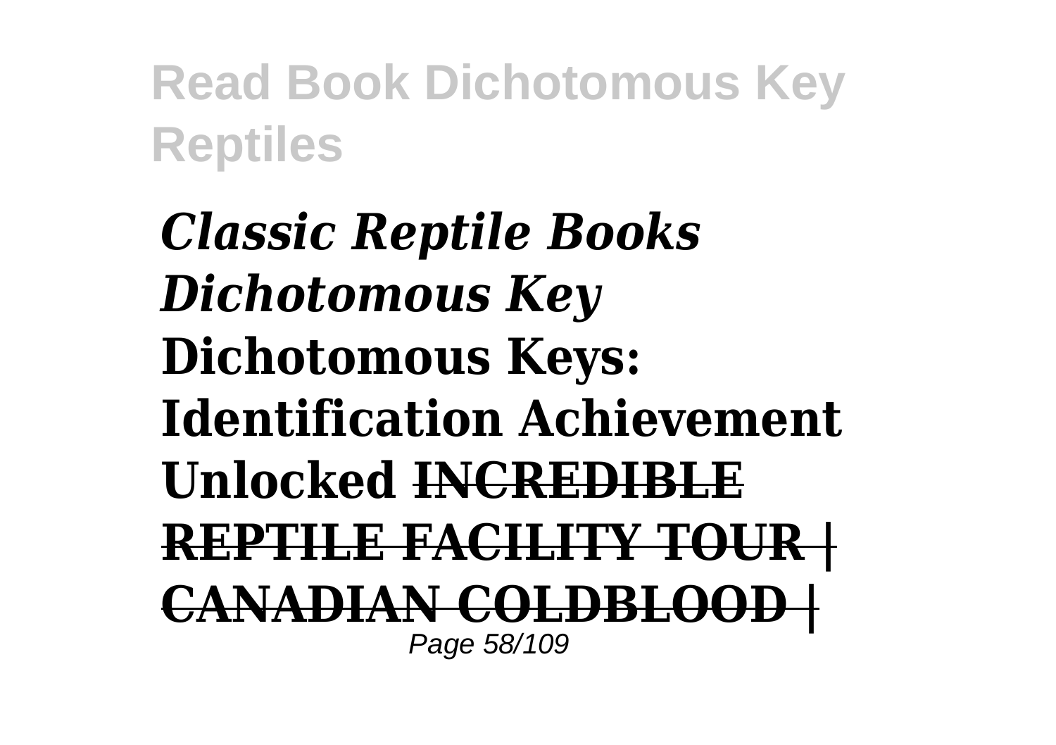*Classic Reptile Books Dichotomous Key* **Dichotomous Keys: Identification Achievement Unlocked** ~~**INCREDIBLE REPTILE FACILITY TOUR | CANADIAN COLDBLOOD |**~~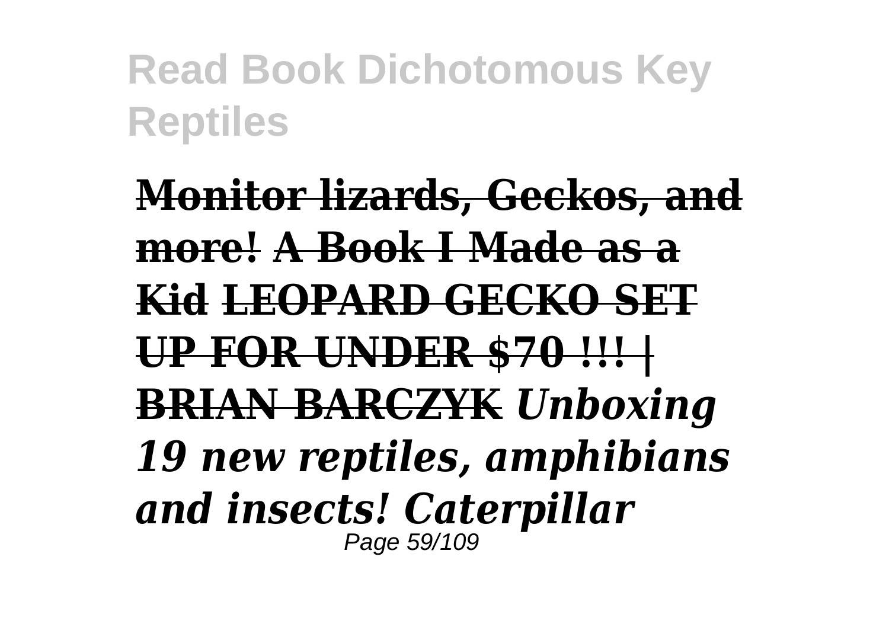~~**Monitor lizards, Geckos, and more!**~~ ~~**A Book I Made as a Kid**~~ ~~**LEOPARD GECKO SET UP FOR UNDER $70 !!! | BRIAN BARCZYK**~~ ***Unboxing 19 new reptiles, amphibians and insects! Caterpillar***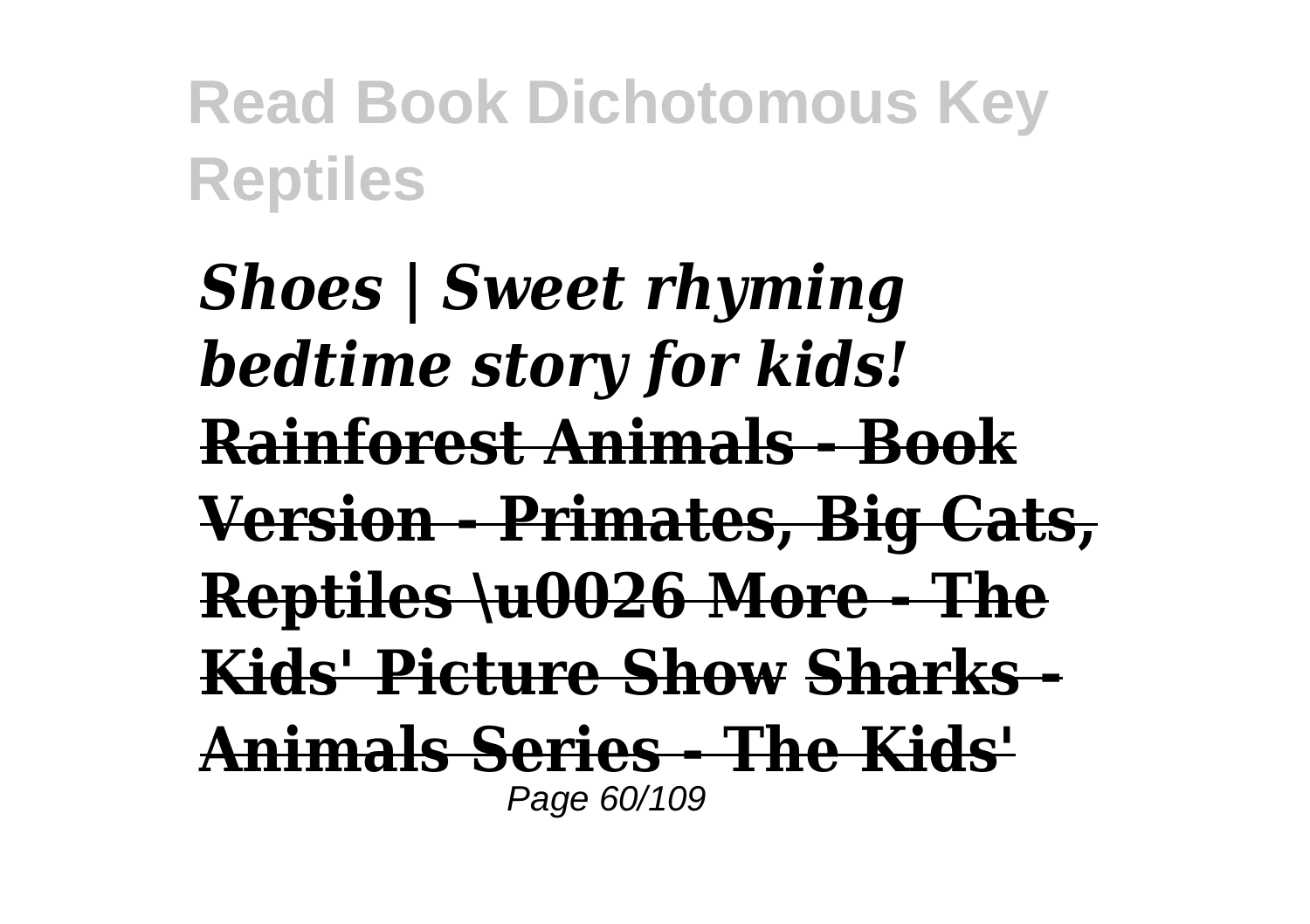*Shoes | Sweet rhyming bedtime story for kids!*
**Rainforest Animals - Book Version - Primates, Big Cats, Reptiles \u0026 More - The Kids' Picture Show Sharks - Animals Series - The Kids'**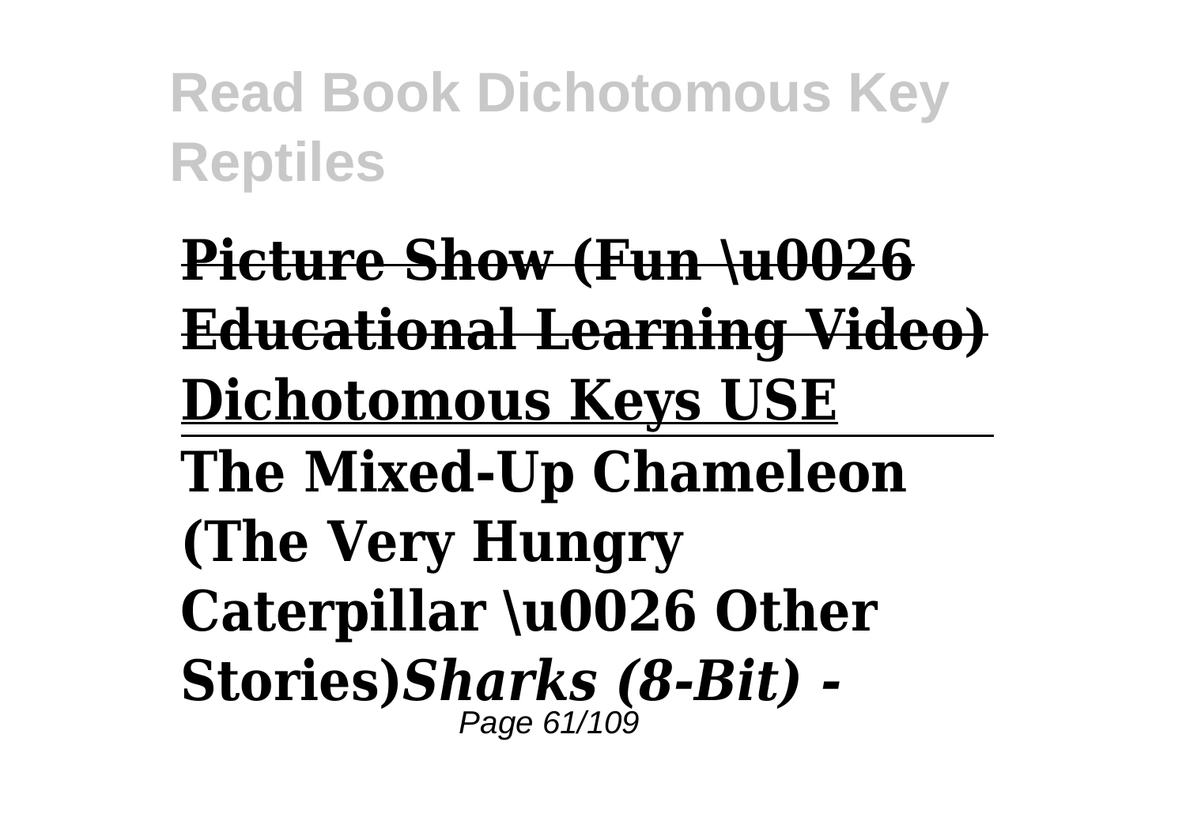**Picture Show (Fun \u0026 Educational Learning Video)**
**Dichotomous Keys USE**

---

**The Mixed-Up Chameleon (The Very Hungry Caterpillar \u0026 Other Stories)*****Sharks (8-Bit) -***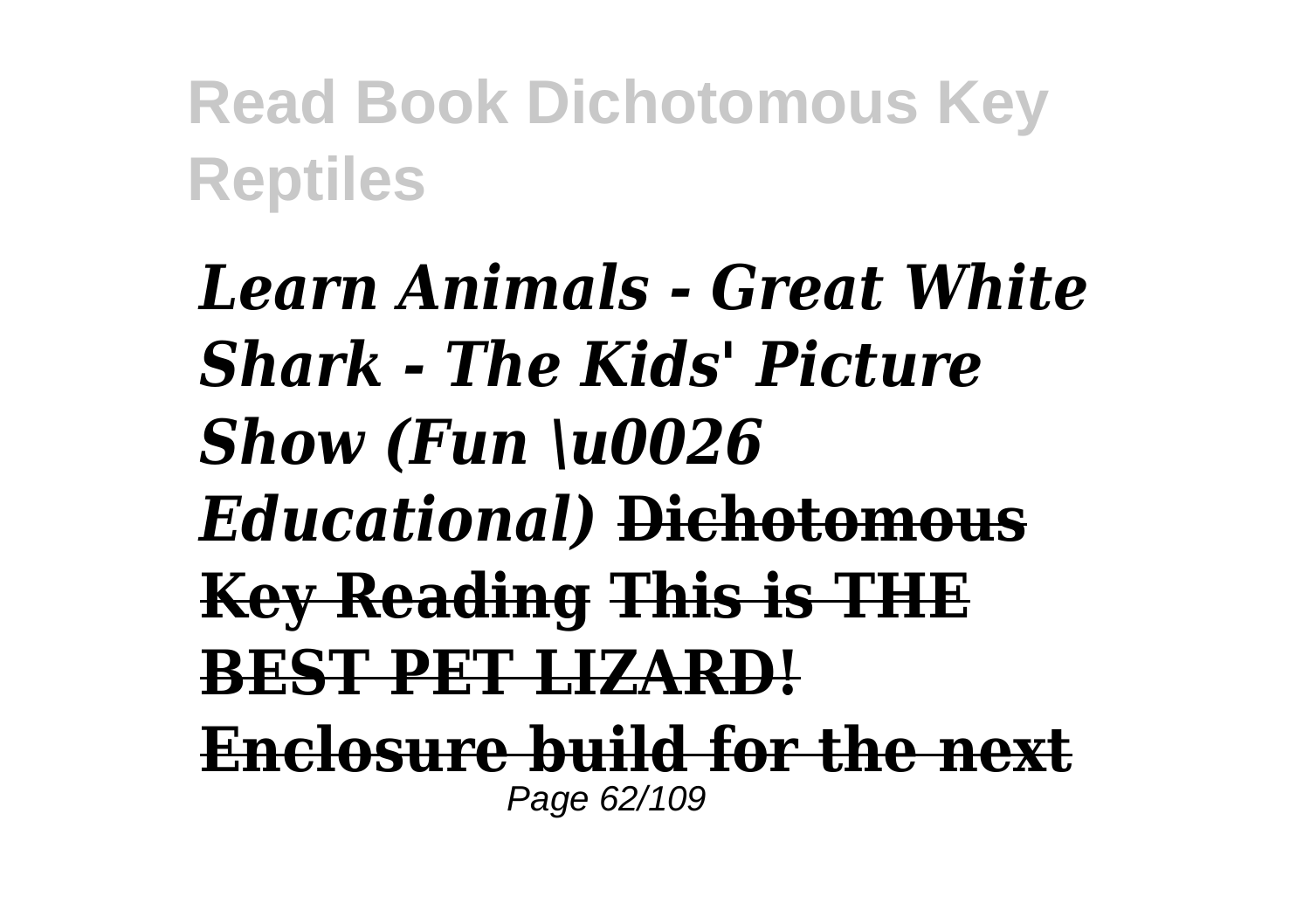*Learn Animals - Great White Shark - The Kids' Picture Show (Fun \u0026 Educational)* ~~**Dichotomous Key Reading**~~ ~~**This is THE BEST PET LIZARD!**~~ ~~**Enclosure build for the next**~~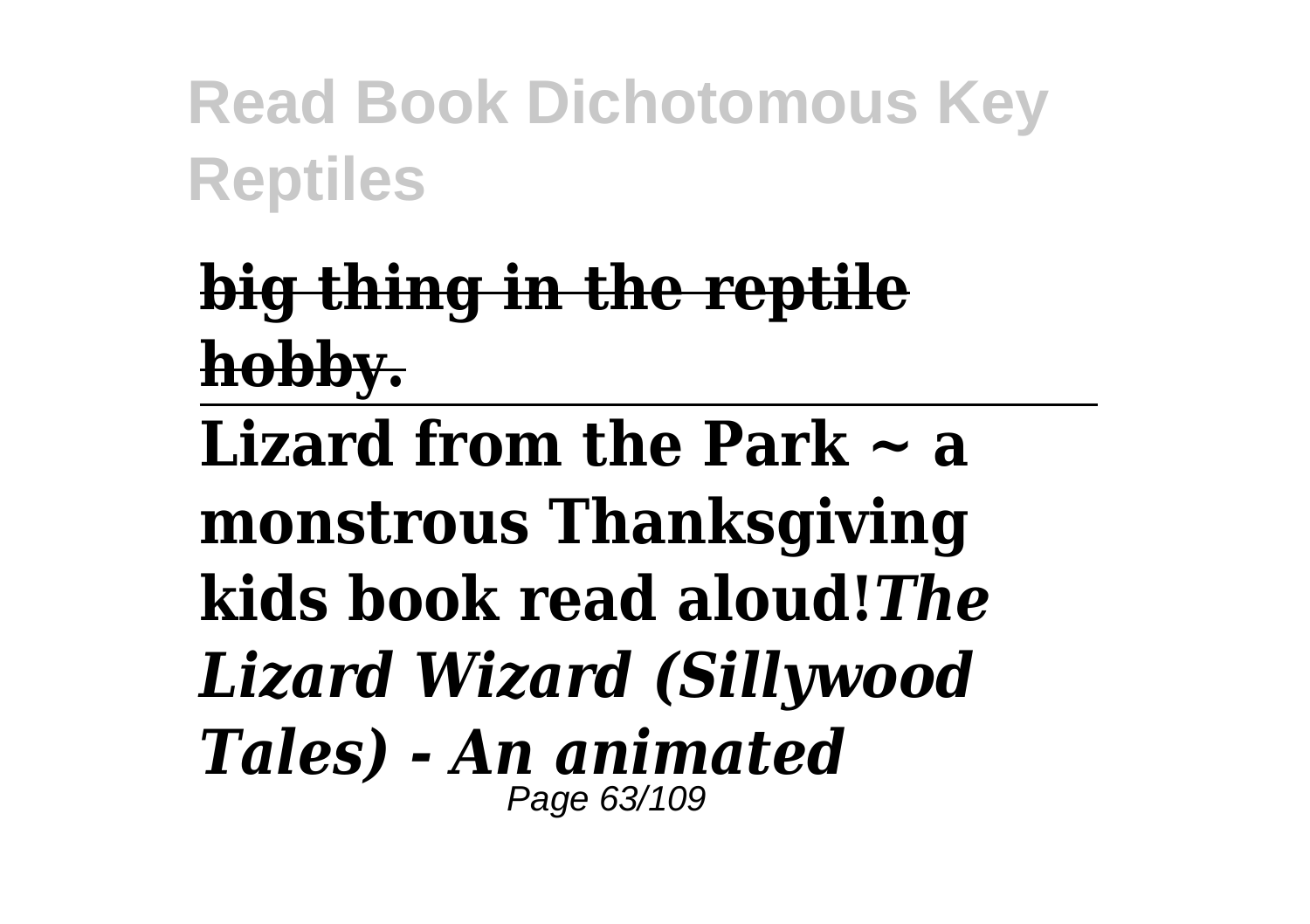**big thing in the reptile hobby.**

---

**Lizard from the Park ~ a monstrous Thanksgiving kids book read aloud!*****The Lizard Wizard (Sillywood Tales) - An animated***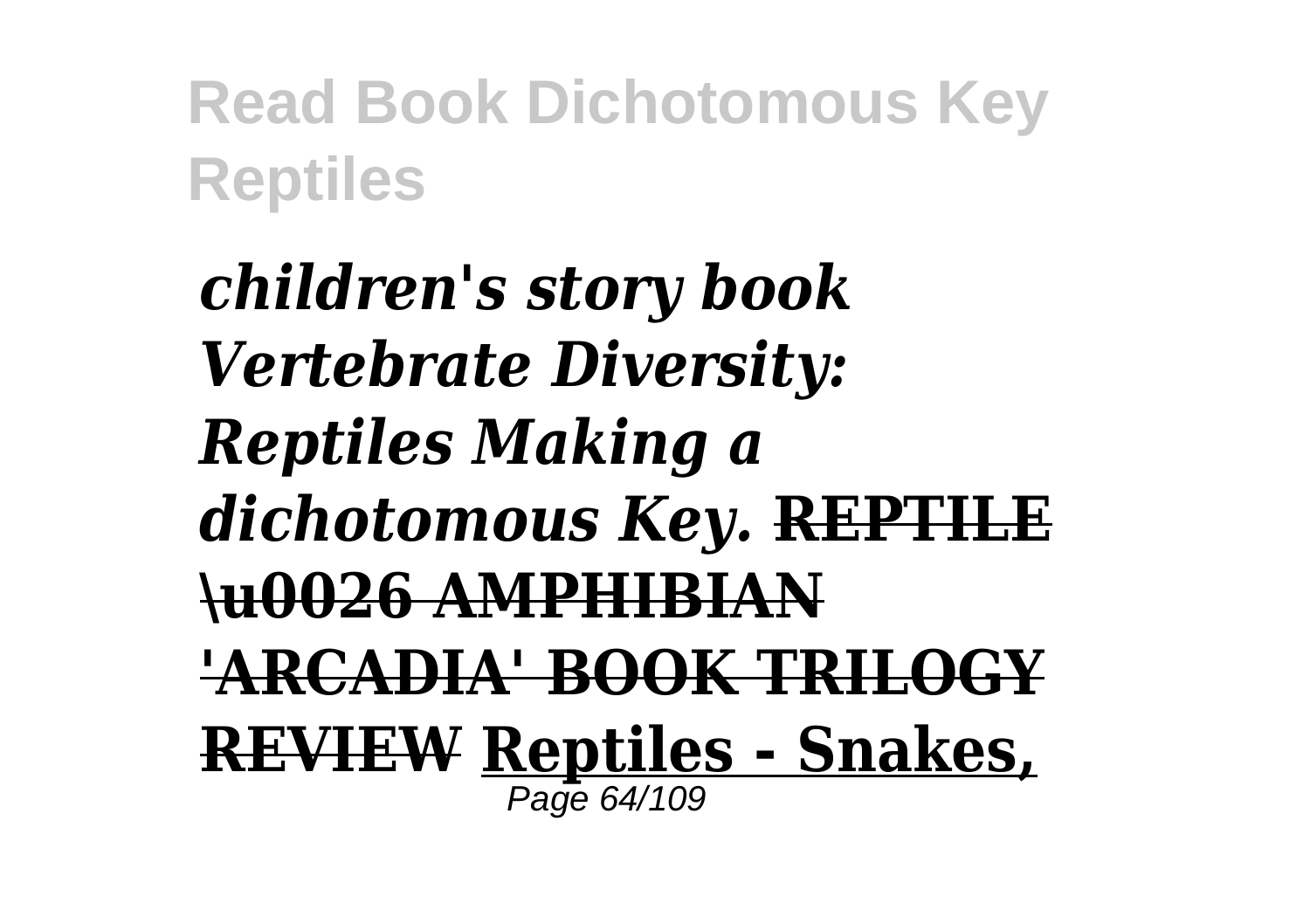***children's story book Vertebrate Diversity: Reptiles Making a dichotomous Key.*** **~~REPTILE \u0026 AMPHIBIAN 'ARCADIA' BOOK TRILOGY REVIEW~~** **Reptiles - Snakes,**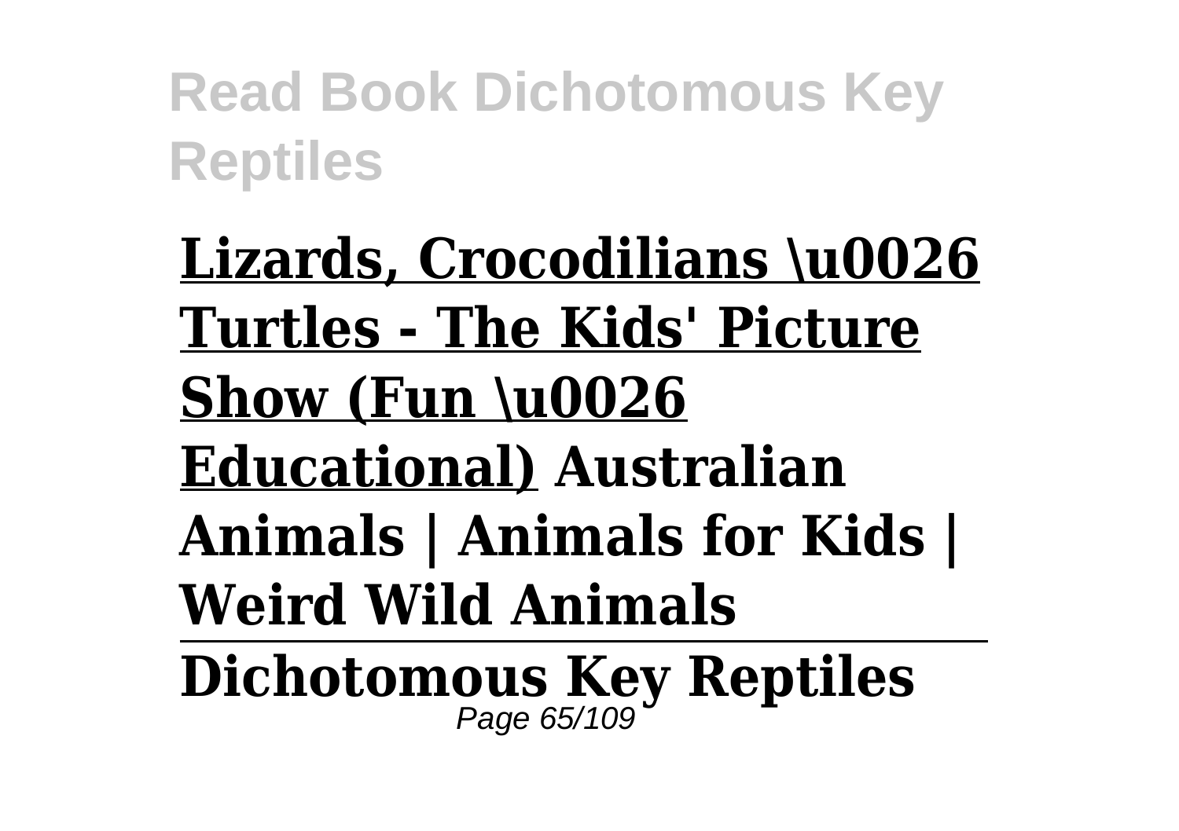**Lizards, Crocodilians \u0026 Turtles - The Kids' Picture Show (Fun \u0026 Educational)** **Australian Animals | Animals for Kids | Weird Wild Animals**

---

**Dichotomous Key Reptiles**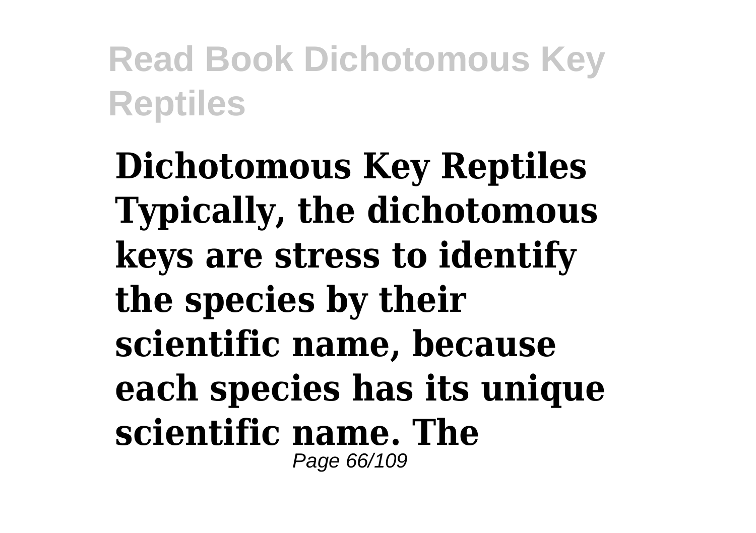**Dichotomous Key Reptiles Typically, the dichotomous keys are stress to identify the species by their scientific name, because each species has its unique scientific name. The**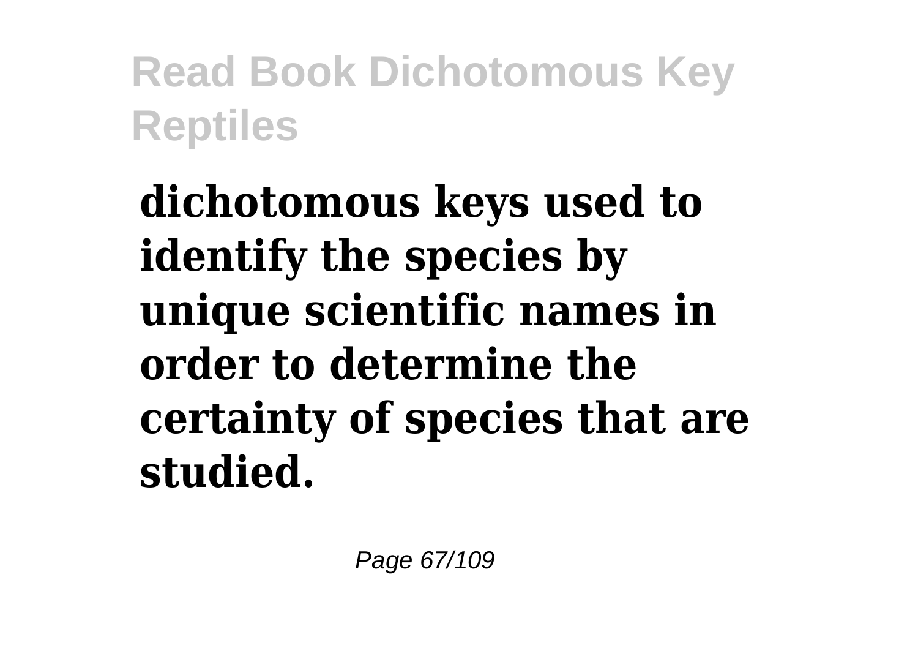**dichotomous keys used to identify the species by unique scientific names in order to determine the certainty of species that are studied.**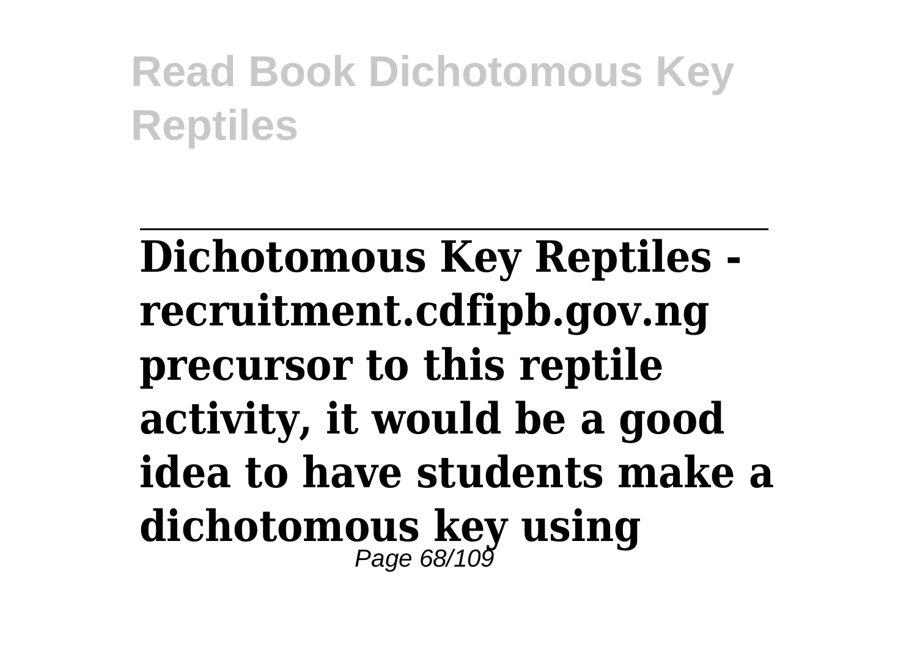Dichotomous Key Reptiles - recruitment.cdfipb.gov.ng precursor to this reptile activity, it would be a good idea to have students make a dichotomous key using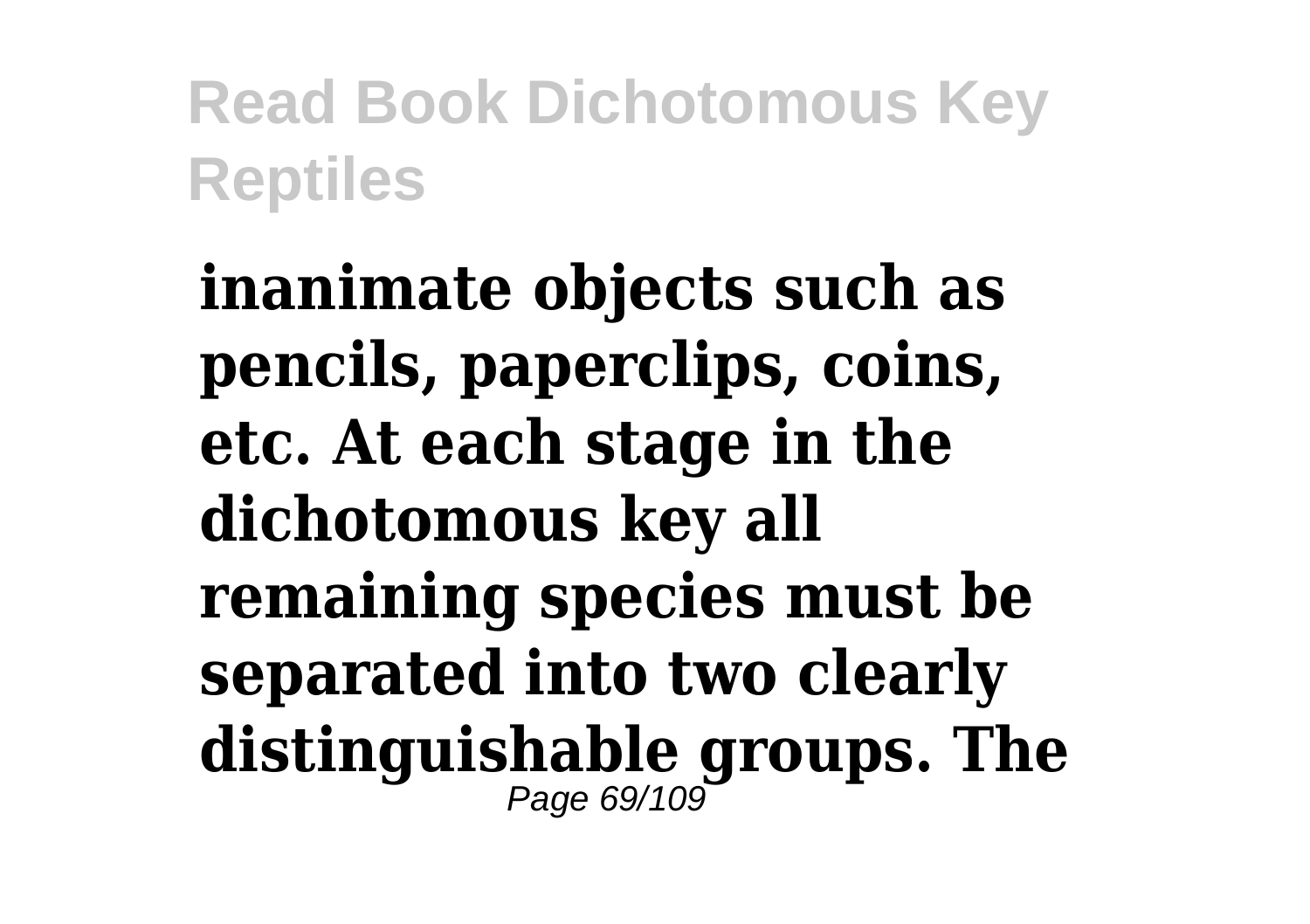**inanimate objects such as pencils, paperclips, coins, etc. At each stage in the dichotomous key all remaining species must be separated into two clearly distinguishable groups. The**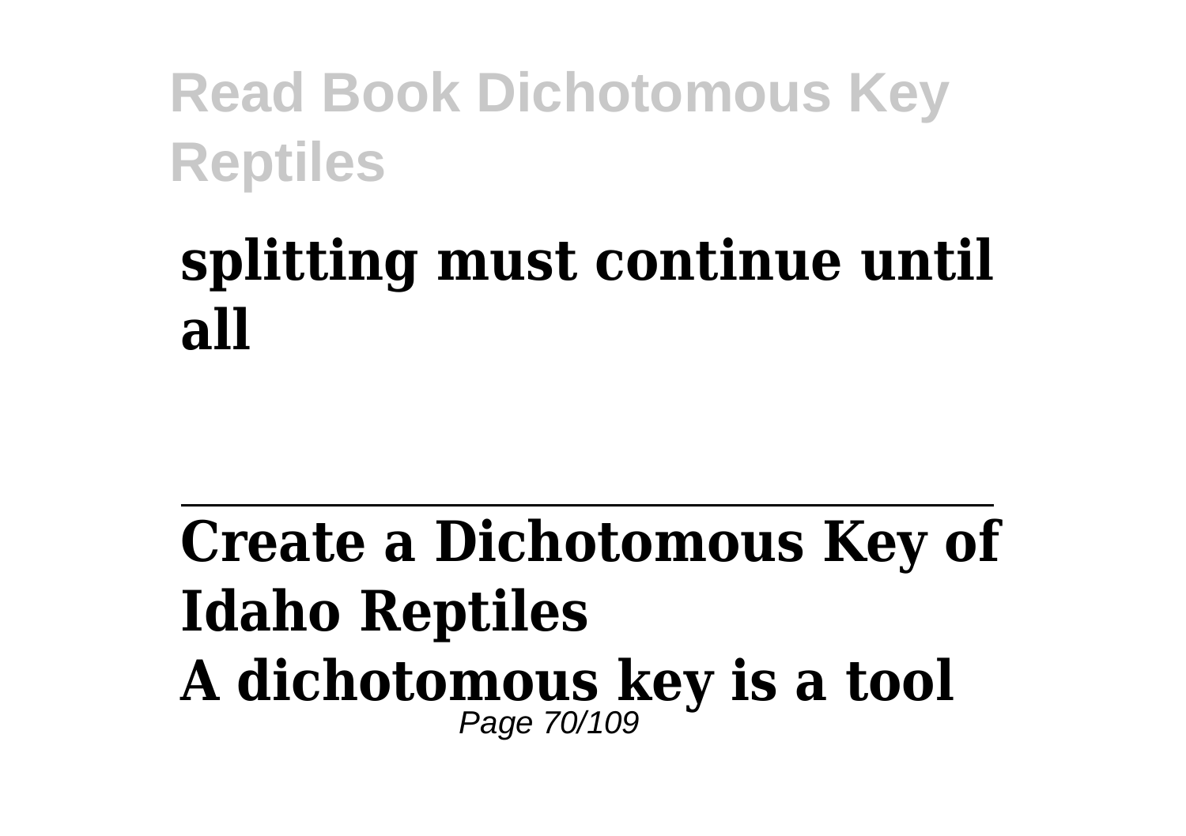**splitting must continue until all**

---

**Create a Dichotomous Key of Idaho Reptiles**

**A dichotomous key is a tool**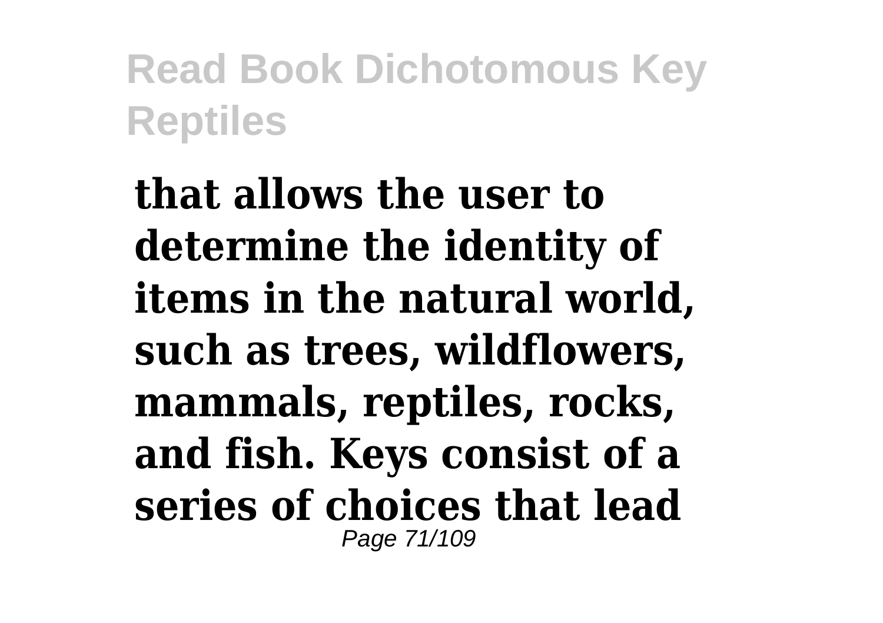**that allows the user to determine the identity of items in the natural world, such as trees, wildflowers, mammals, reptiles, rocks, and fish. Keys consist of a series of choices that lead**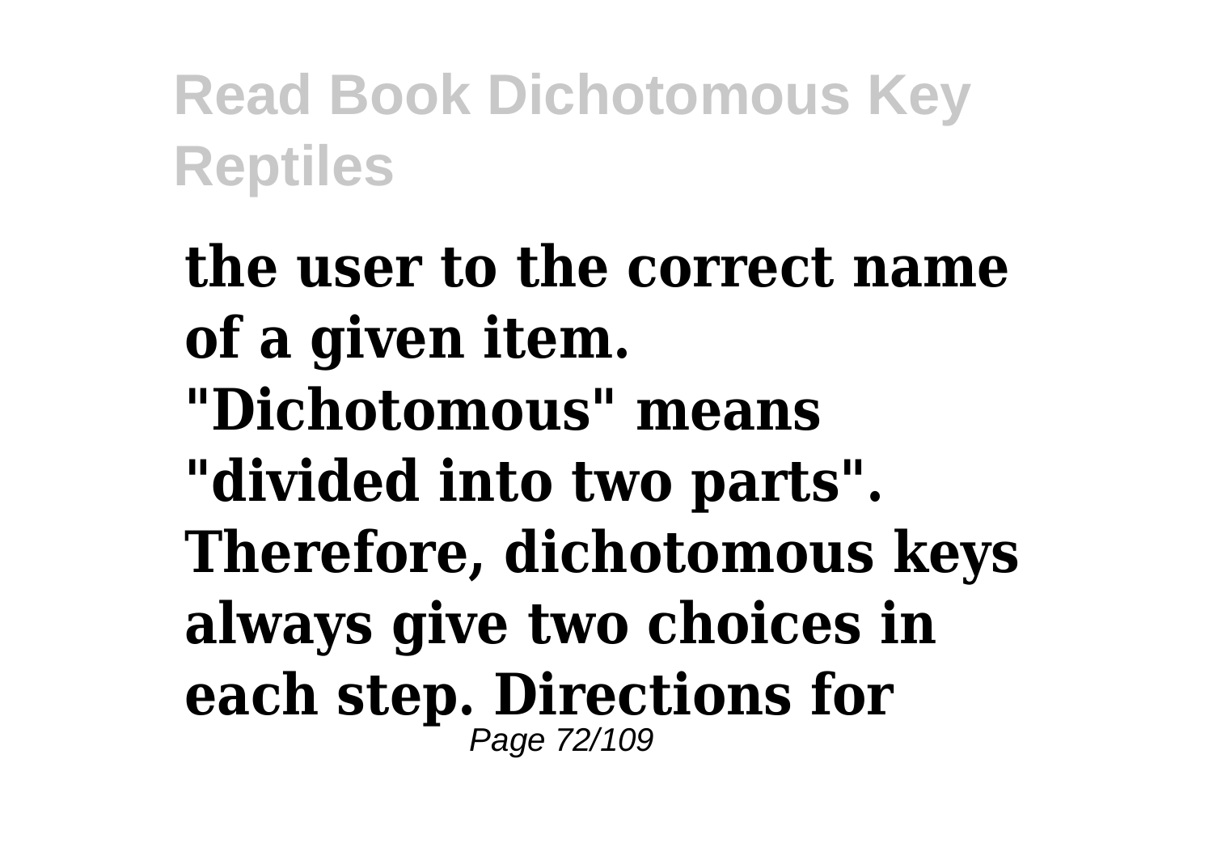**the user to the correct name of a given item. "Dichotomous" means "divided into two parts". Therefore, dichotomous keys always give two choices in each step. Directions for**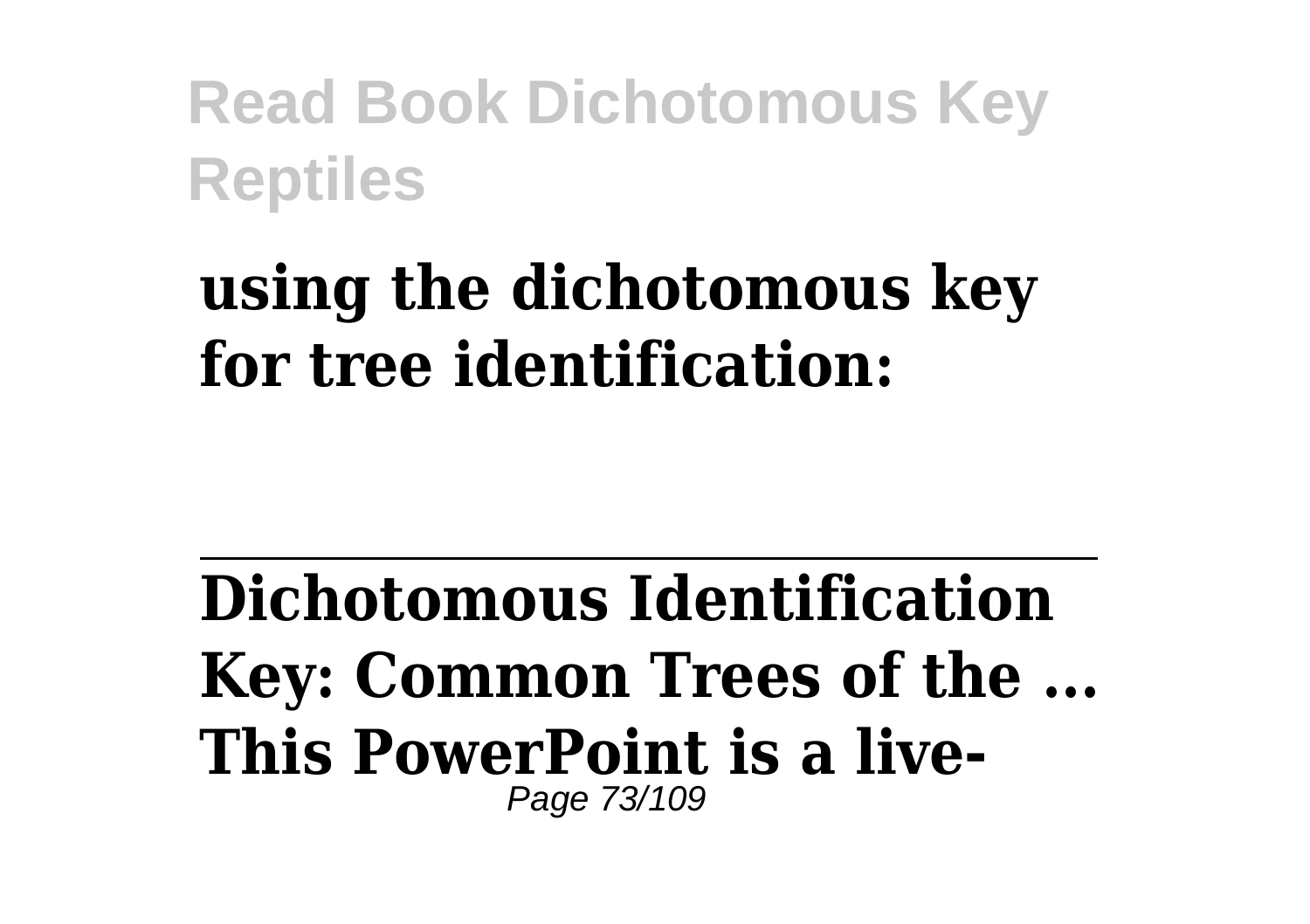**using the dichotomous key for tree identification:**

---

**Dichotomous Identification Key: Common Trees of the ...**
**This PowerPoint is a live-**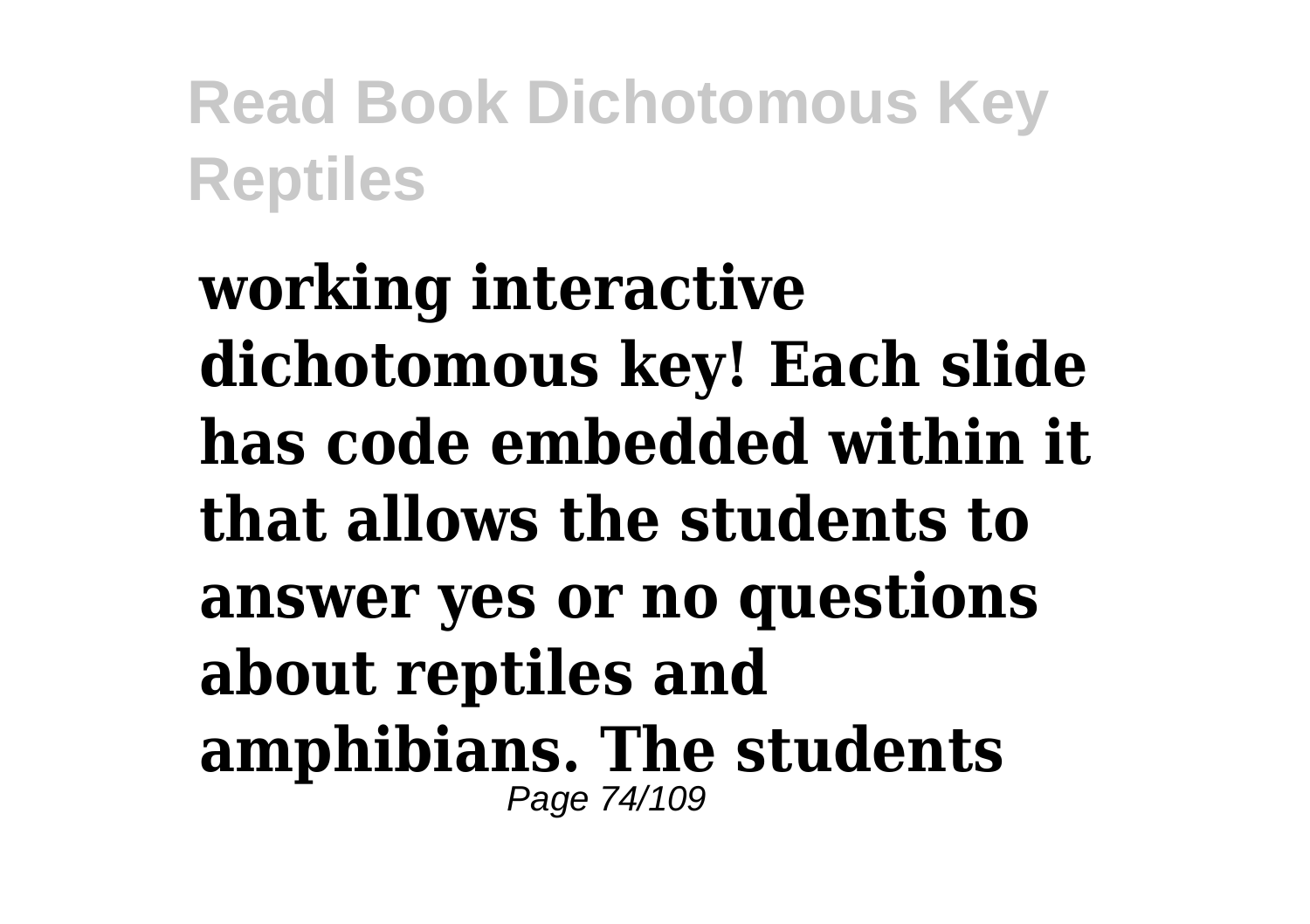**working interactive dichotomous key! Each slide has code embedded within it that allows the students to answer yes or no questions about reptiles and amphibians. The students**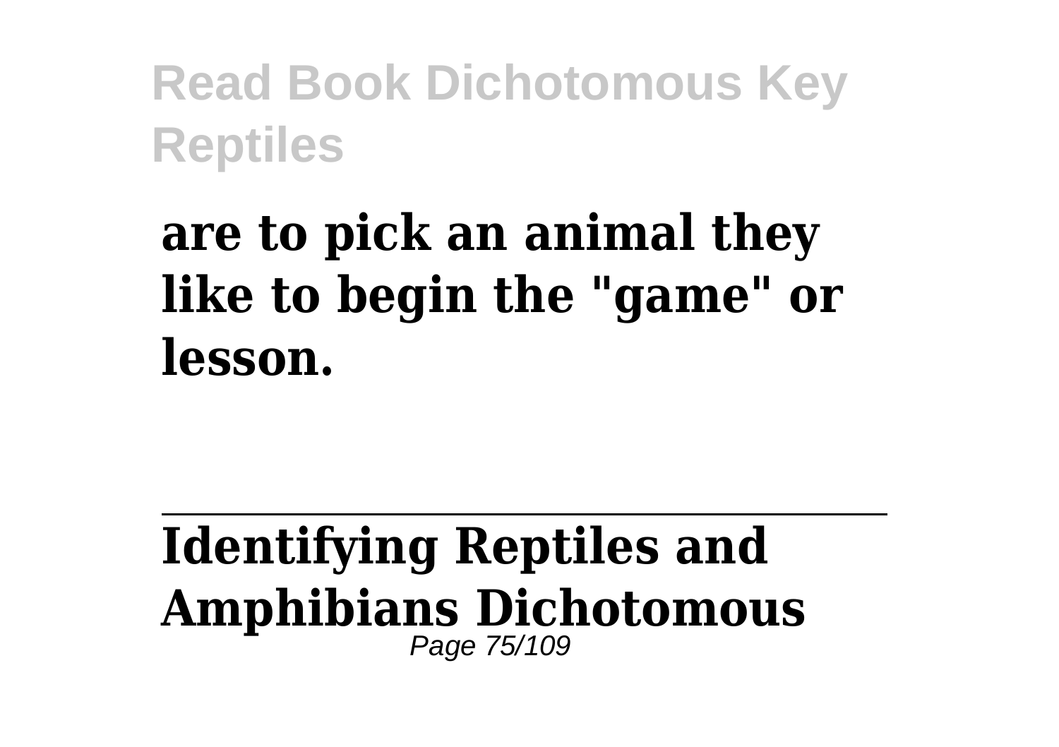**are to pick an animal they like to begin the "game" or lesson.**

---

**Identifying Reptiles and Amphibians Dichotomous**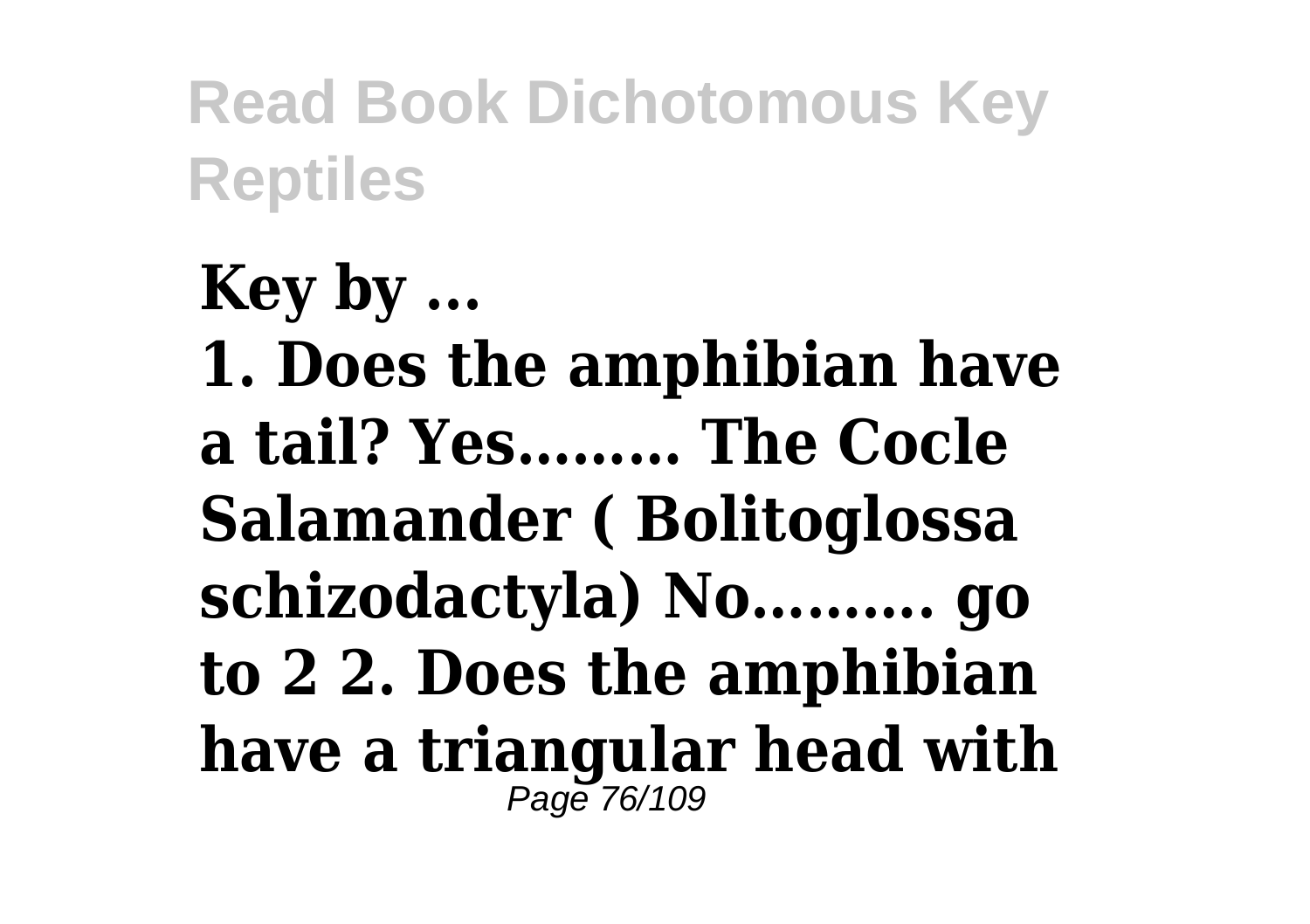**Key by ...**
**1. Does the amphibian have a tail? Yes……… The Cocle Salamander ( Bolitoglossa schizodactyla) No………. go to 2 2. Does the amphibian have a triangular head with**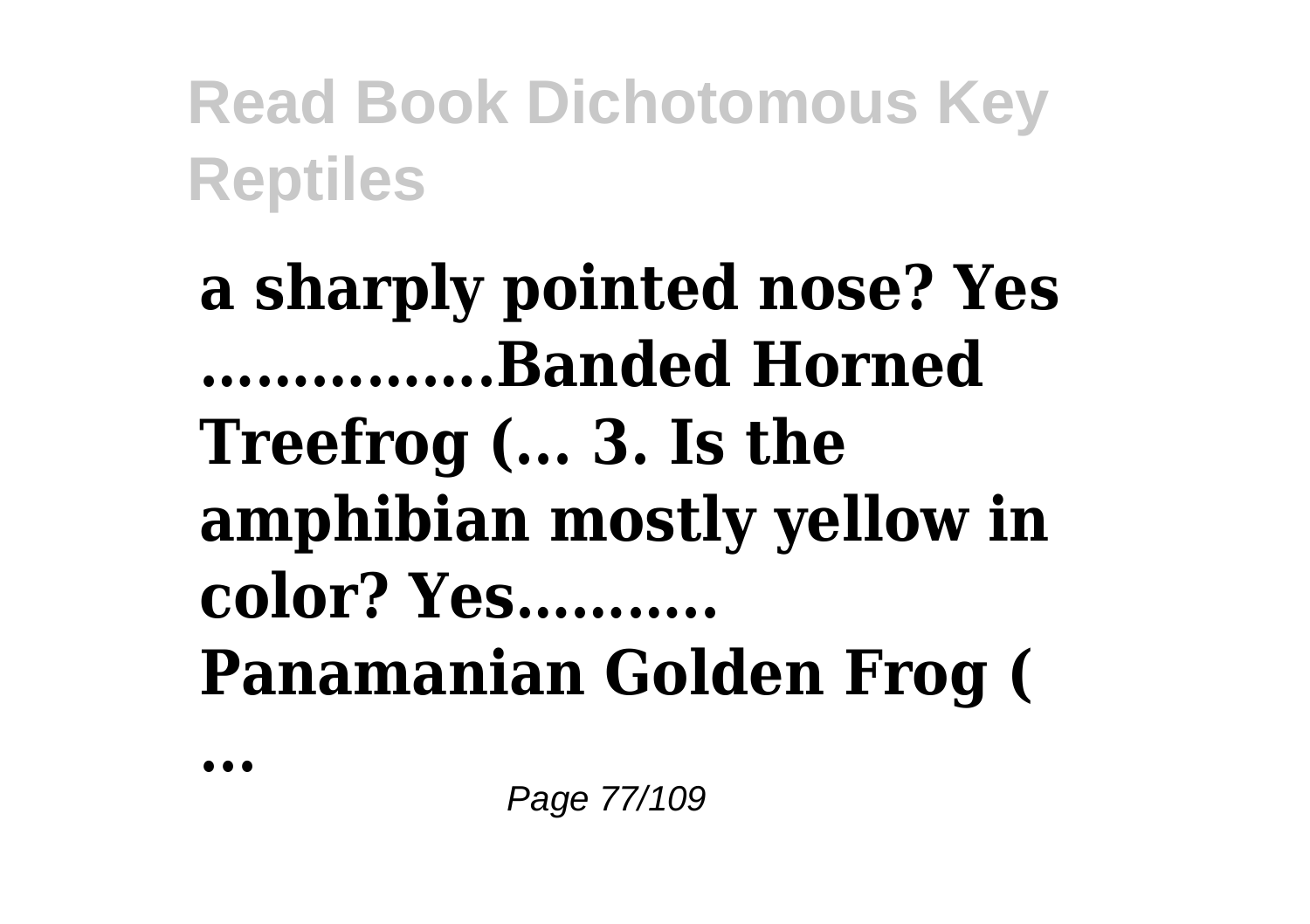**a sharply pointed nose? Yes ................Banded Horned Treefrog (... 3. Is the amphibian mostly yellow in color? Yes........... Panamanian Golden Frog (**

**...**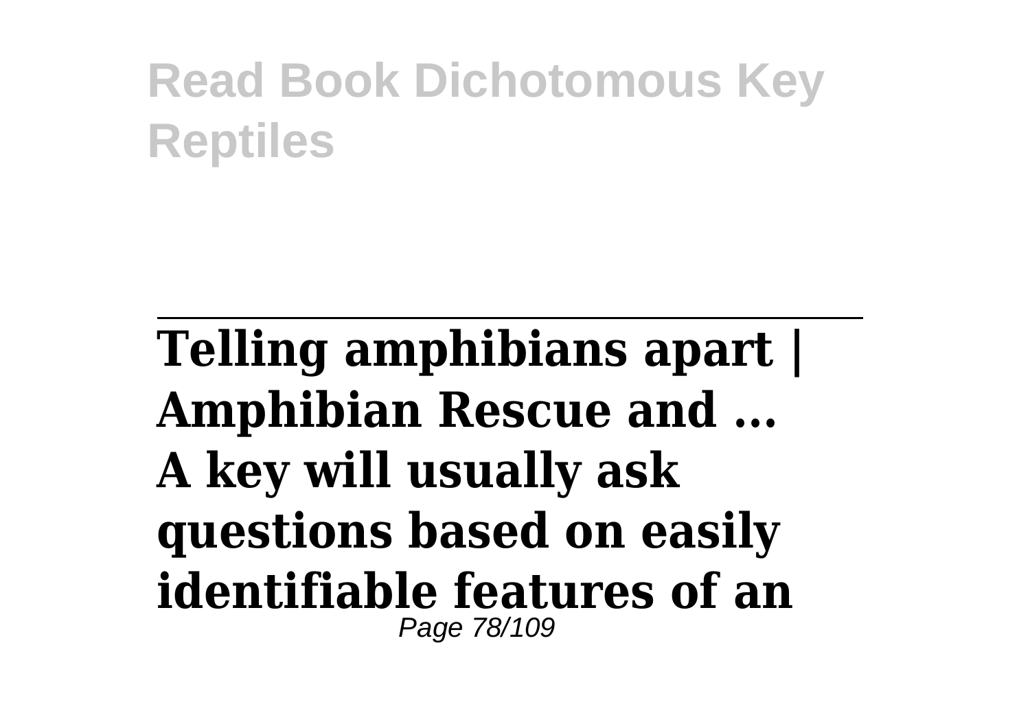**Telling amphibians apart | Amphibian Rescue and ...**

**A key will usually ask questions based on easily identifiable features of an**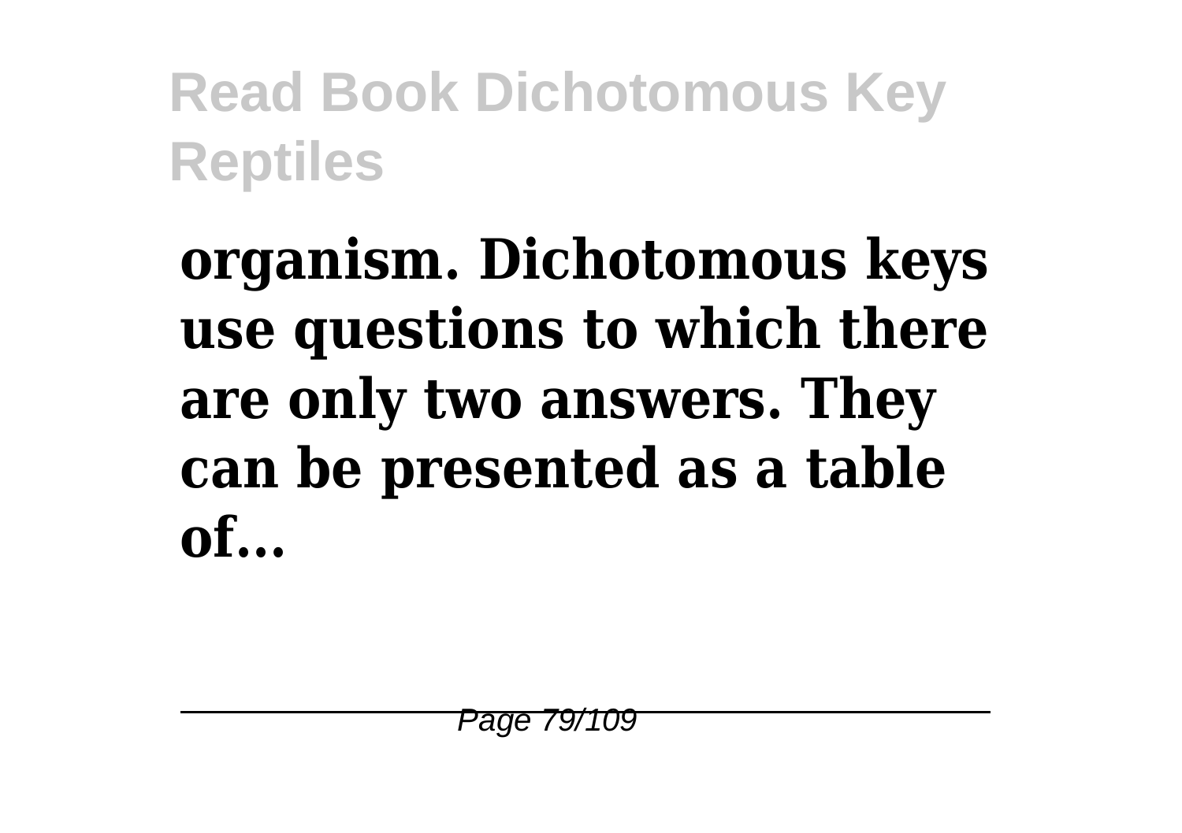**organism. Dichotomous keys use questions to which there are only two answers. They can be presented as a table of...**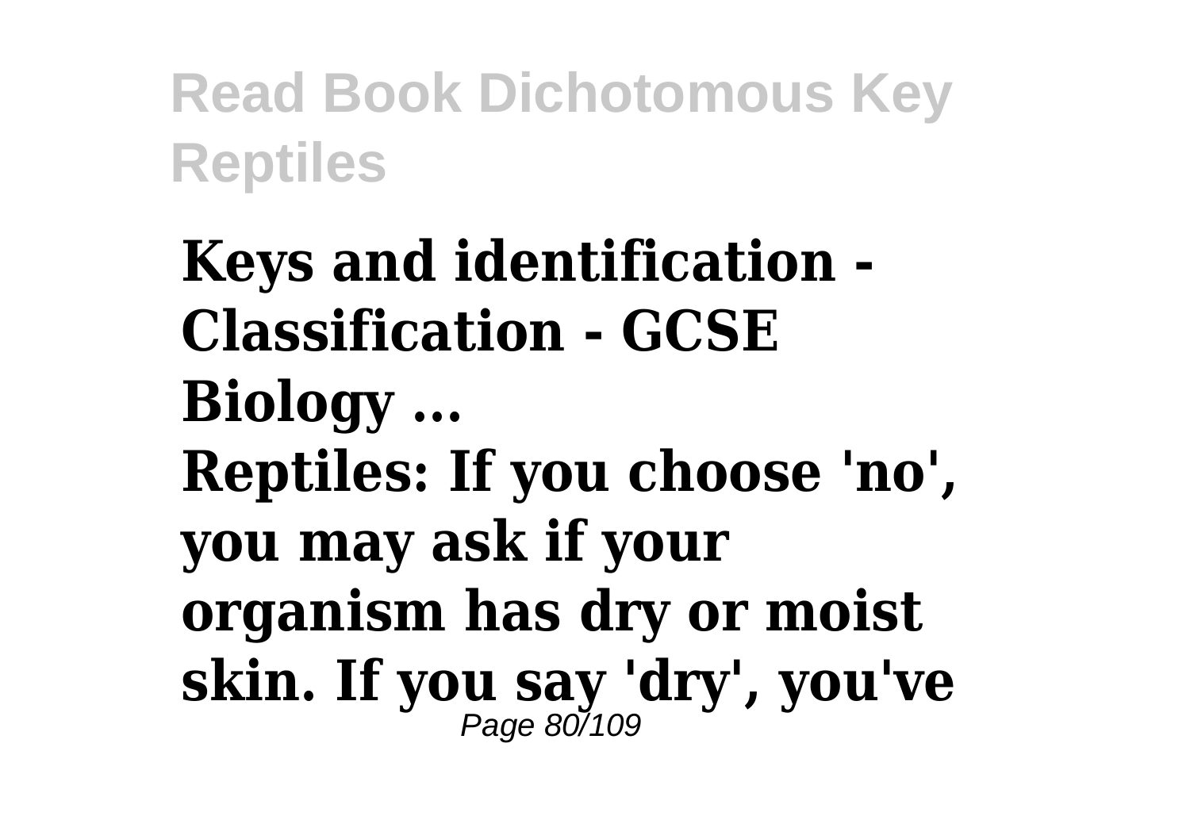**Keys and identification - Classification - GCSE Biology ...**

**Reptiles: If you choose 'no', you may ask if your organism has dry or moist skin. If you say 'dry', you've**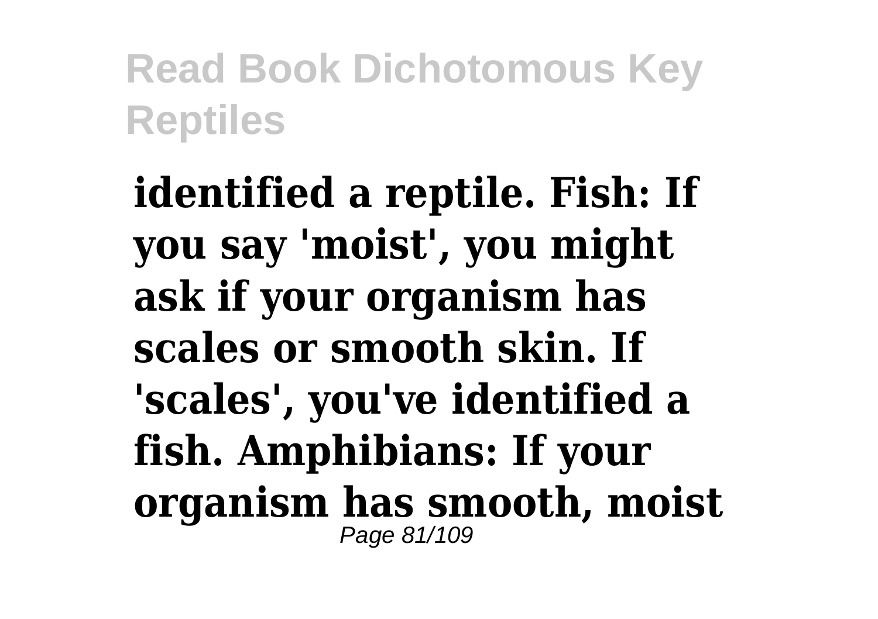identified a reptile. Fish: If you say 'moist', you might ask if your organism has scales or smooth skin. If 'scales', you've identified a fish. Amphibians: If your organism has smooth, moist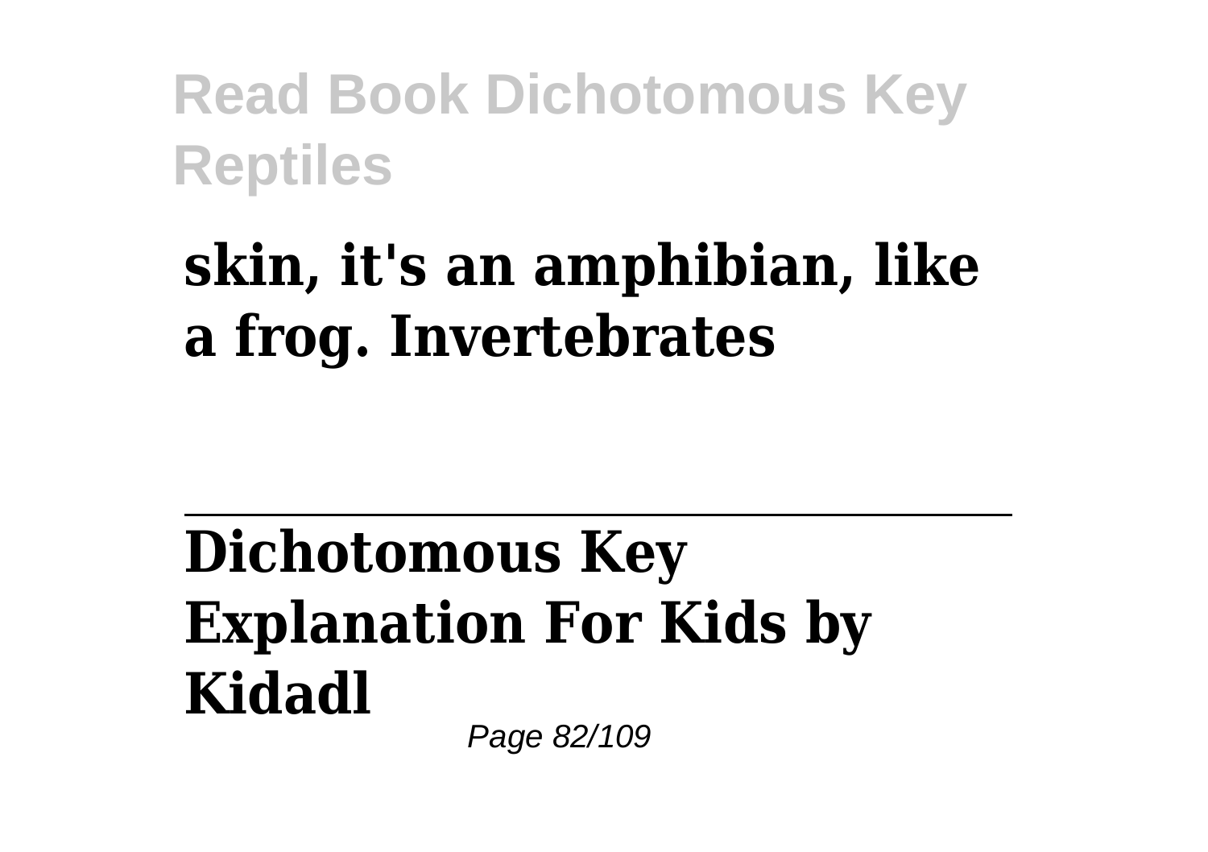**skin, it's an amphibian, like a frog. Invertebrates**

---

**Dichotomous Key Explanation For Kids by Kidadl**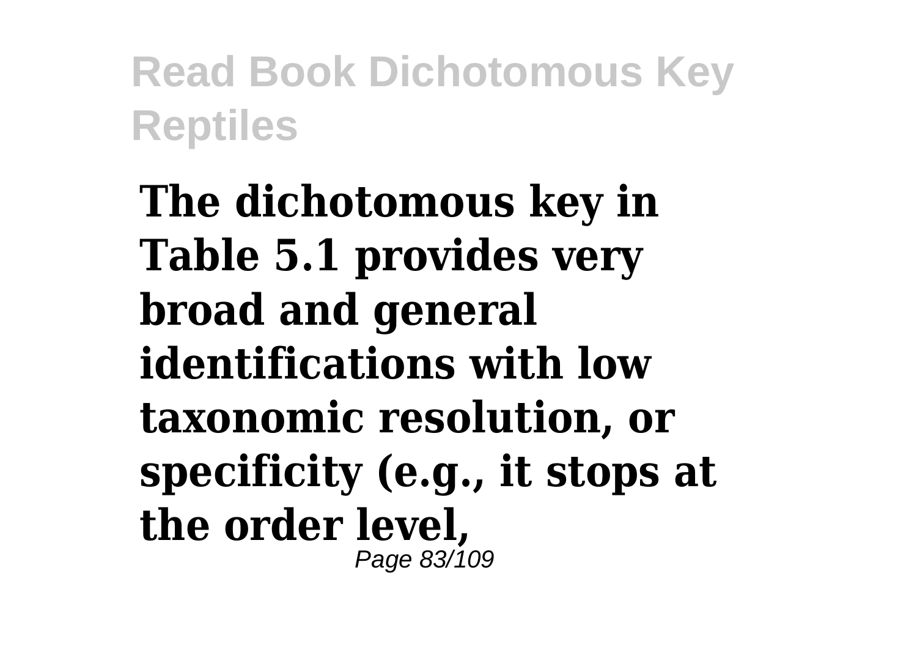**The dichotomous key in Table 5.1 provides very broad and general identifications with low taxonomic resolution, or specificity (e.g., it stops at the order level,**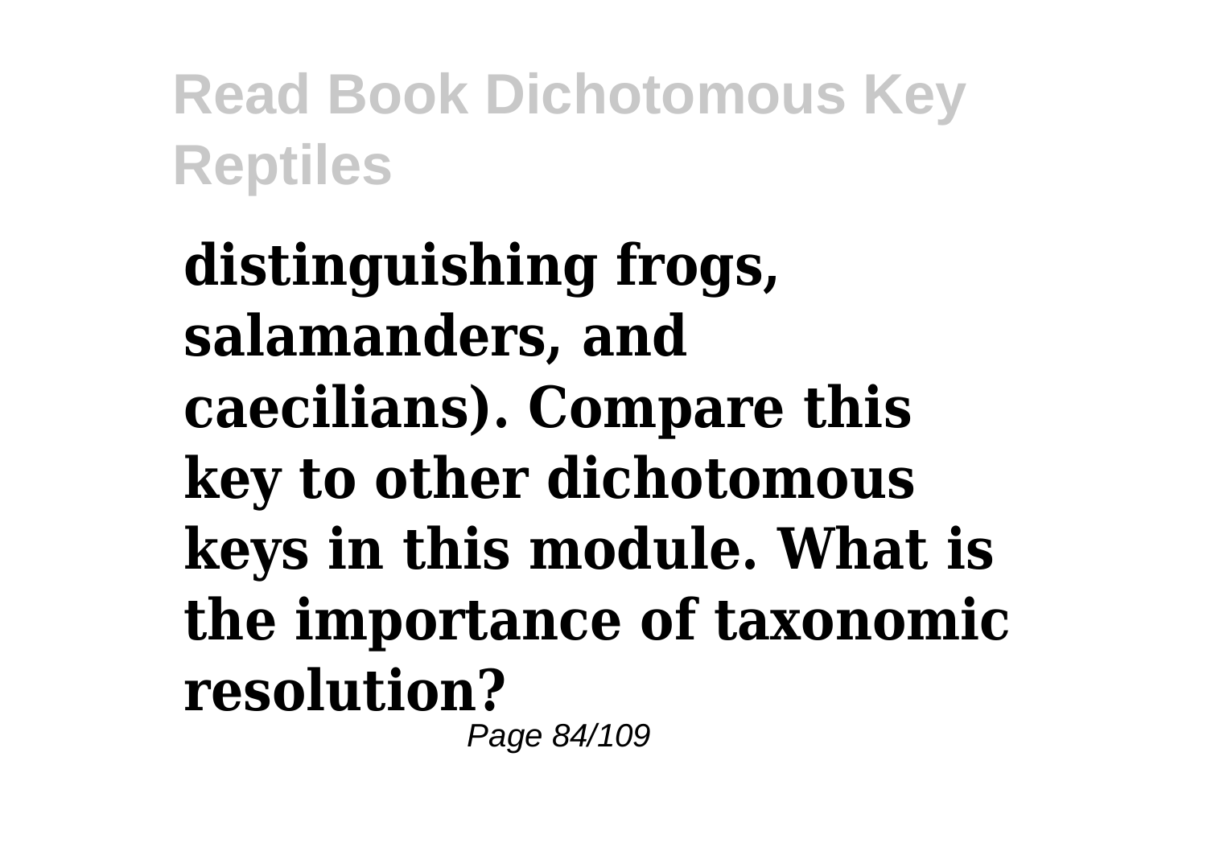**distinguishing frogs, salamanders, and caecilians). Compare this key to other dichotomous keys in this module. What is the importance of taxonomic resolution?**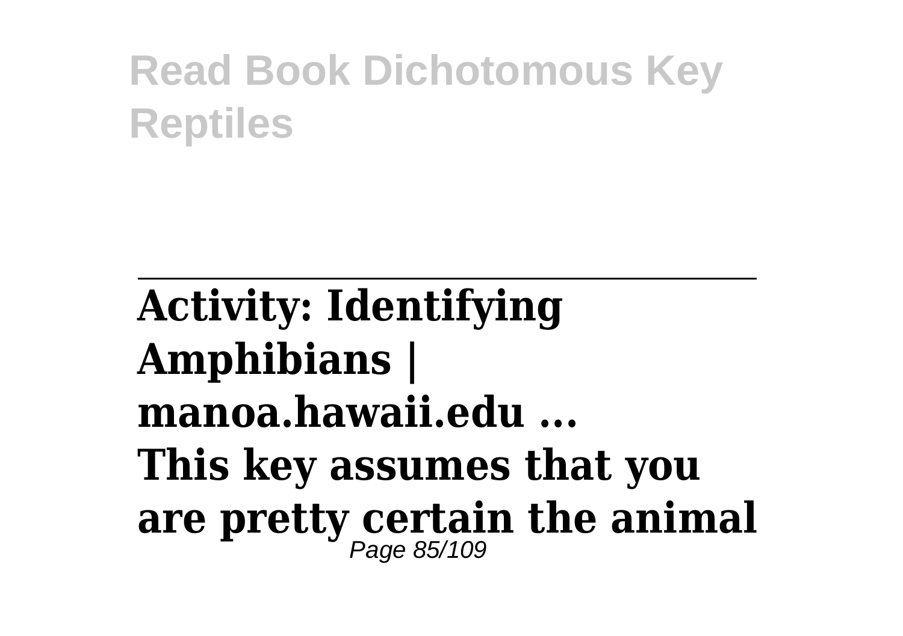**Activity: Identifying Amphibians | manoa.hawaii.edu ...**

**This key assumes that you are pretty certain the animal**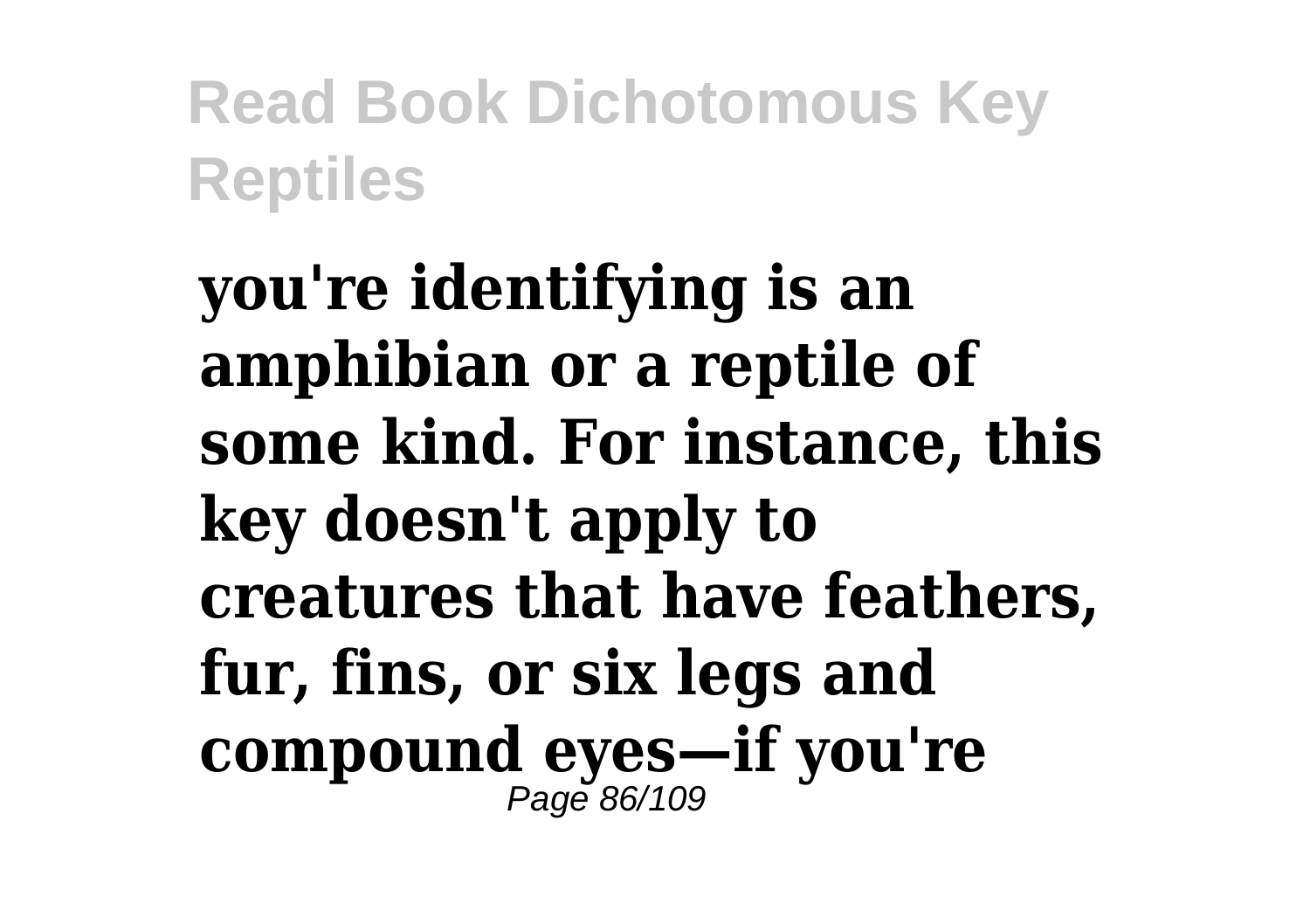**you're identifying is an amphibian or a reptile of some kind. For instance, this key doesn't apply to creatures that have feathers, fur, fins, or six legs and compound eyes—if you're**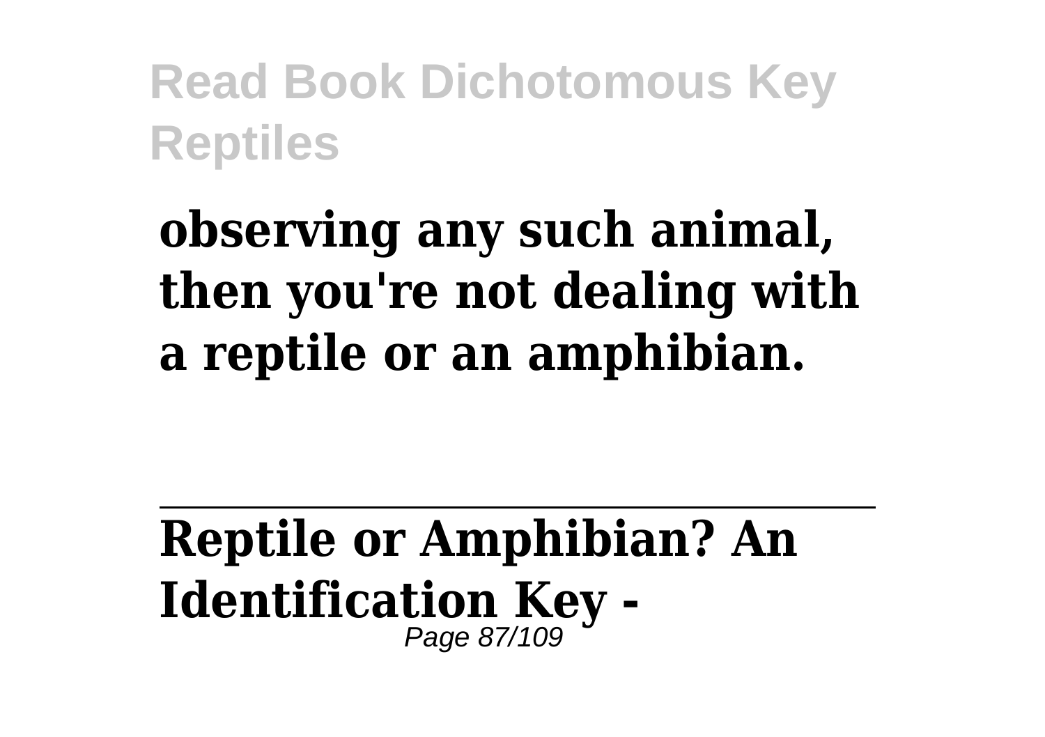**observing any such animal, then you're not dealing with a reptile or an amphibian.**

---

**Reptile or Amphibian? An Identification Key -**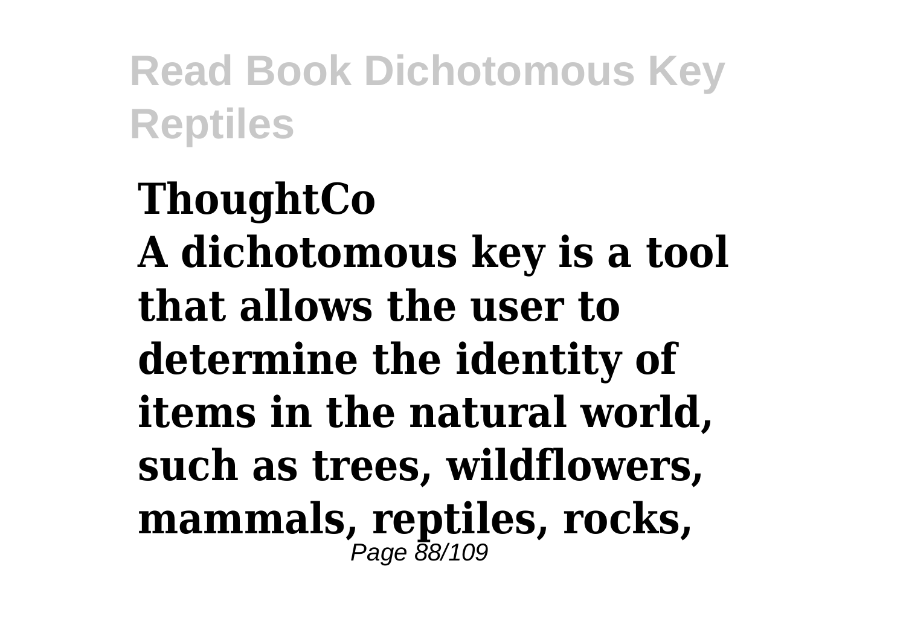**ThoughtCo**

**A dichotomous key is a tool that allows the user to determine the identity of items in the natural world, such as trees, wildflowers, mammals, reptiles, rocks,**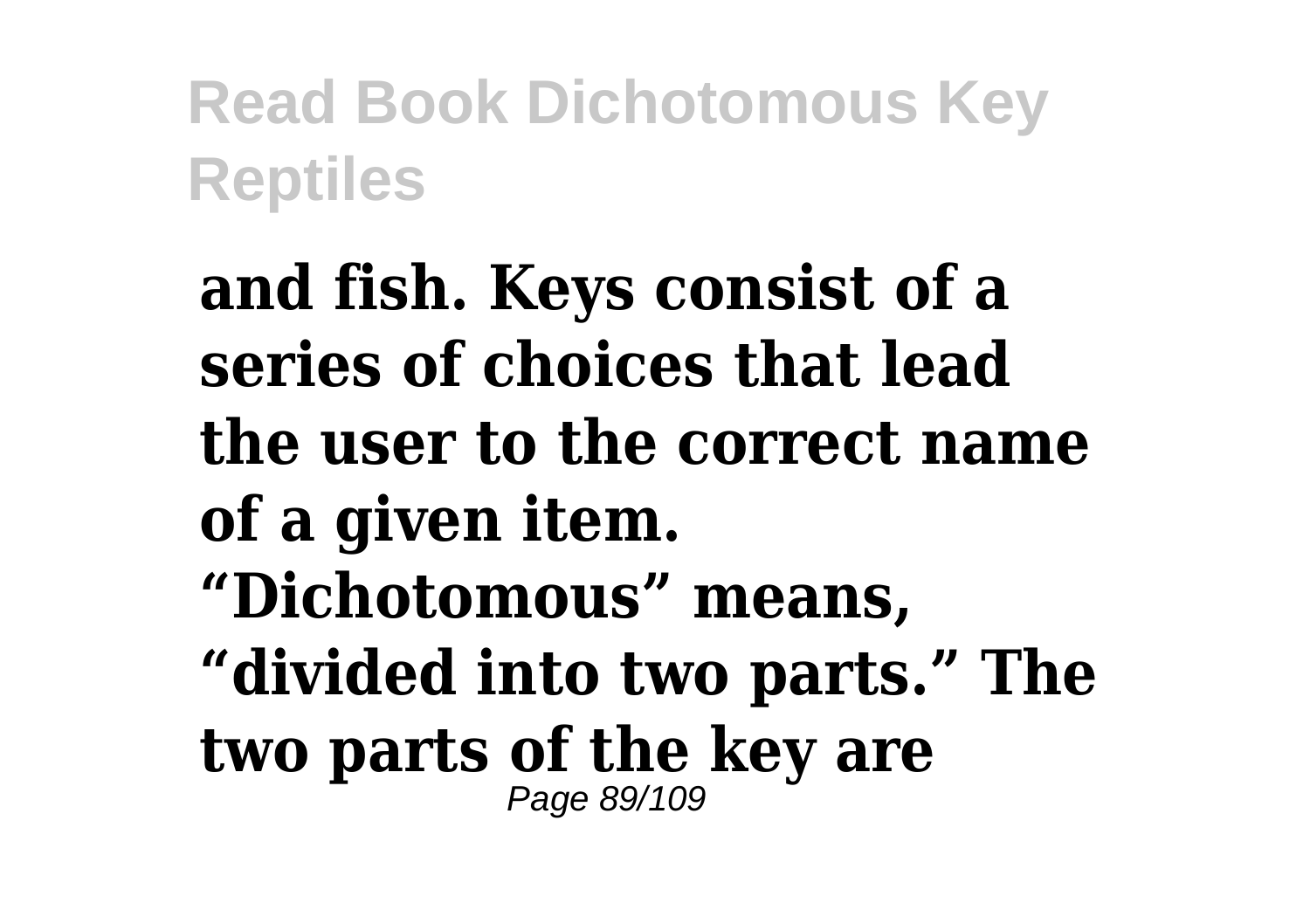**and fish. Keys consist of a series of choices that lead the user to the correct name of a given item. “Dichotomous” means, “divided into two parts.” The two parts of the key are**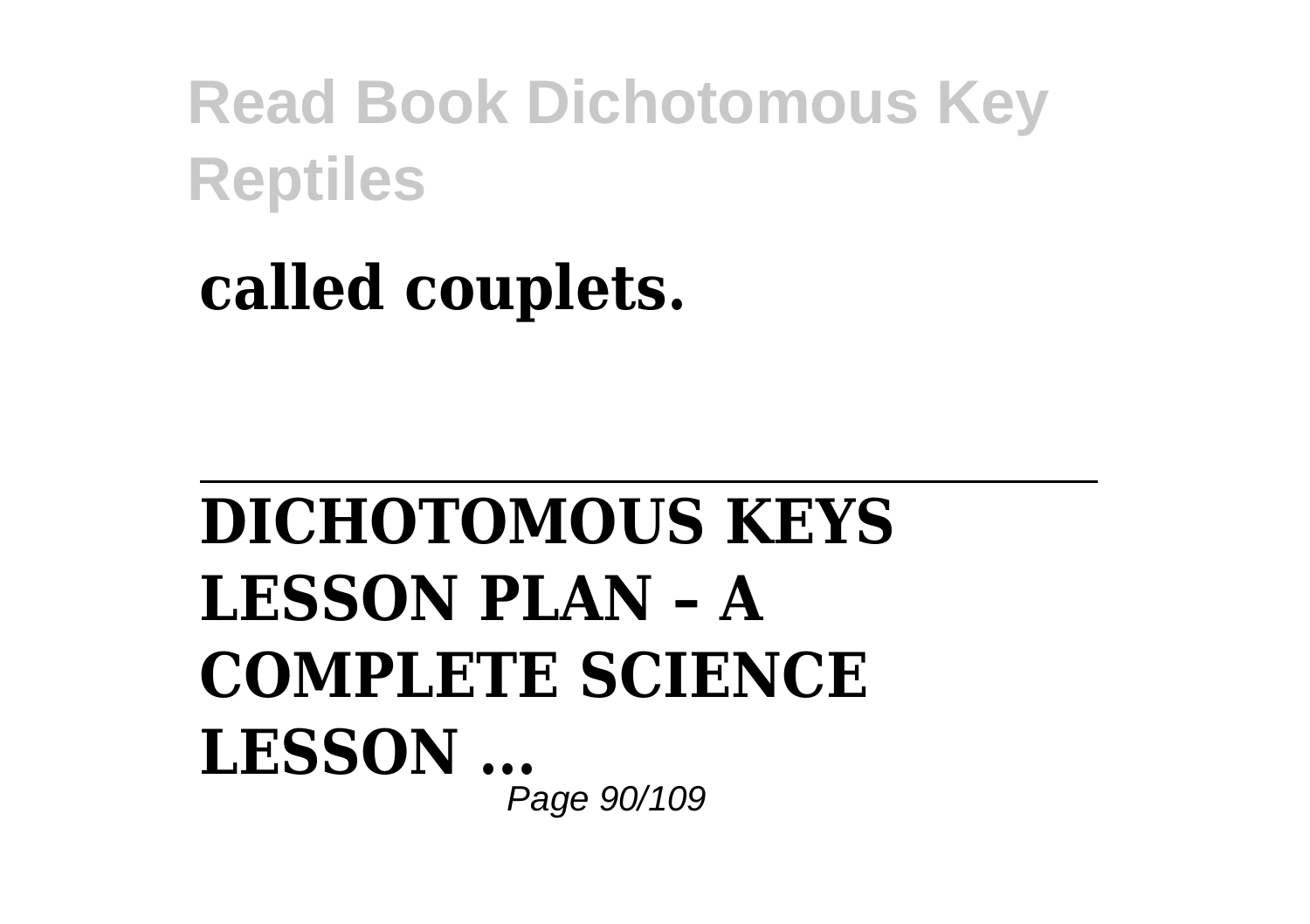**called couplets.**

---

**DICHOTOMOUS KEYS LESSON PLAN – A COMPLETE SCIENCE LESSON ...**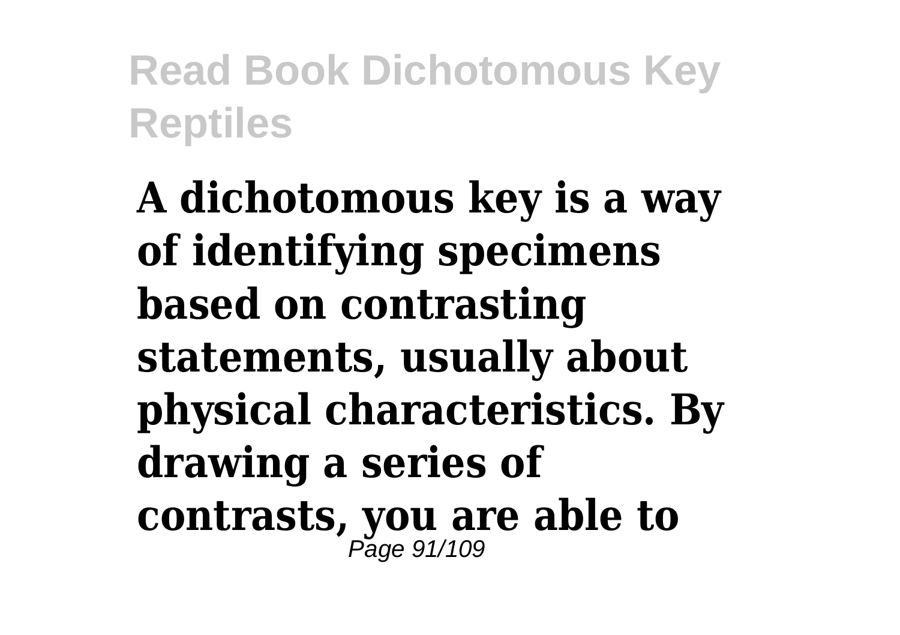**A dichotomous key is a way of identifying specimens based on contrasting statements, usually about physical characteristics. By drawing a series of contrasts, you are able to**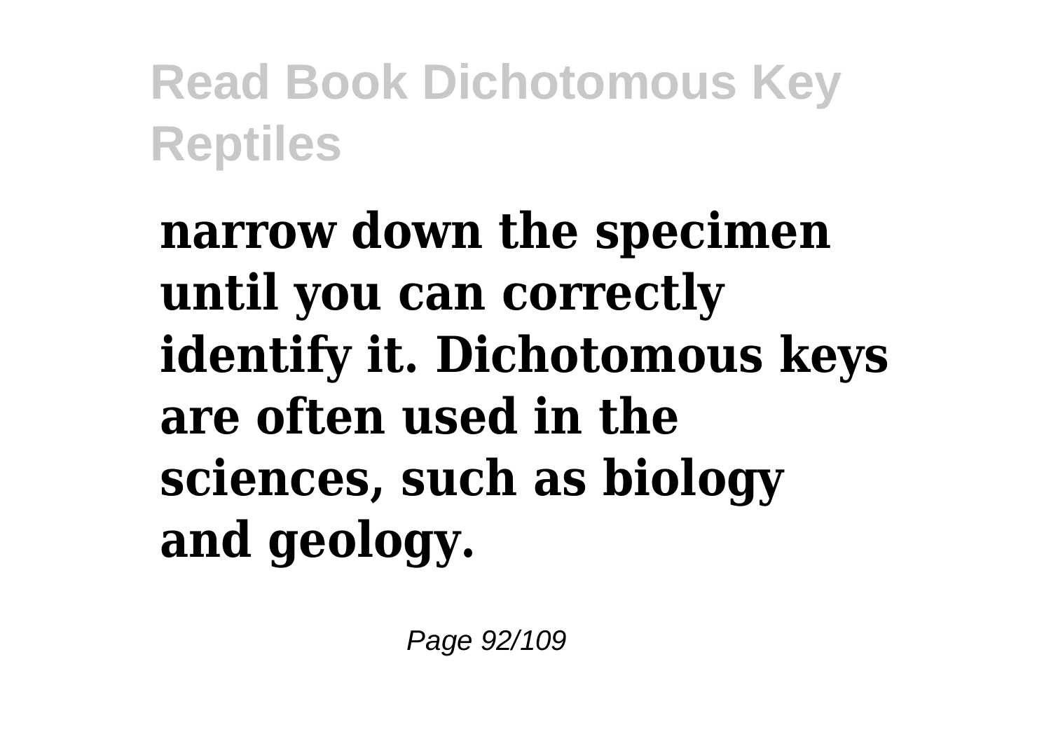**narrow down the specimen until you can correctly identify it. Dichotomous keys are often used in the sciences, such as biology and geology.**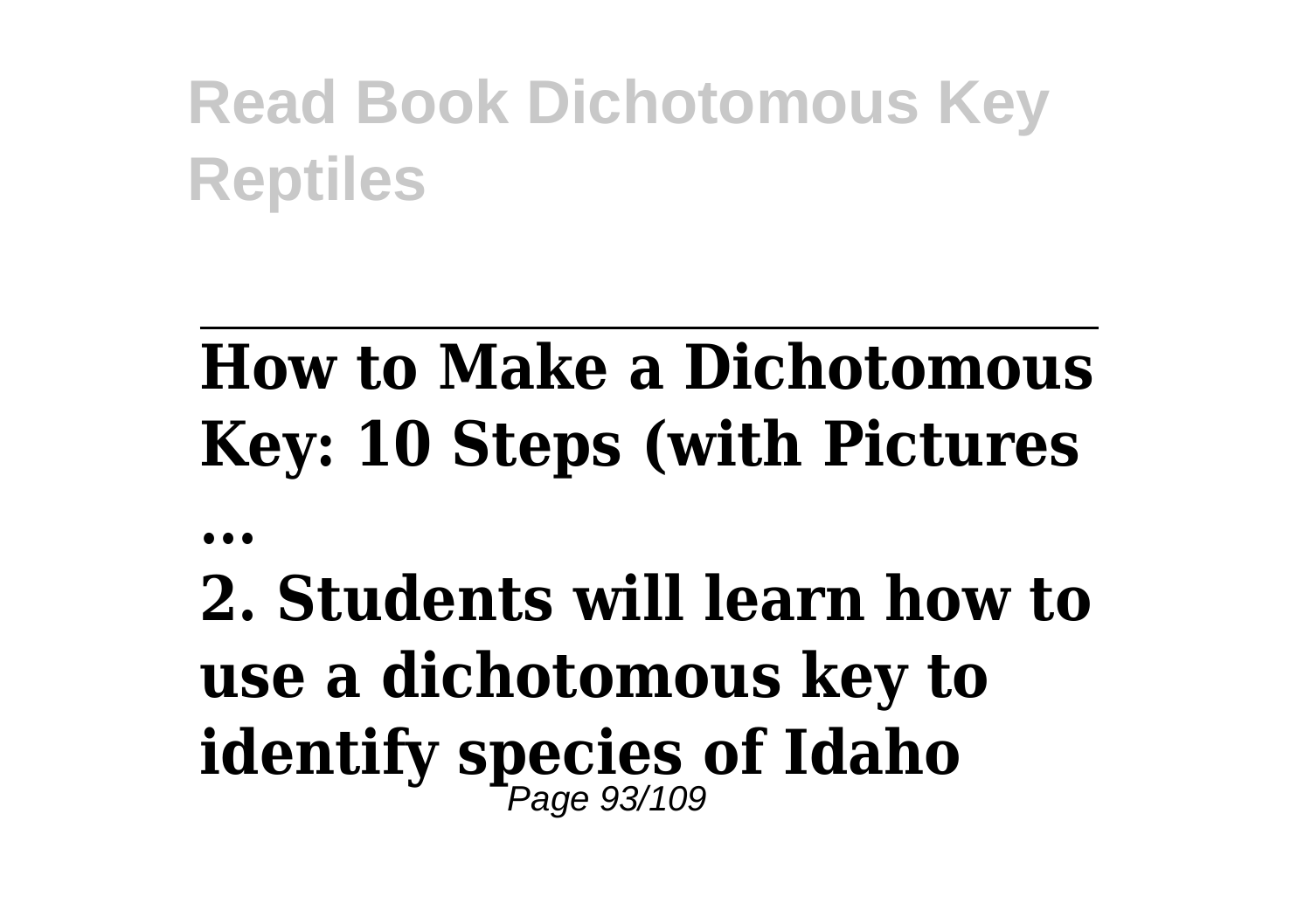## How to Make a Dichotomous Key: 10 Steps (with Pictures ...

**2. Students will learn how to use a dichotomous key to identify species of Idaho**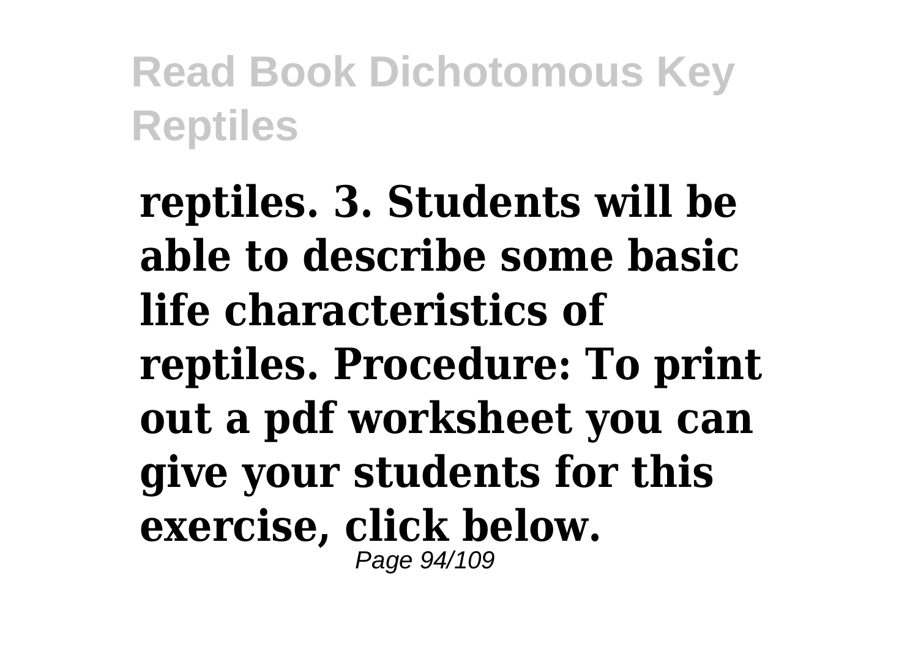**reptiles. 3. Students will be able to describe some basic life characteristics of reptiles. Procedure: To print out a pdf worksheet you can give your students for this exercise, click below.**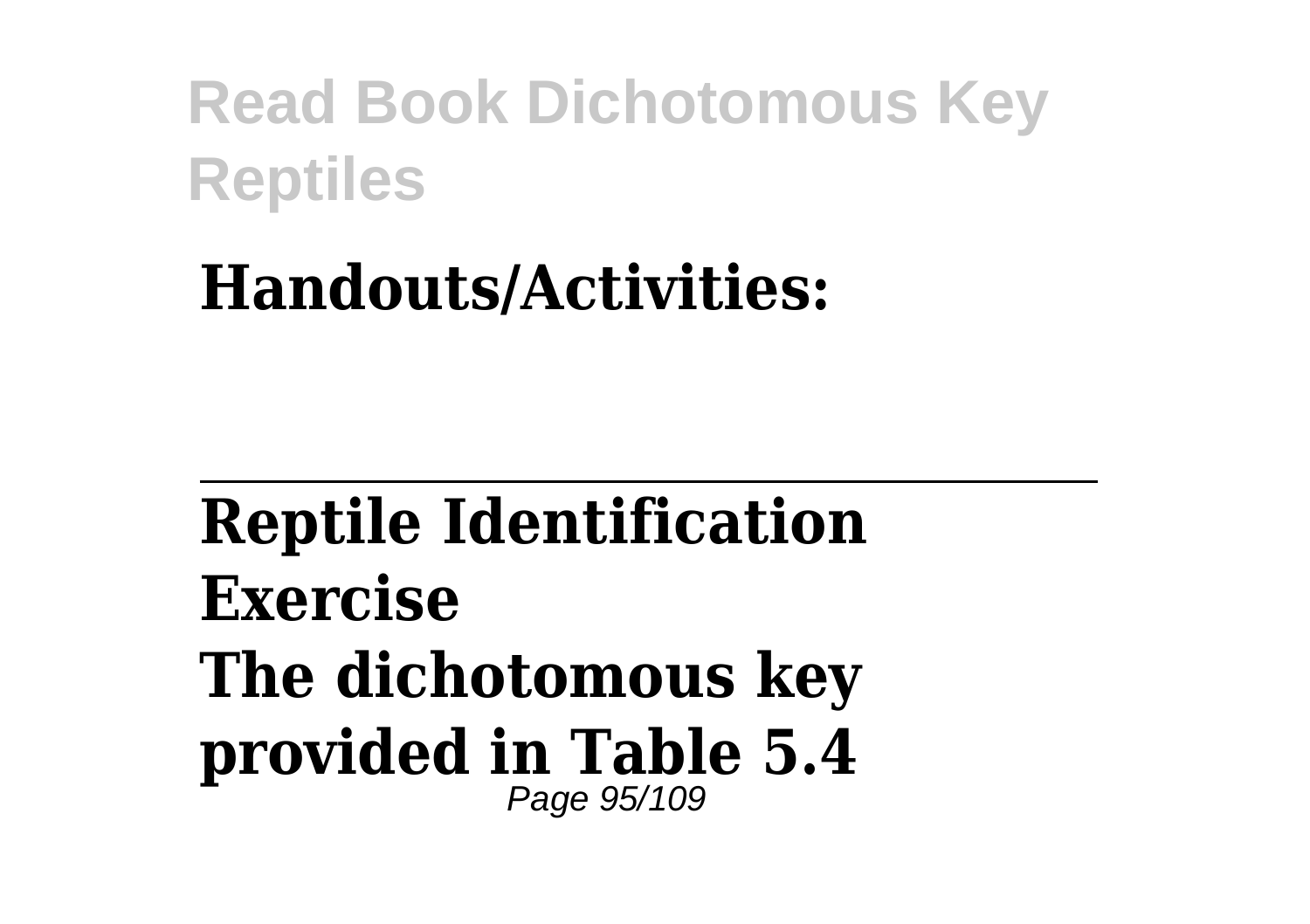**Handouts/Activities:**

---

**Reptile Identification Exercise**
**The dichotomous key provided in Table 5.4**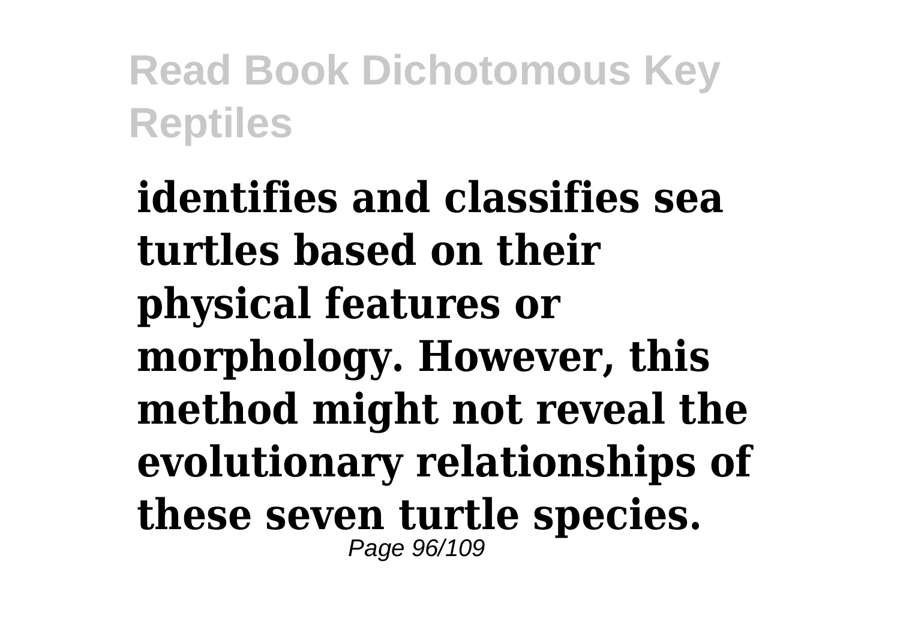**identifies and classifies sea turtles based on their physical features or morphology. However, this method might not reveal the evolutionary relationships of these seven turtle species.**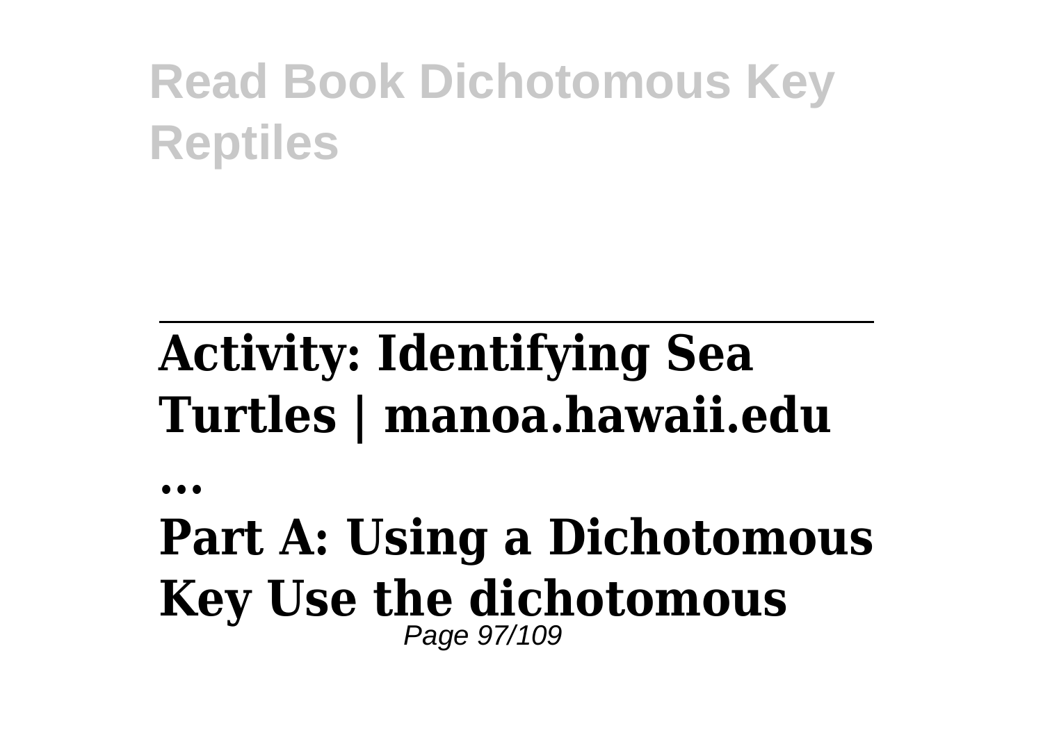## Activity: Identifying Sea Turtles | manoa.hawaii.edu

**...**

**Part A: Using a Dichotomous Key Use the dichotomous**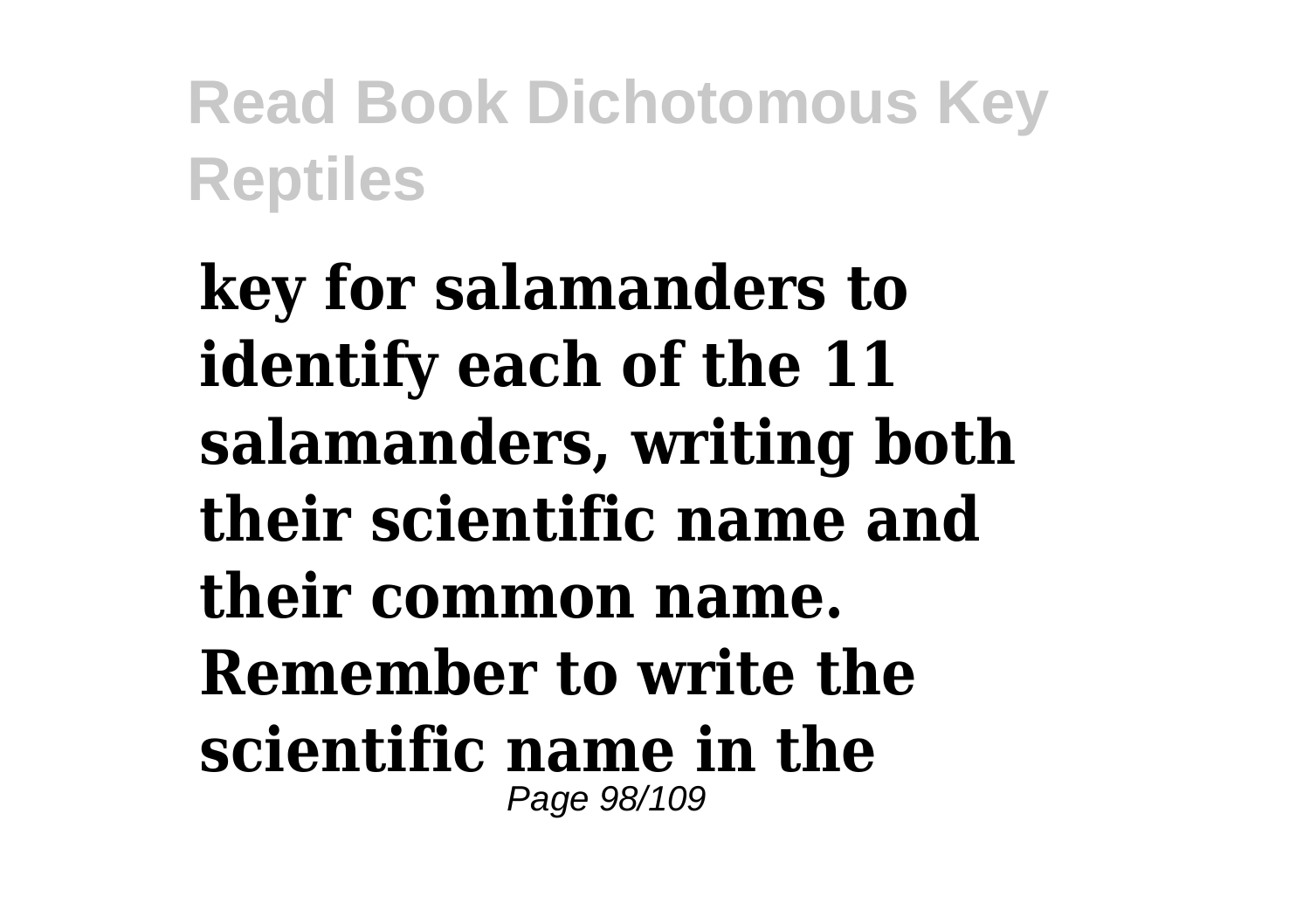**key for salamanders to identify each of the 11 salamanders, writing both their scientific name and their common name. Remember to write the scientific name in the**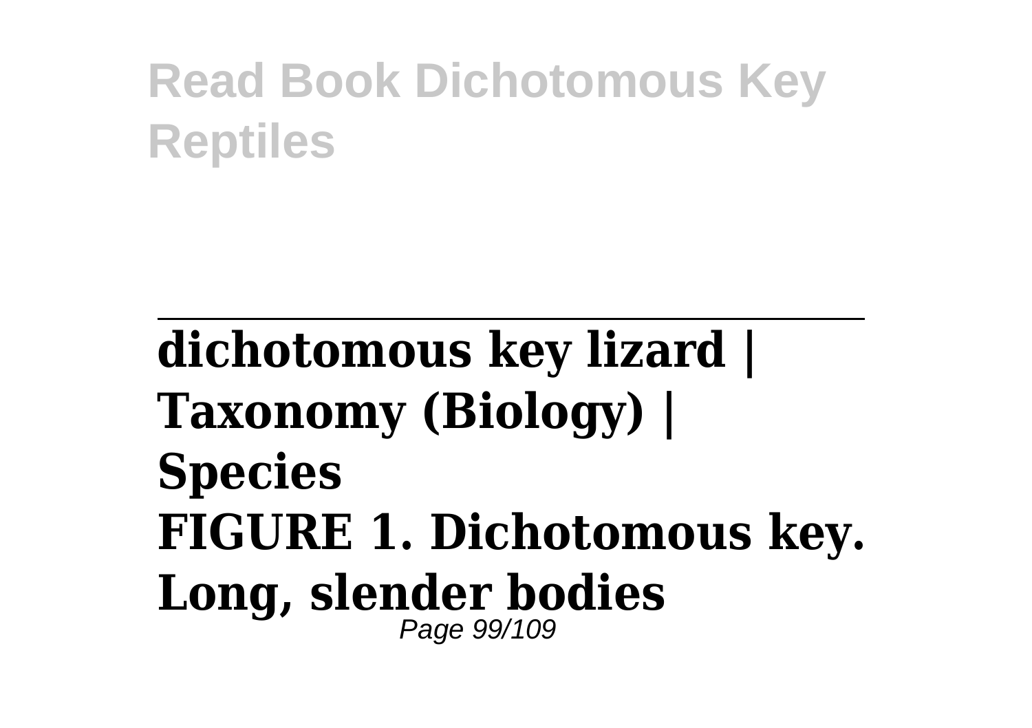---

**dichotomous key lizard | Taxonomy (Biology) | Species**

**FIGURE 1. Dichotomous key. Long, slender bodies**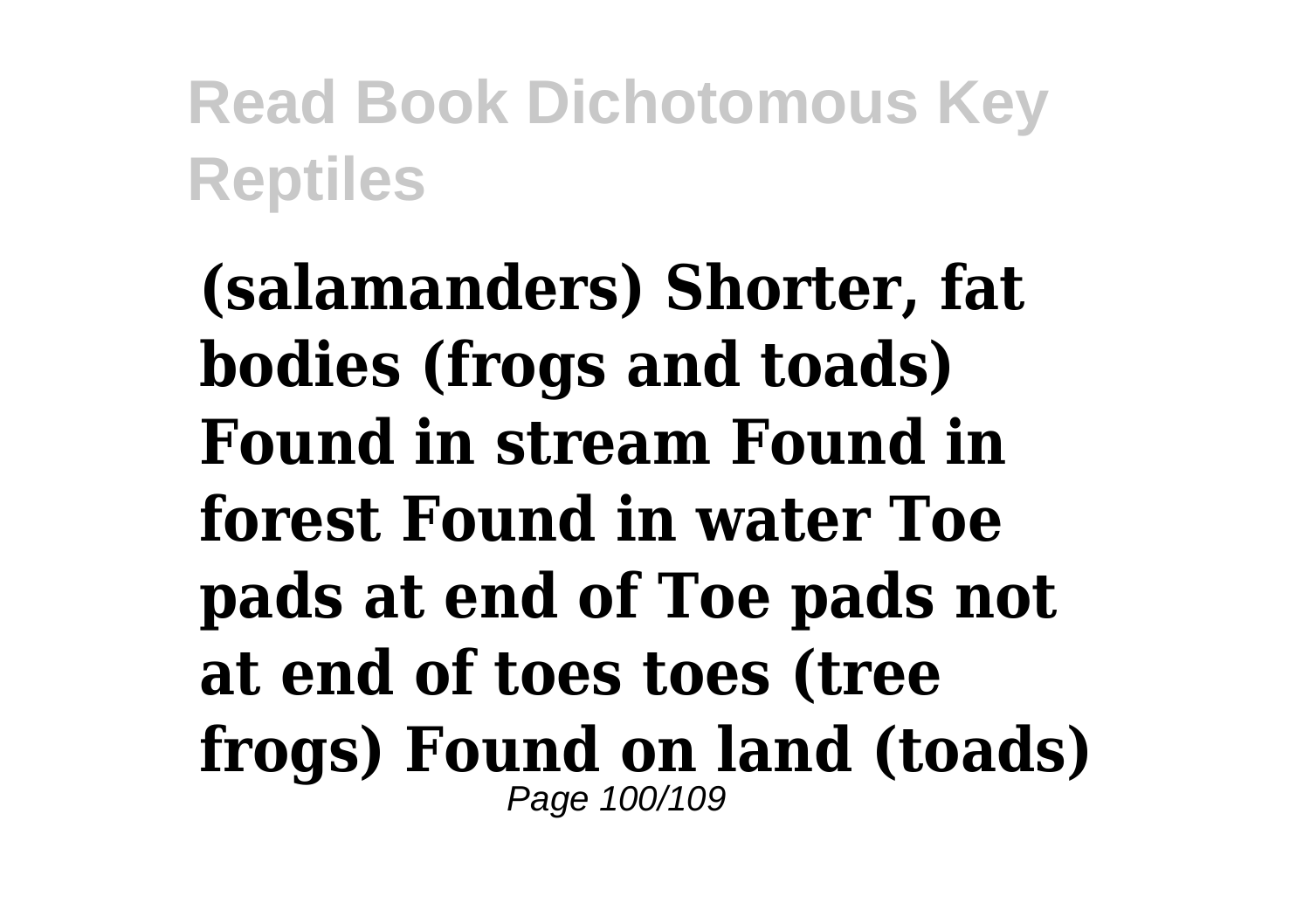**(salamanders) Shorter, fat bodies (frogs and toads) Found in stream Found in forest Found in water Toe pads at end of Toe pads not at end of toes toes (tree frogs) Found on land (toads)**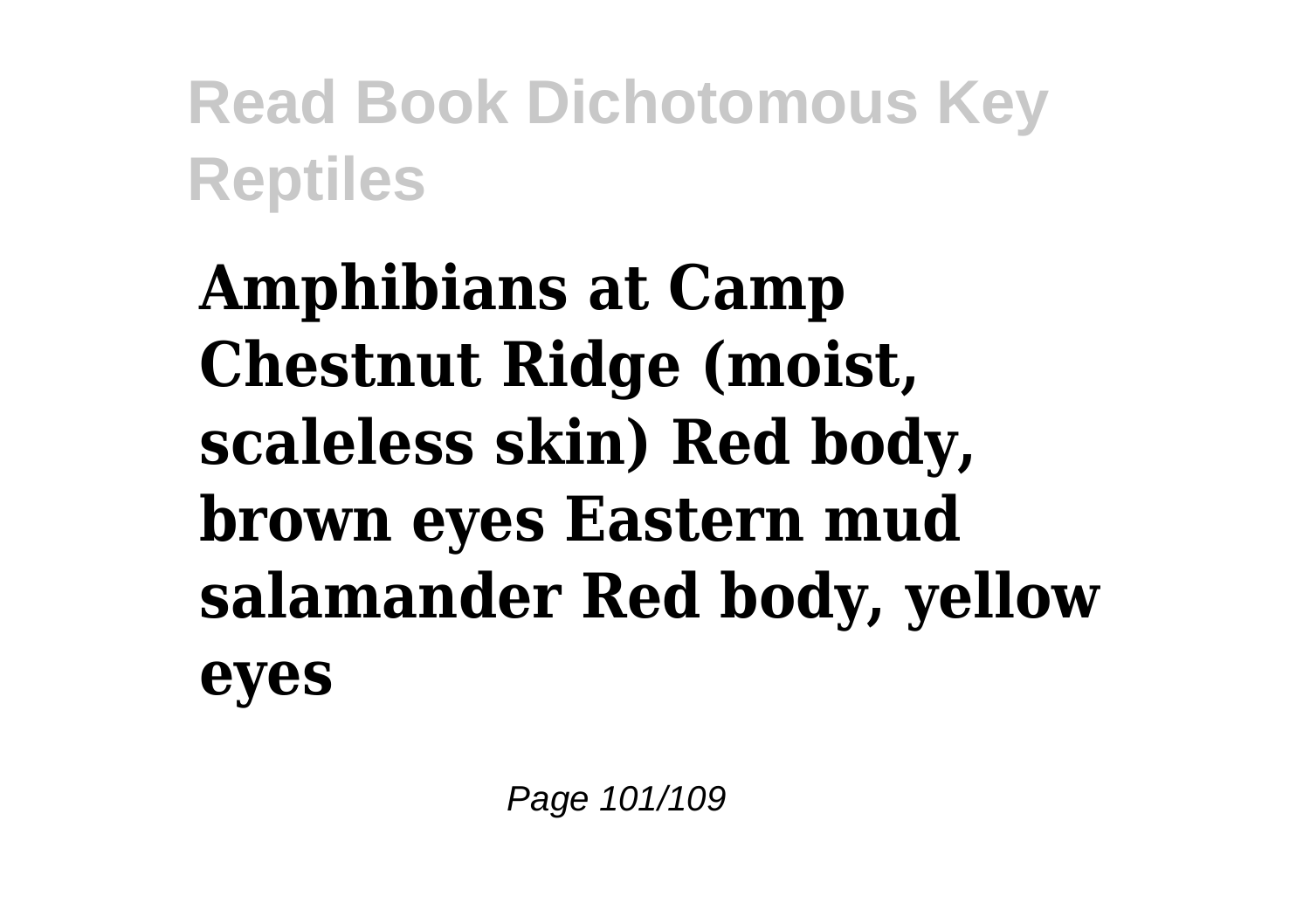**Amphibians at Camp Chestnut Ridge (moist, scaleless skin) Red body, brown eyes Eastern mud salamander Red body, yellow eyes**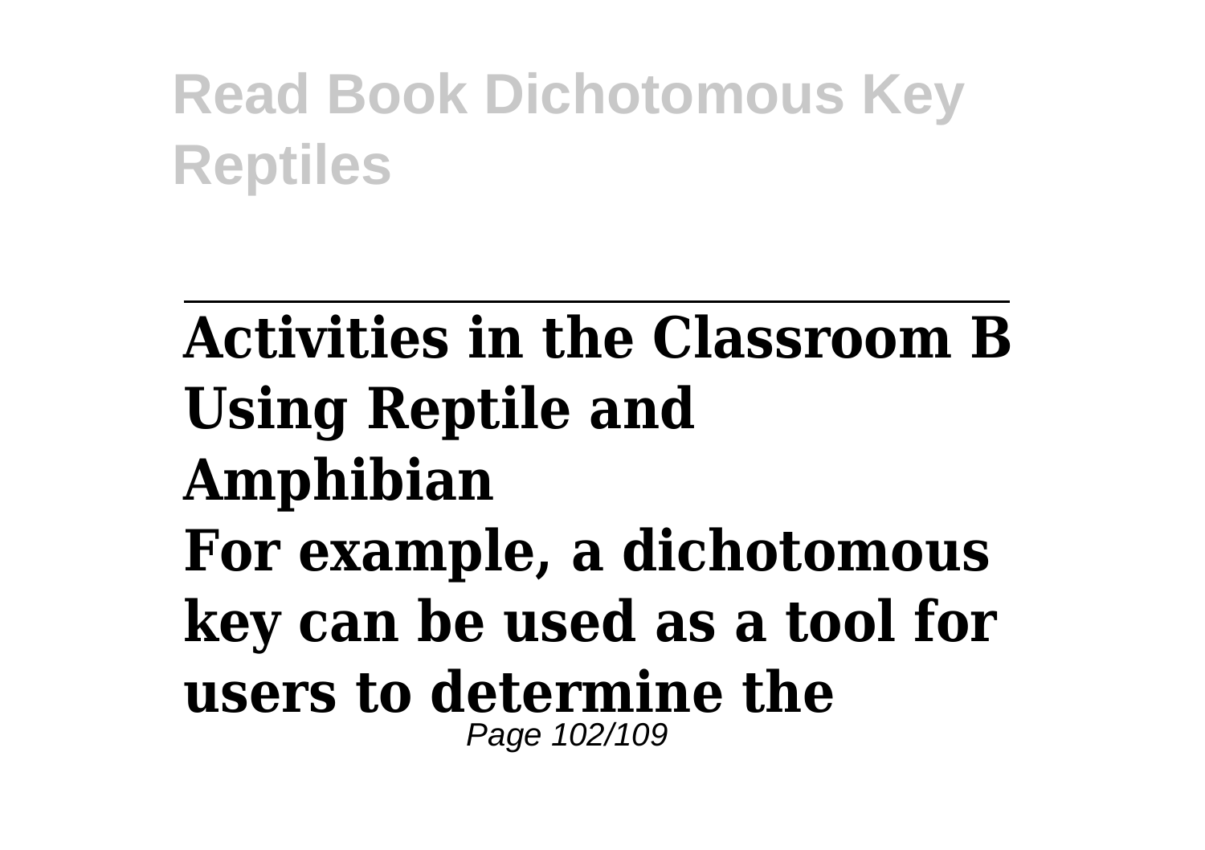**Activities in the Classroom B Using Reptile and Amphibian**

**For example, a dichotomous key can be used as a tool for users to determine the**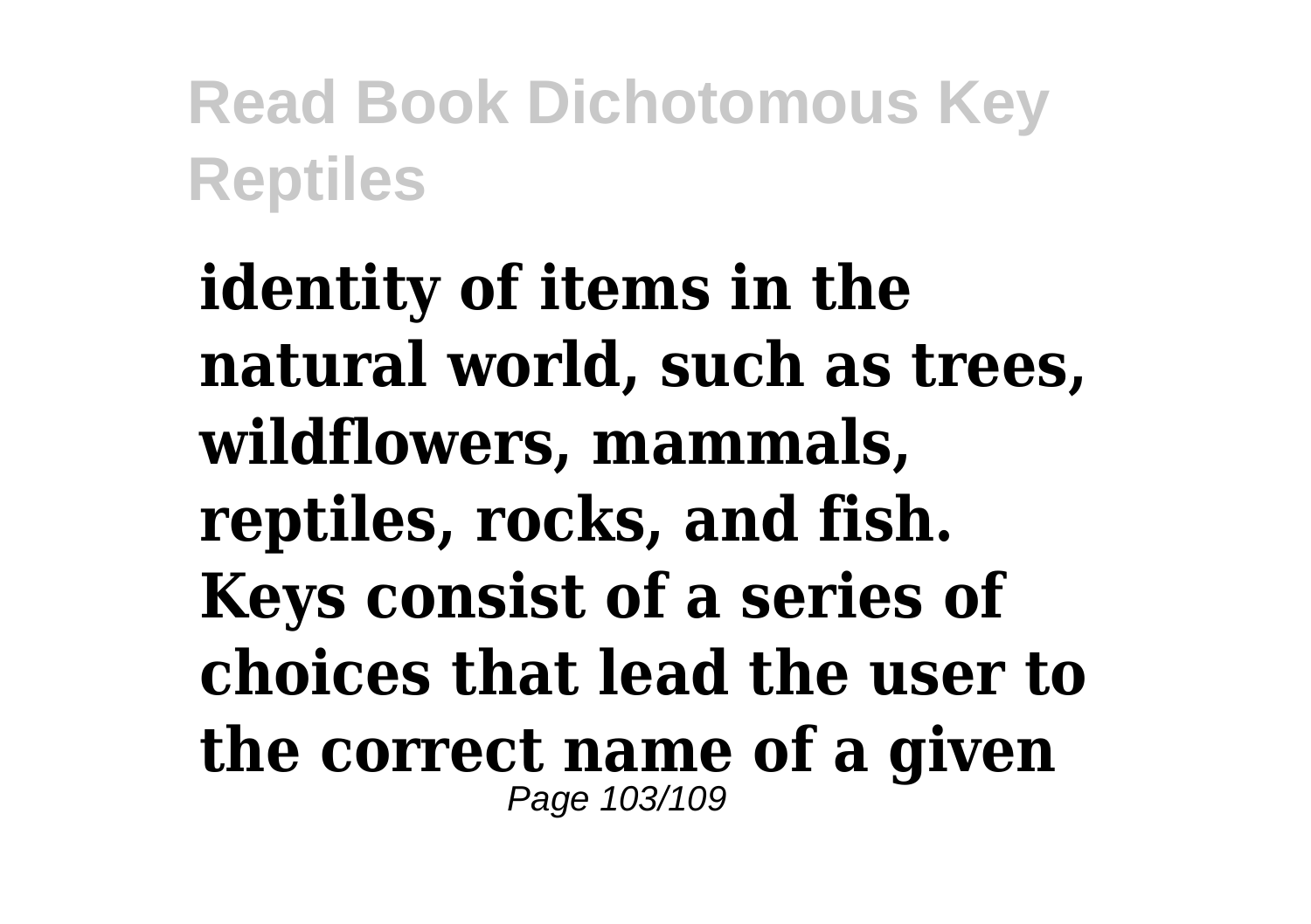**identity of items in the natural world, such as trees, wildflowers, mammals, reptiles, rocks, and fish. Keys consist of a series of choices that lead the user to the correct name of a given**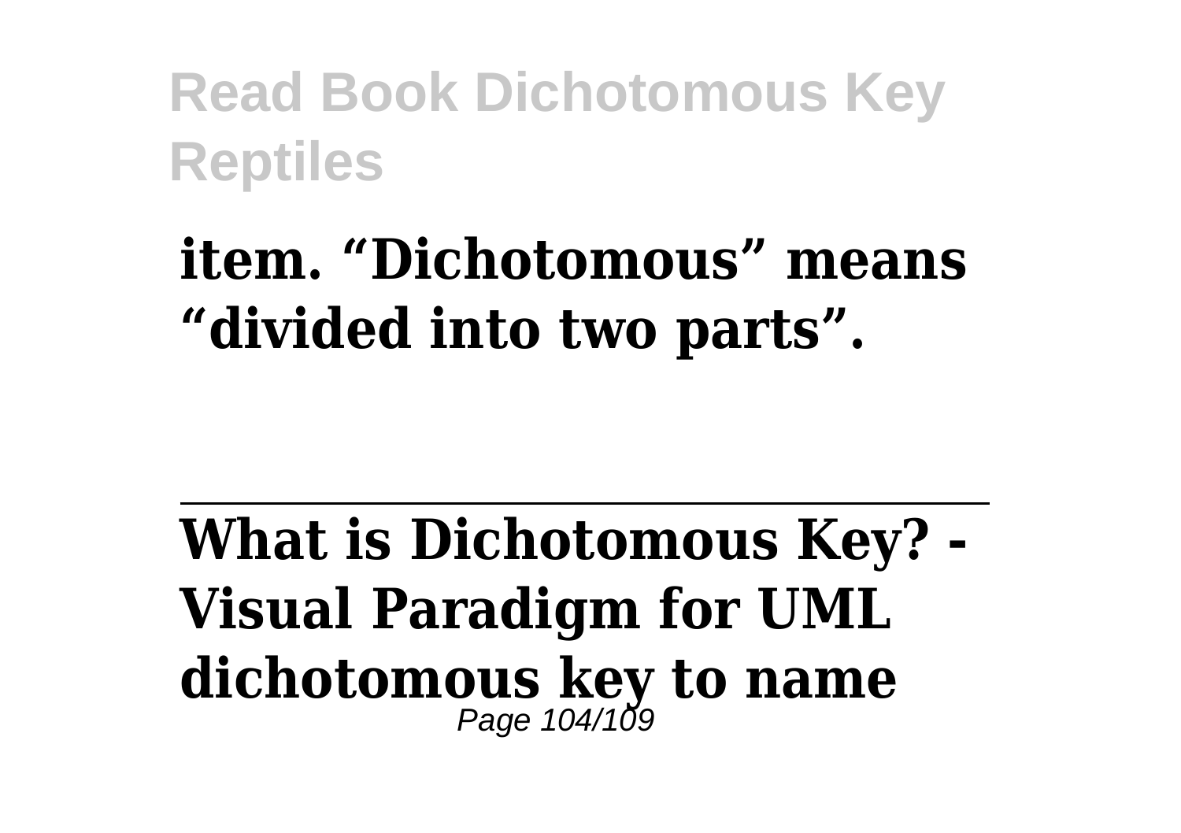**item. “Dichotomous” means “divided into two parts”.**

---

**What is Dichotomous Key? - Visual Paradigm for UML dichotomous key to name**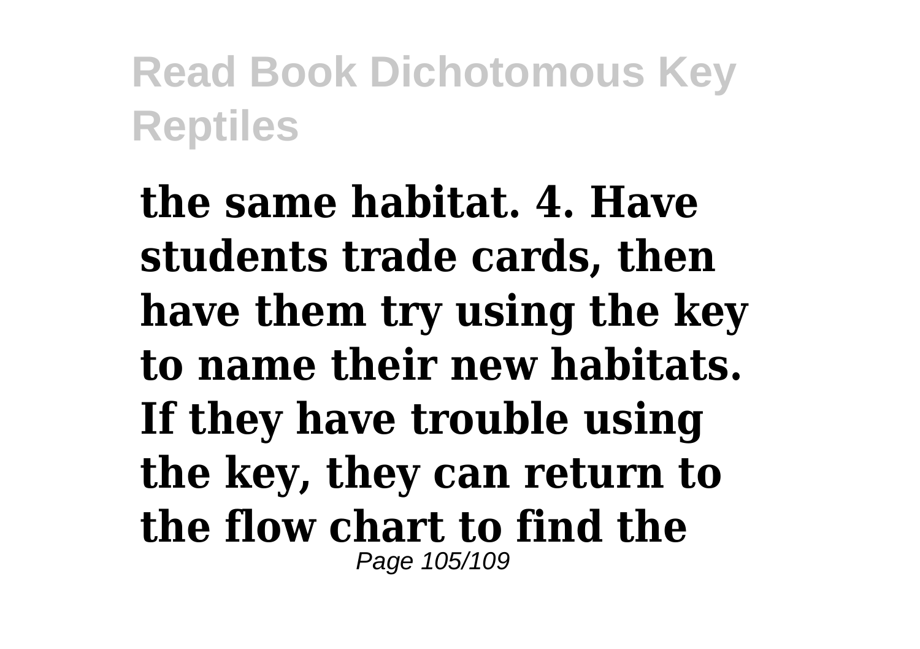**the same habitat. 4. Have students trade cards, then have them try using the key to name their new habitats. If they have trouble using the key, they can return to the flow chart to find the**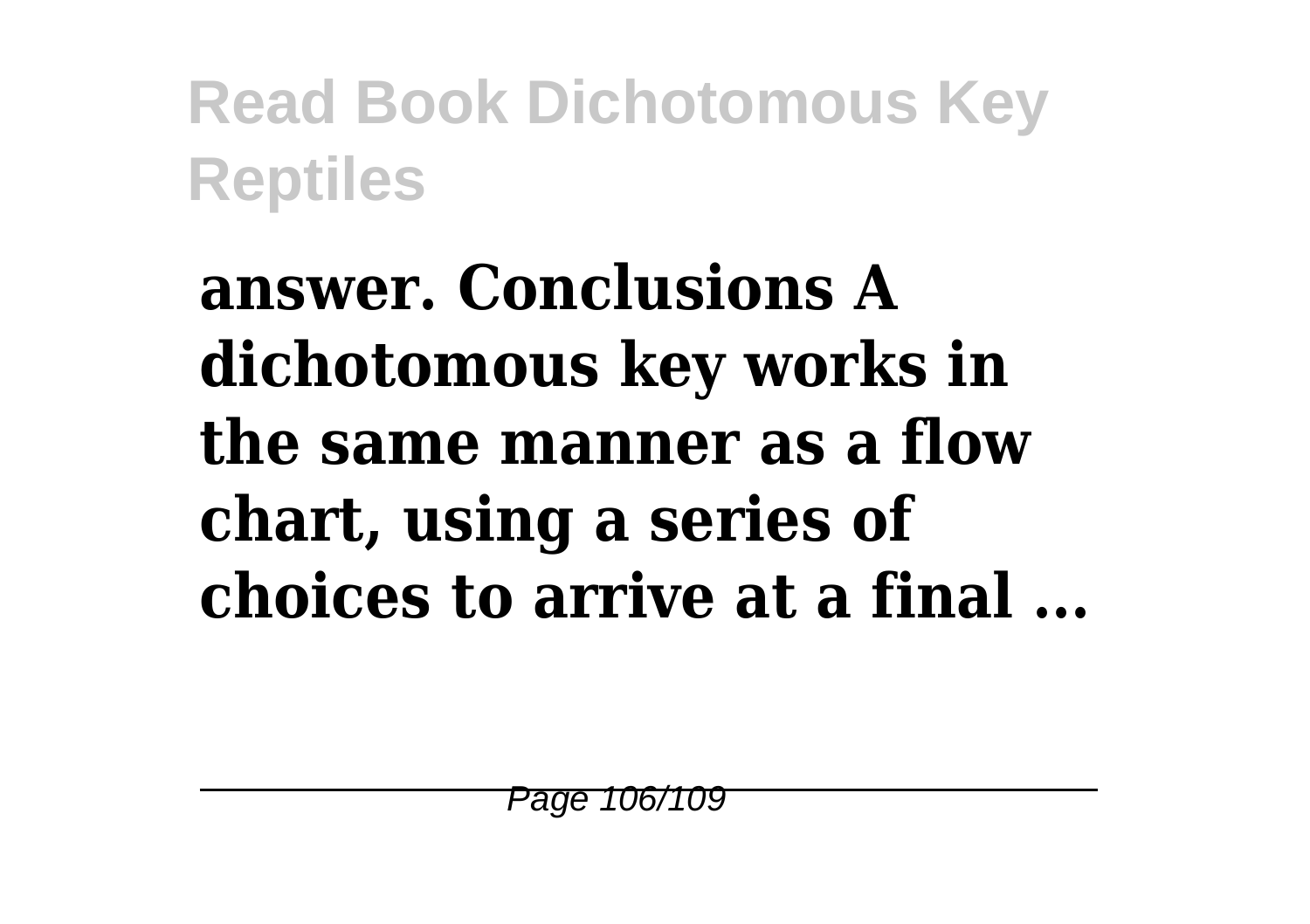**answer. Conclusions A dichotomous key works in the same manner as a flow chart, using a series of choices to arrive at a final ...**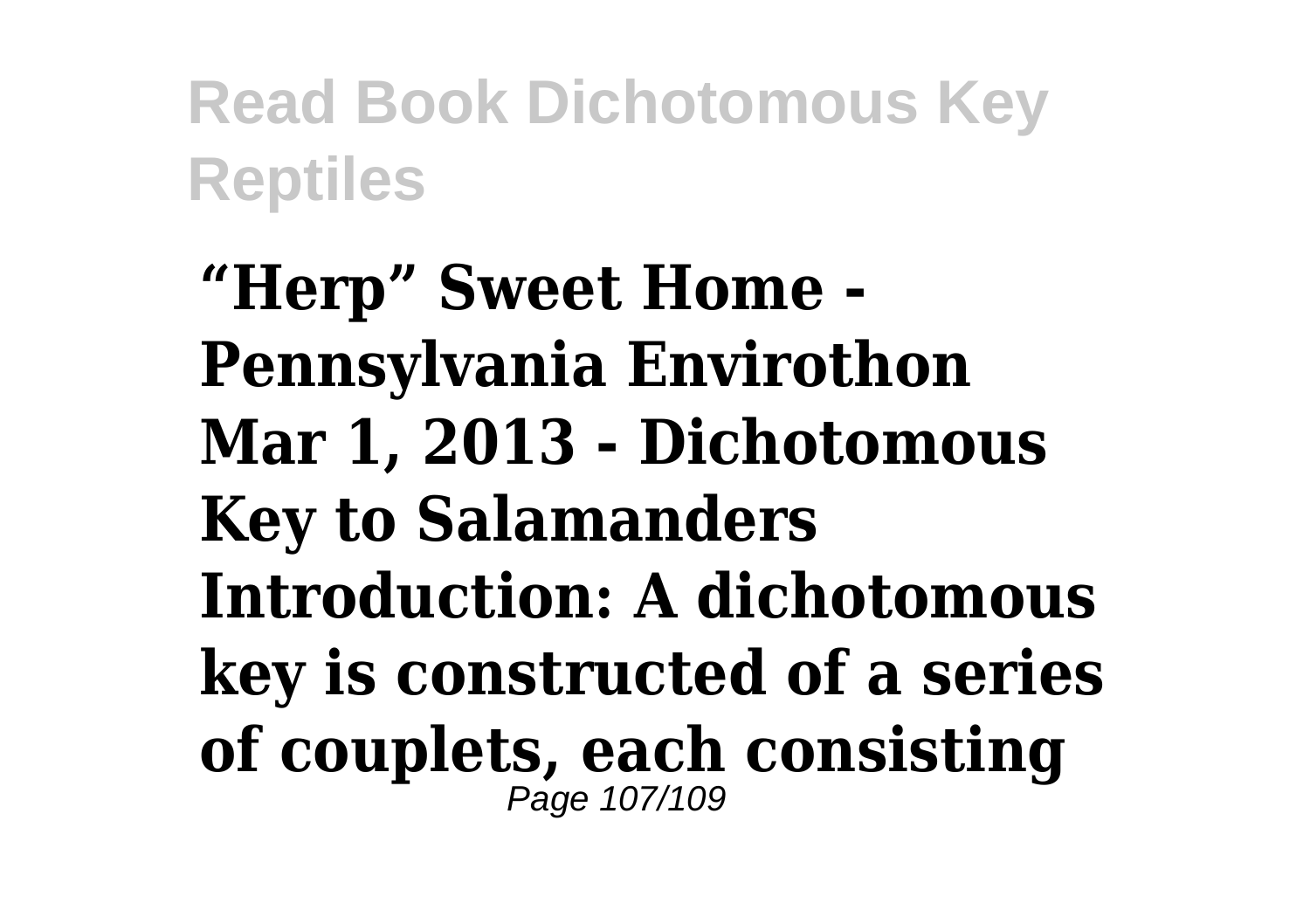**"Herp" Sweet Home - Pennsylvania Envirothon Mar 1, 2013 - Dichotomous Key to Salamanders Introduction: A dichotomous key is constructed of a series of couplets, each consisting**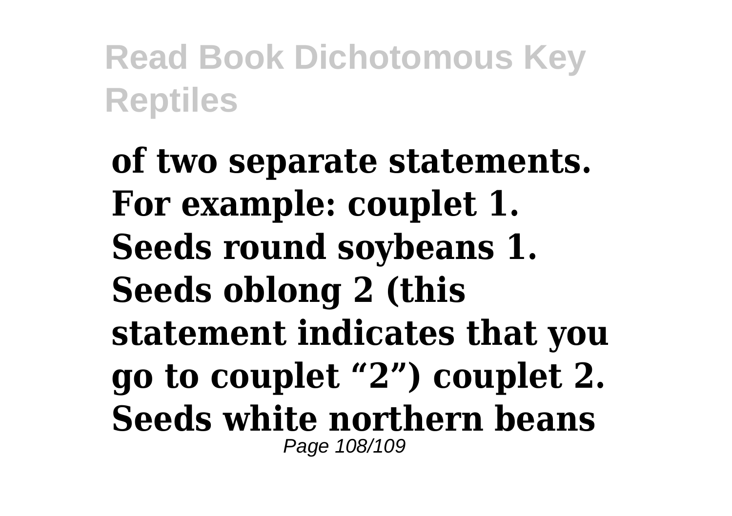**of two separate statements. For example: couplet 1. Seeds round soybeans 1. Seeds oblong 2 (this statement indicates that you go to couplet "2") couplet 2. Seeds white northern beans**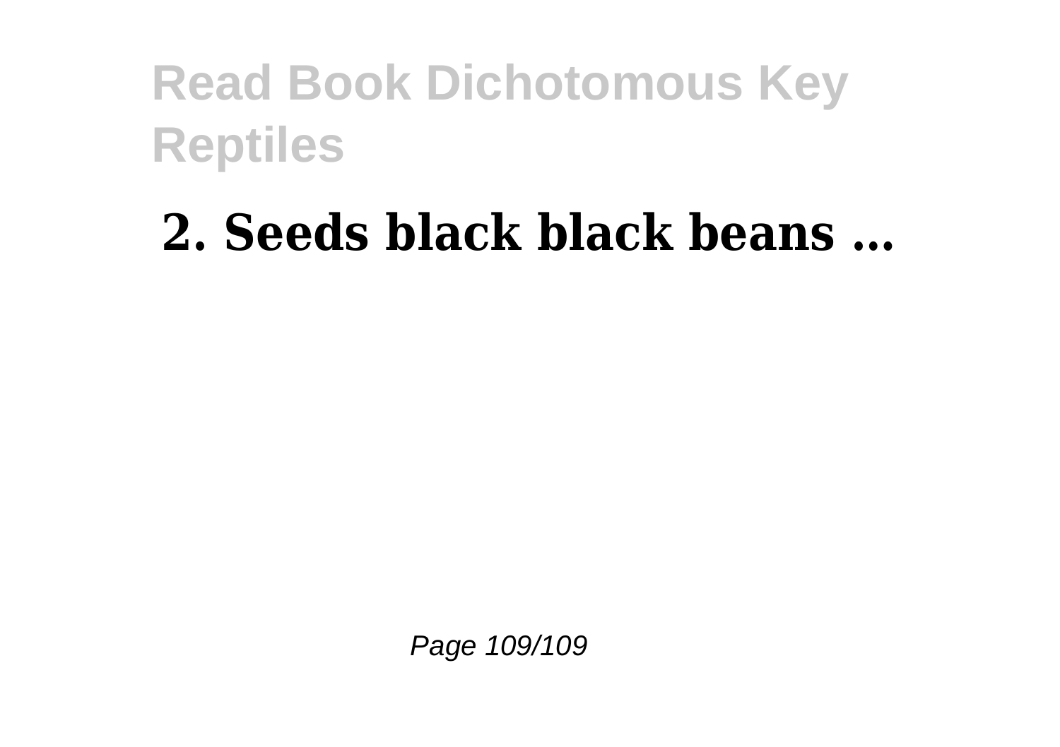**2. Seeds black black beans ...**